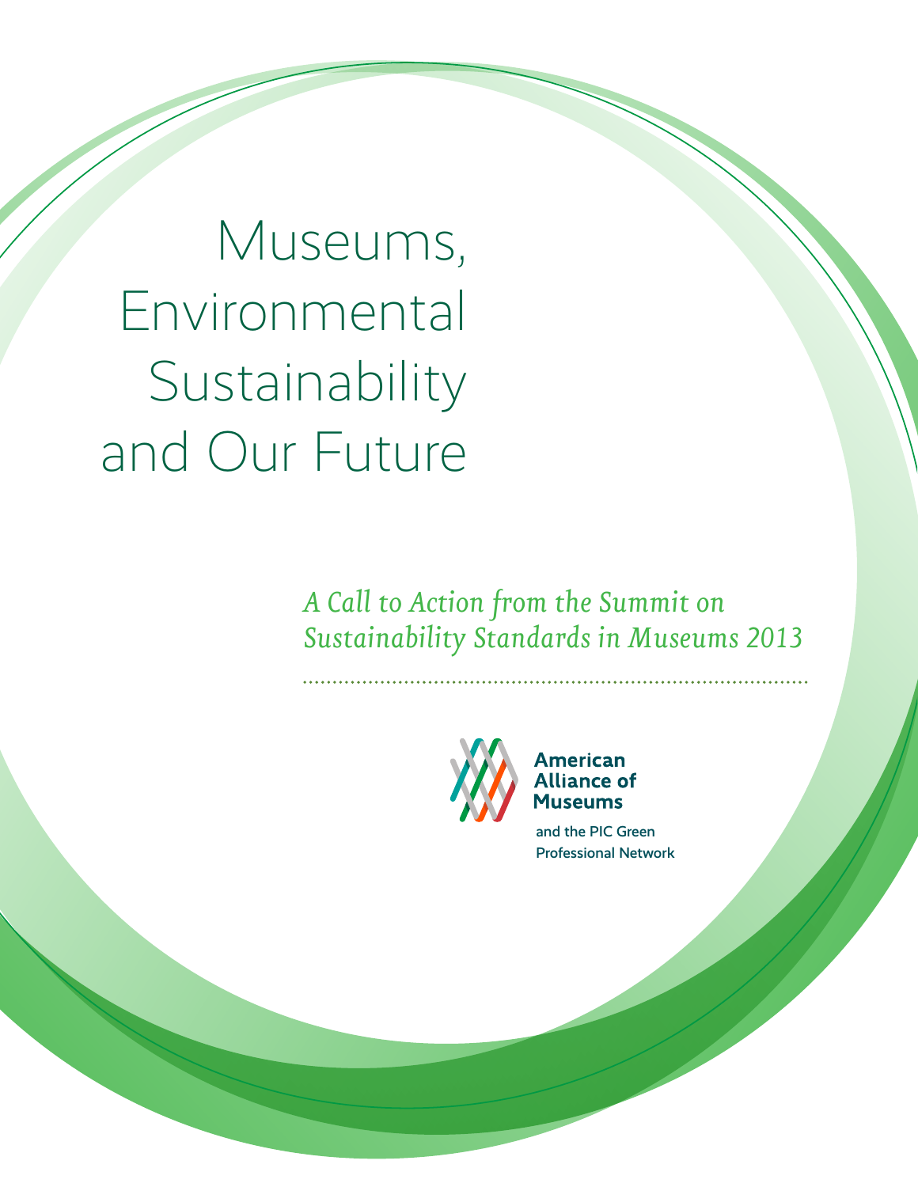# Museums, Environmental Sustainability and Our Future

*A Call to Action from the Summit on Sustainability Standards in Museums 2013*

**American Alliance of Museums**

and the PIC Green Professional Network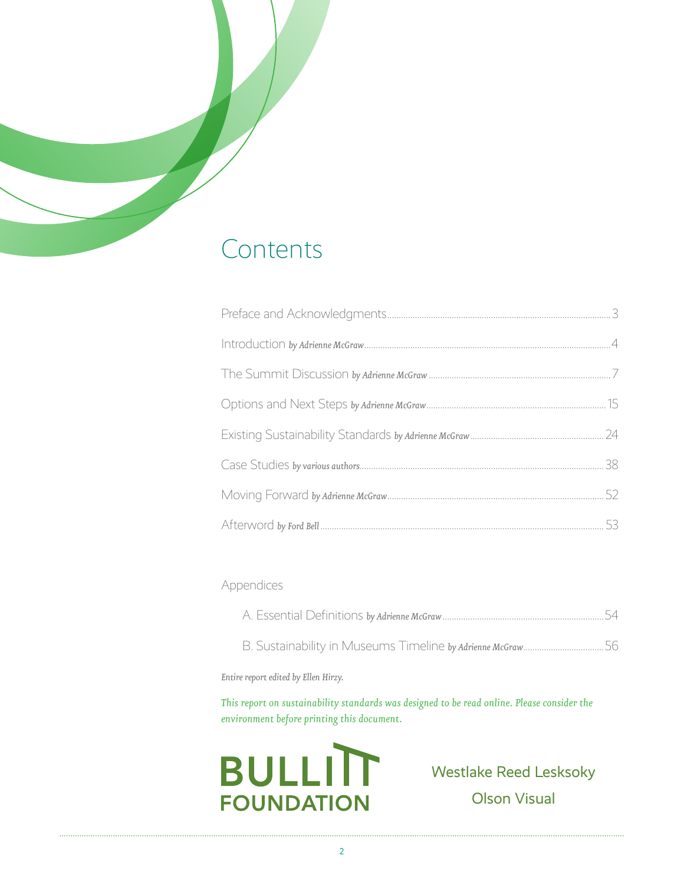# Contents

- Preface and Acknowledgments ........ 3
- Introduction *by Adrienne McGraw* ........ 4
- The Summit Discussion *by Adrienne McGraw* ........ 7
- Options and Next Steps *by Adrienne McGraw* ........ 15
- Existing Sustainability Standards *by Adrienne McGraw* ........ 24
- Case Studies *by various authors* ........ 38
- Moving Forward *by Adrienne McGraw* ........ 52
- Afterword *by Ford Bell* ........ 53

Appendices

- A. Essential Definitions *by Adrienne McGraw* ........ 54
- B. Sustainability in Museums Timeline *by Adrienne McGraw* ........ 56

*Entire report edited by Ellen Hirzy.*

*This report on sustainability standards was designed to be read online. Please consider the environment before printing this document.*

BULLITT FOUNDATION

Westlake Reed Lesksoky

Olson Visual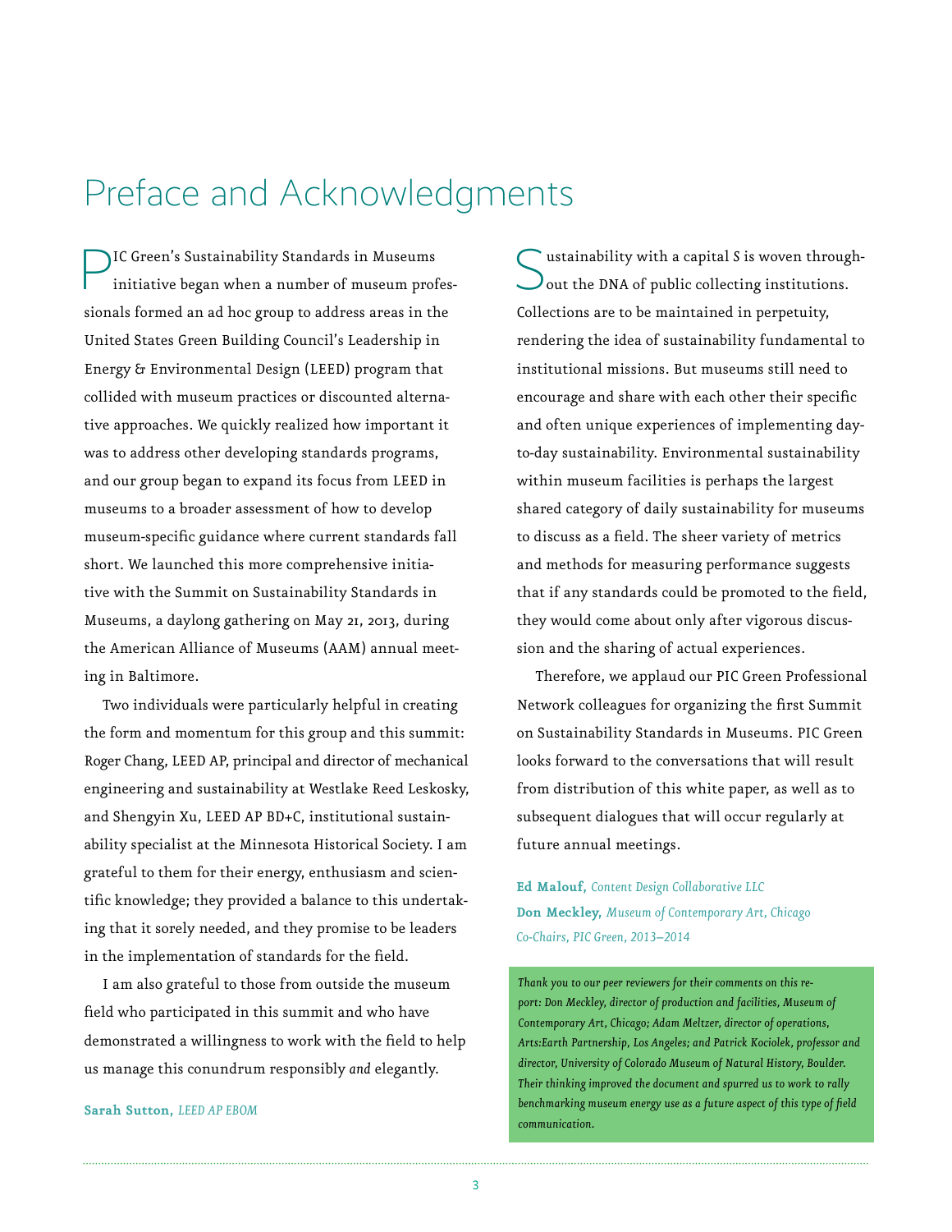# Preface and Acknowledgments

PIC Green's Sustainability Standards in Museums initiative began when a number of museum professionals formed an ad hoc group to address areas in the United States Green Building Council's Leadership in Energy & Environmental Design (LEED) program that collided with museum practices or discounted alternative approaches. We quickly realized how important it was to address other developing standards programs, and our group began to expand its focus from LEED in museums to a broader assessment of how to develop museum-specific guidance where current standards fall short. We launched this more comprehensive initiative with the Summit on Sustainability Standards in Museums, a daylong gathering on May 21, 2013, during the American Alliance of Museums (AAM) annual meeting in Baltimore.

Two individuals were particularly helpful in creating the form and momentum for this group and this summit: Roger Chang, LEED AP, principal and director of mechanical engineering and sustainability at Westlake Reed Leskosky, and Shengyin Xu, LEED AP BD+C, institutional sustainability specialist at the Minnesota Historical Society. I am grateful to them for their energy, enthusiasm and scientific knowledge; they provided a balance to this undertaking that it sorely needed, and they promise to be leaders in the implementation of standards for the field.

I am also grateful to those from outside the museum field who participated in this summit and who have demonstrated a willingness to work with the field to help us manage this conundrum responsibly *and* elegantly.

**Sarah Sutton,** *LEED AP EBOM*

Sustainability with a capital *S* is woven throughout the DNA of public collecting institutions. Collections are to be maintained in perpetuity, rendering the idea of sustainability fundamental to institutional missions. But museums still need to encourage and share with each other their specific and often unique experiences of implementing day-to-day sustainability. Environmental sustainability within museum facilities is perhaps the largest shared category of daily sustainability for museums to discuss as a field. The sheer variety of metrics and methods for measuring performance suggests that if any standards could be promoted to the field, they would come about only after vigorous discussion and the sharing of actual experiences.

Therefore, we applaud our PIC Green Professional Network colleagues for organizing the first Summit on Sustainability Standards in Museums. PIC Green looks forward to the conversations that will result from distribution of this white paper, as well as to subsequent dialogues that will occur regularly at future annual meetings.

**Ed Malouf,** *Content Design Collaborative LLC*
**Don Meckley,** *Museum of Contemporary Art, Chicago*
*Co-Chairs, PIC Green, 2013–2014*

*Thank you to our peer reviewers for their comments on this report: Don Meckley, director of production and facilities, Museum of Contemporary Art, Chicago; Adam Meltzer, director of operations, Arts:Earth Partnership, Los Angeles; and Patrick Kociolek, professor and director, University of Colorado Museum of Natural History, Boulder. Their thinking improved the document and spurred us to work to rally benchmarking museum energy use as a future aspect of this type of field communication.*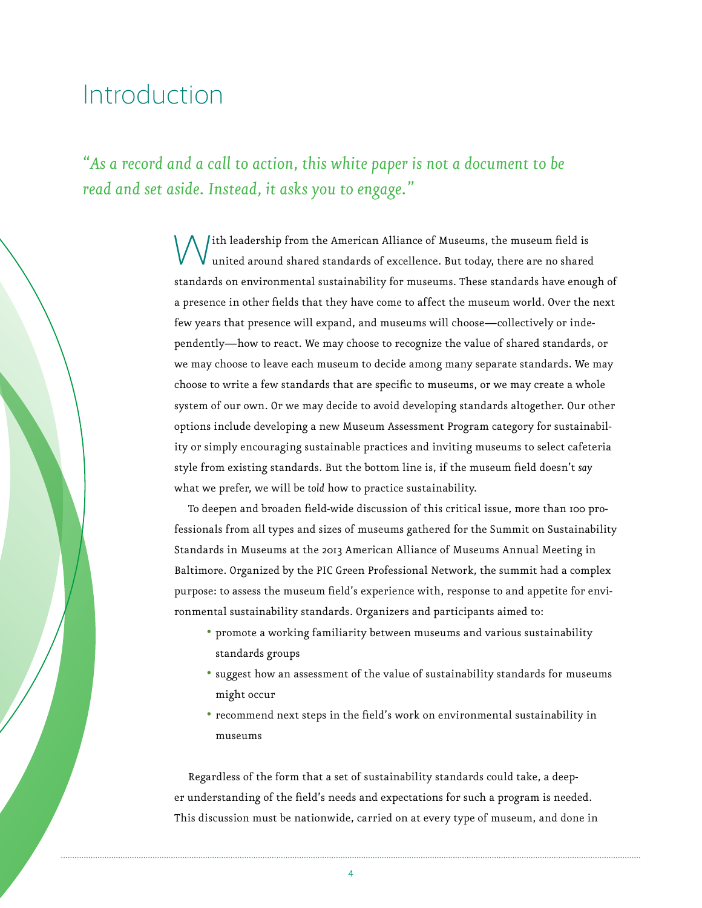# Introduction

*"As a record and a call to action, this white paper is not a document to be read and set aside. Instead, it asks you to engage."*

With leadership from the American Alliance of Museums, the museum field is united around shared standards of excellence. But today, there are no shared standards on environmental sustainability for museums. These standards have enough of a presence in other fields that they have come to affect the museum world. Over the next few years that presence will expand, and museums will choose—collectively or independently—how to react. We may choose to recognize the value of shared standards, or we may choose to leave each museum to decide among many separate standards. We may choose to write a few standards that are specific to museums, or we may create a whole system of our own. Or we may decide to avoid developing standards altogether. Our other options include developing a new Museum Assessment Program category for sustainability or simply encouraging sustainable practices and inviting museums to select cafeteria style from existing standards. But the bottom line is, if the museum field doesn't *say* what we prefer, we will be *told* how to practice sustainability.

To deepen and broaden field-wide discussion of this critical issue, more than 100 professionals from all types and sizes of museums gathered for the Summit on Sustainability Standards in Museums at the 2013 American Alliance of Museums Annual Meeting in Baltimore. Organized by the PIC Green Professional Network, the summit had a complex purpose: to assess the museum field's experience with, response to and appetite for environmental sustainability standards. Organizers and participants aimed to:

- promote a working familiarity between museums and various sustainability standards groups
- suggest how an assessment of the value of sustainability standards for museums might occur
- recommend next steps in the field's work on environmental sustainability in museums

Regardless of the form that a set of sustainability standards could take, a deeper understanding of the field's needs and expectations for such a program is needed. This discussion must be nationwide, carried on at every type of museum, and done in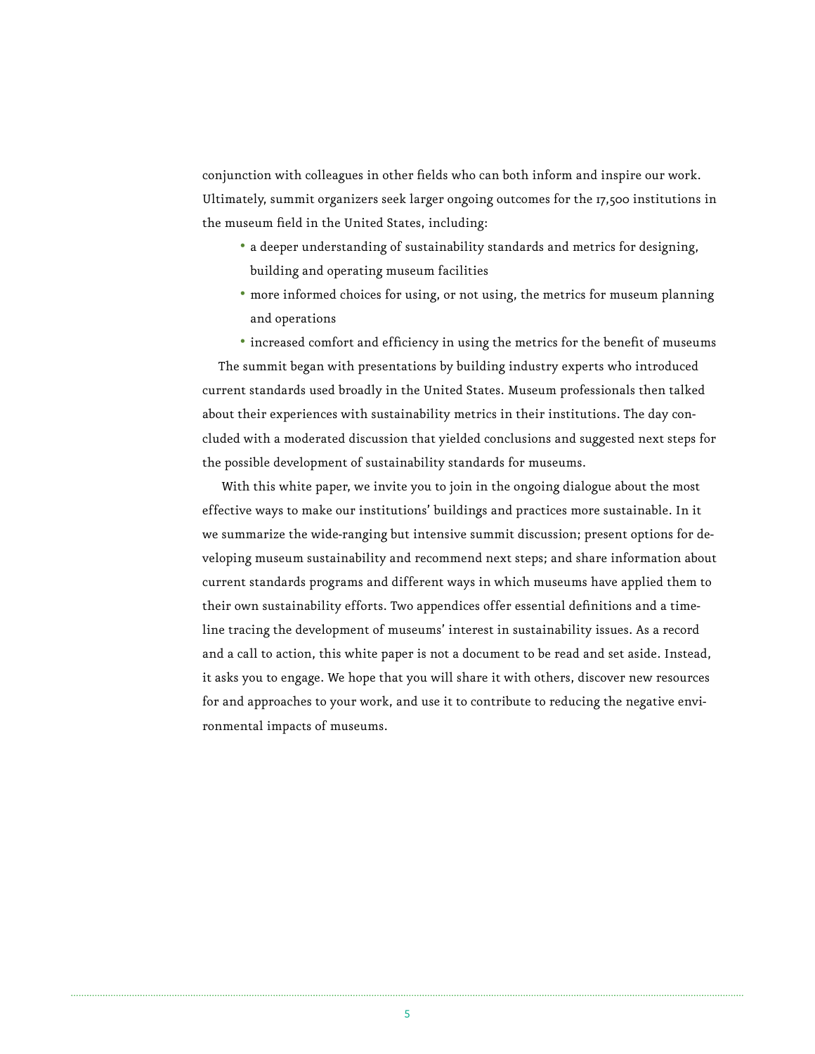conjunction with colleagues in other fields who can both inform and inspire our work. Ultimately, summit organizers seek larger ongoing outcomes for the 17,500 institutions in the museum field in the United States, including:

- a deeper understanding of sustainability standards and metrics for designing, building and operating museum facilities
- more informed choices for using, or not using, the metrics for museum planning and operations
- increased comfort and efficiency in using the metrics for the benefit of museums

The summit began with presentations by building industry experts who introduced current standards used broadly in the United States. Museum professionals then talked about their experiences with sustainability metrics in their institutions. The day concluded with a moderated discussion that yielded conclusions and suggested next steps for the possible development of sustainability standards for museums.

With this white paper, we invite you to join in the ongoing dialogue about the most effective ways to make our institutions' buildings and practices more sustainable. In it we summarize the wide-ranging but intensive summit discussion; present options for developing museum sustainability and recommend next steps; and share information about current standards programs and different ways in which museums have applied them to their own sustainability efforts. Two appendices offer essential definitions and a timeline tracing the development of museums' interest in sustainability issues. As a record and a call to action, this white paper is not a document to be read and set aside. Instead, it asks you to engage. We hope that you will share it with others, discover new resources for and approaches to your work, and use it to contribute to reducing the negative environmental impacts of museums.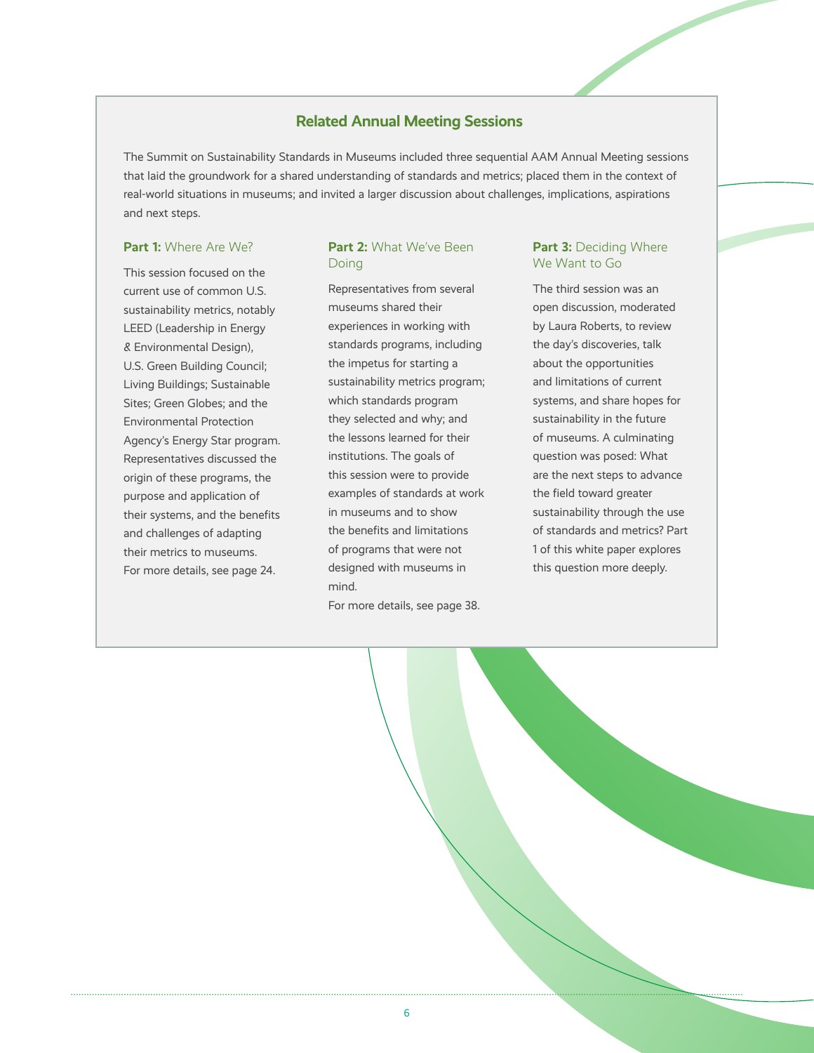## Related Annual Meeting Sessions

The Summit on Sustainability Standards in Museums included three sequential AAM Annual Meeting sessions that laid the groundwork for a shared understanding of standards and metrics; placed them in the context of real-world situations in museums; and invited a larger discussion about challenges, implications, aspirations and next steps.

### **Part 1:** Where Are We?

This session focused on the current use of common U.S. sustainability metrics, notably LEED (Leadership in Energy & Environmental Design), U.S. Green Building Council; Living Buildings; Sustainable Sites; Green Globes; and the Environmental Protection Agency's Energy Star program. Representatives discussed the origin of these programs, the purpose and application of their systems, and the benefits and challenges of adapting their metrics to museums. For more details, see page 24.

### **Part 2:** What We've Been Doing

Representatives from several museums shared their experiences in working with standards programs, including the impetus for starting a sustainability metrics program; which standards program they selected and why; and the lessons learned for their institutions. The goals of this session were to provide examples of standards at work in museums and to show the benefits and limitations of programs that were not designed with museums in mind.
For more details, see page 38.

### **Part 3:** Deciding Where We Want to Go

The third session was an open discussion, moderated by Laura Roberts, to review the day's discoveries, talk about the opportunities and limitations of current systems, and share hopes for sustainability in the future of museums. A culminating question was posed: What are the next steps to advance the field toward greater sustainability through the use of standards and metrics? Part 1 of this white paper explores this question more deeply.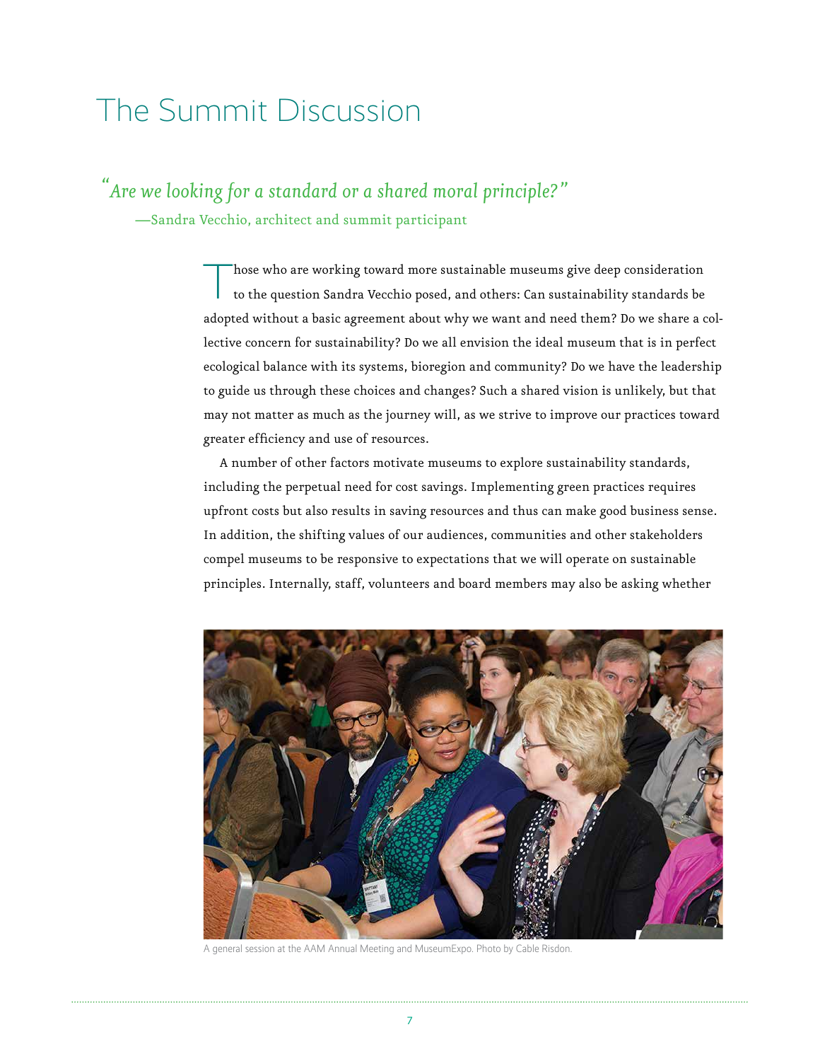# The Summit Discussion

*"Are we looking for a standard or a shared moral principle?"*
—Sandra Vecchio, architect and summit participant

Those who are working toward more sustainable museums give deep consideration to the question Sandra Vecchio posed, and others: Can sustainability standards be adopted without a basic agreement about why we want and need them? Do we share a collective concern for sustainability? Do we all envision the ideal museum that is in perfect ecological balance with its systems, bioregion and community? Do we have the leadership to guide us through these choices and changes? Such a shared vision is unlikely, but that may not matter as much as the journey will, as we strive to improve our practices toward greater efficiency and use of resources.

A number of other factors motivate museums to explore sustainability standards, including the perpetual need for cost savings. Implementing green practices requires upfront costs but also results in saving resources and thus can make good business sense. In addition, the shifting values of our audiences, communities and other stakeholders compel museums to be responsive to expectations that we will operate on sustainable principles. Internally, staff, volunteers and board members may also be asking whether

A general session at the AAM Annual Meeting and MuseumExpo. Photo by Cable Risdon.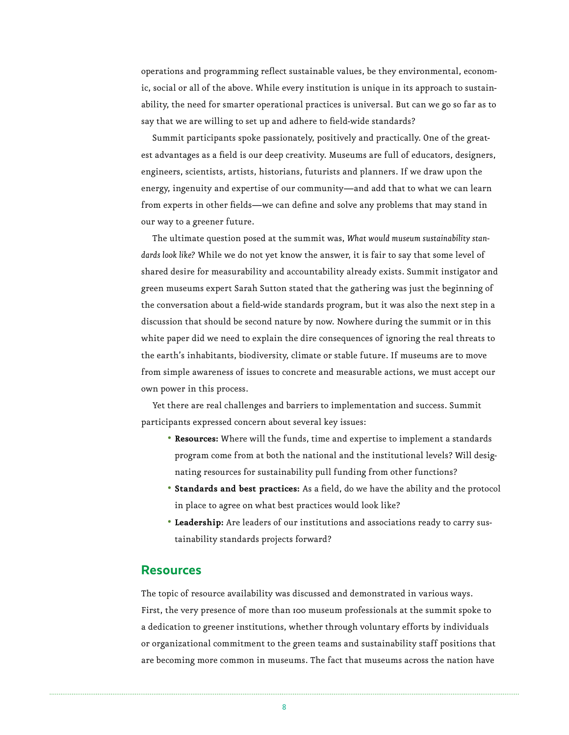operations and programming reflect sustainable values, be they environmental, economic, social or all of the above. While every institution is unique in its approach to sustainability, the need for smarter operational practices is universal. But can we go so far as to say that we are willing to set up and adhere to field-wide standards?

Summit participants spoke passionately, positively and practically. One of the greatest advantages as a field is our deep creativity. Museums are full of educators, designers, engineers, scientists, artists, historians, futurists and planners. If we draw upon the energy, ingenuity and expertise of our community—and add that to what we can learn from experts in other fields—we can define and solve any problems that may stand in our way to a greener future.

The ultimate question posed at the summit was, *What would museum sustainability standards look like?* While we do not yet know the answer, it is fair to say that some level of shared desire for measurability and accountability already exists. Summit instigator and green museums expert Sarah Sutton stated that the gathering was just the beginning of the conversation about a field-wide standards program, but it was also the next step in a discussion that should be second nature by now. Nowhere during the summit or in this white paper did we need to explain the dire consequences of ignoring the real threats to the earth's inhabitants, biodiversity, climate or stable future. If museums are to move from simple awareness of issues to concrete and measurable actions, we must accept our own power in this process.

Yet there are real challenges and barriers to implementation and success. Summit participants expressed concern about several key issues:

- **Resources:** Where will the funds, time and expertise to implement a standards program come from at both the national and the institutional levels? Will designating resources for sustainability pull funding from other functions?
- **Standards and best practices:** As a field, do we have the ability and the protocol in place to agree on what best practices would look like?
- **Leadership:** Are leaders of our institutions and associations ready to carry sustainability standards projects forward?

## Resources

The topic of resource availability was discussed and demonstrated in various ways. First, the very presence of more than 100 museum professionals at the summit spoke to a dedication to greener institutions, whether through voluntary efforts by individuals or organizational commitment to the green teams and sustainability staff positions that are becoming more common in museums. The fact that museums across the nation have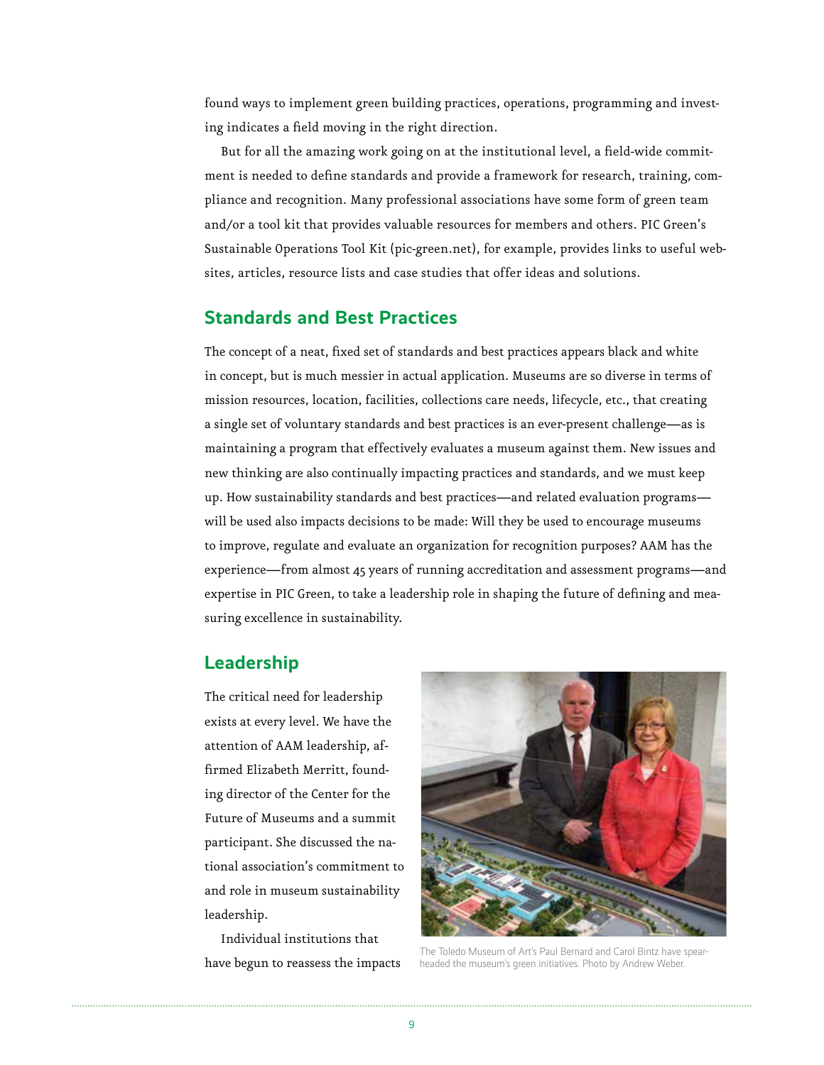found ways to implement green building practices, operations, programming and investing indicates a field moving in the right direction.

But for all the amazing work going on at the institutional level, a field-wide commitment is needed to define standards and provide a framework for research, training, compliance and recognition. Many professional associations have some form of green team and/or a tool kit that provides valuable resources for members and others. PIC Green's Sustainable Operations Tool Kit (pic-green.net), for example, provides links to useful websites, articles, resource lists and case studies that offer ideas and solutions.

## Standards and Best Practices

The concept of a neat, fixed set of standards and best practices appears black and white in concept, but is much messier in actual application. Museums are so diverse in terms of mission resources, location, facilities, collections care needs, lifecycle, etc., that creating a single set of voluntary standards and best practices is an ever-present challenge—as is maintaining a program that effectively evaluates a museum against them. New issues and new thinking are also continually impacting practices and standards, and we must keep up. How sustainability standards and best practices—and related evaluation programs—will be used also impacts decisions to be made: Will they be used to encourage museums to improve, regulate and evaluate an organization for recognition purposes? AAM has the experience—from almost 45 years of running accreditation and assessment programs—and expertise in PIC Green, to take a leadership role in shaping the future of defining and measuring excellence in sustainability.

## Leadership

The critical need for leadership exists at every level. We have the attention of AAM leadership, affirmed Elizabeth Merritt, founding director of the Center for the Future of Museums and a summit participant. She discussed the national association's commitment to and role in museum sustainability leadership.

Individual institutions that have begun to reassess the impacts

The Toledo Museum of Art's Paul Bernard and Carol Bintz have spearheaded the museum's green initiatives. Photo by Andrew Weber.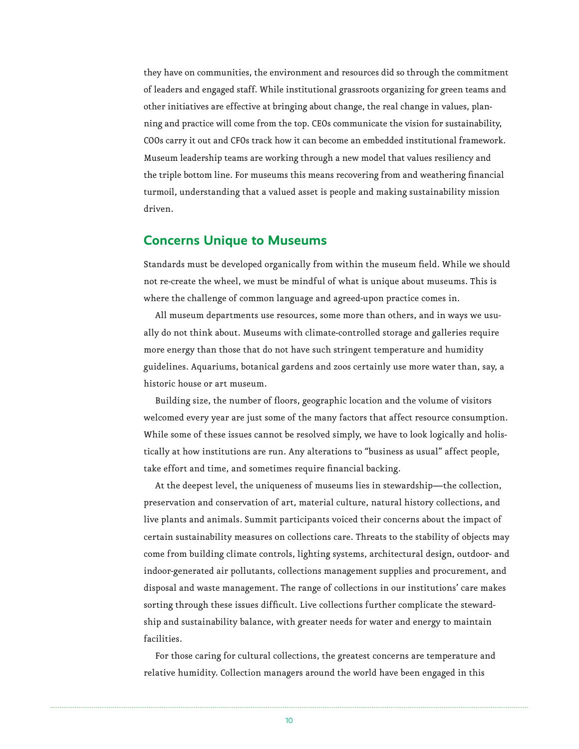they have on communities, the environment and resources did so through the commitment of leaders and engaged staff. While institutional grassroots organizing for green teams and other initiatives are effective at bringing about change, the real change in values, planning and practice will come from the top. CEOs communicate the vision for sustainability, COOs carry it out and CFOs track how it can become an embedded institutional framework. Museum leadership teams are working through a new model that values resiliency and the triple bottom line. For museums this means recovering from and weathering financial turmoil, understanding that a valued asset is people and making sustainability mission driven.

## Concerns Unique to Museums

Standards must be developed organically from within the museum field. While we should not re-create the wheel, we must be mindful of what is unique about museums. This is where the challenge of common language and agreed-upon practice comes in.

All museum departments use resources, some more than others, and in ways we usually do not think about. Museums with climate-controlled storage and galleries require more energy than those that do not have such stringent temperature and humidity guidelines. Aquariums, botanical gardens and zoos certainly use more water than, say, a historic house or art museum.

Building size, the number of floors, geographic location and the volume of visitors welcomed every year are just some of the many factors that affect resource consumption. While some of these issues cannot be resolved simply, we have to look logically and holistically at how institutions are run. Any alterations to "business as usual" affect people, take effort and time, and sometimes require financial backing.

At the deepest level, the uniqueness of museums lies in stewardship—the collection, preservation and conservation of art, material culture, natural history collections, and live plants and animals. Summit participants voiced their concerns about the impact of certain sustainability measures on collections care. Threats to the stability of objects may come from building climate controls, lighting systems, architectural design, outdoor- and indoor-generated air pollutants, collections management supplies and procurement, and disposal and waste management. The range of collections in our institutions' care makes sorting through these issues difficult. Live collections further complicate the stewardship and sustainability balance, with greater needs for water and energy to maintain facilities.

For those caring for cultural collections, the greatest concerns are temperature and relative humidity. Collection managers around the world have been engaged in this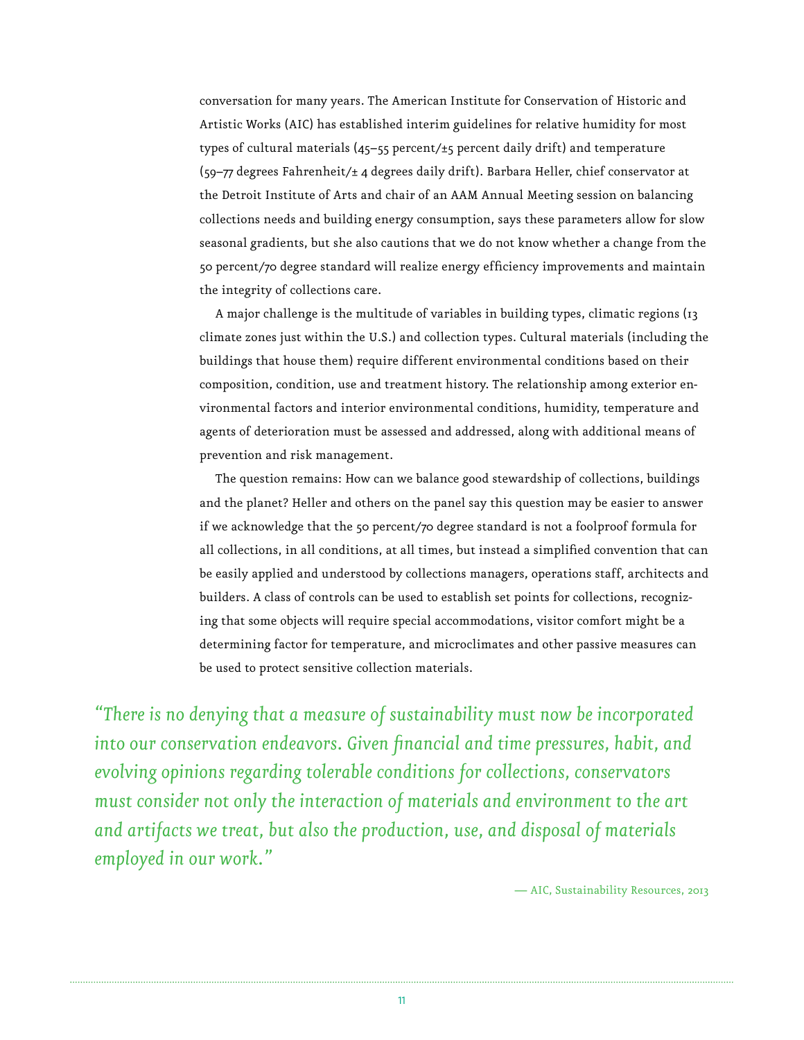conversation for many years. The American Institute for Conservation of Historic and Artistic Works (AIC) has established interim guidelines for relative humidity for most types of cultural materials (45–55 percent/±5 percent daily drift) and temperature (59–77 degrees Fahrenheit/± 4 degrees daily drift). Barbara Heller, chief conservator at the Detroit Institute of Arts and chair of an AAM Annual Meeting session on balancing collections needs and building energy consumption, says these parameters allow for slow seasonal gradients, but she also cautions that we do not know whether a change from the 50 percent/70 degree standard will realize energy efficiency improvements and maintain the integrity of collections care.

A major challenge is the multitude of variables in building types, climatic regions (13 climate zones just within the U.S.) and collection types. Cultural materials (including the buildings that house them) require different environmental conditions based on their composition, condition, use and treatment history. The relationship among exterior environmental factors and interior environmental conditions, humidity, temperature and agents of deterioration must be assessed and addressed, along with additional means of prevention and risk management.

The question remains: How can we balance good stewardship of collections, buildings and the planet? Heller and others on the panel say this question may be easier to answer if we acknowledge that the 50 percent/70 degree standard is not a foolproof formula for all collections, in all conditions, at all times, but instead a simplified convention that can be easily applied and understood by collections managers, operations staff, architects and builders. A class of controls can be used to establish set points for collections, recognizing that some objects will require special accommodations, visitor comfort might be a determining factor for temperature, and microclimates and other passive measures can be used to protect sensitive collection materials.

*"There is no denying that a measure of sustainability must now be incorporated into our conservation endeavors. Given financial and time pressures, habit, and evolving opinions regarding tolerable conditions for collections, conservators must consider not only the interaction of materials and environment to the art and artifacts we treat, but also the production, use, and disposal of materials employed in our work."*

— AIC, Sustainability Resources, 2013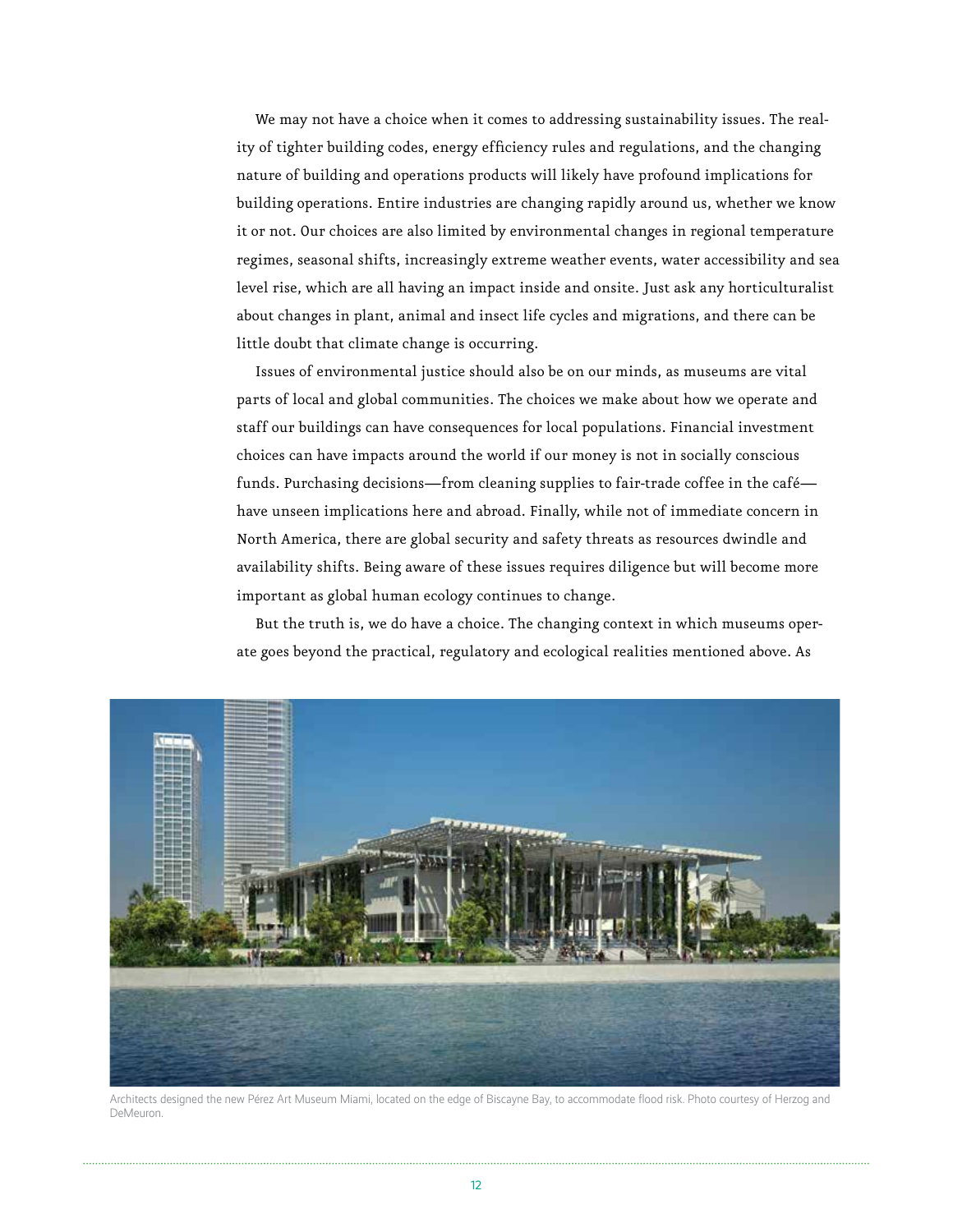We may not have a choice when it comes to addressing sustainability issues. The reality of tighter building codes, energy efficiency rules and regulations, and the changing nature of building and operations products will likely have profound implications for building operations. Entire industries are changing rapidly around us, whether we know it or not. Our choices are also limited by environmental changes in regional temperature regimes, seasonal shifts, increasingly extreme weather events, water accessibility and sea level rise, which are all having an impact inside and onsite. Just ask any horticulturalist about changes in plant, animal and insect life cycles and migrations, and there can be little doubt that climate change is occurring.

Issues of environmental justice should also be on our minds, as museums are vital parts of local and global communities. The choices we make about how we operate and staff our buildings can have consequences for local populations. Financial investment choices can have impacts around the world if our money is not in socially conscious funds. Purchasing decisions—from cleaning supplies to fair-trade coffee in the café—have unseen implications here and abroad. Finally, while not of immediate concern in North America, there are global security and safety threats as resources dwindle and availability shifts. Being aware of these issues requires diligence but will become more important as global human ecology continues to change.

But the truth is, we do have a choice. The changing context in which museums operate goes beyond the practical, regulatory and ecological realities mentioned above. As

Architects designed the new Pérez Art Museum Miami, located on the edge of Biscayne Bay, to accommodate flood risk. Photo courtesy of Herzog and DeMeuron.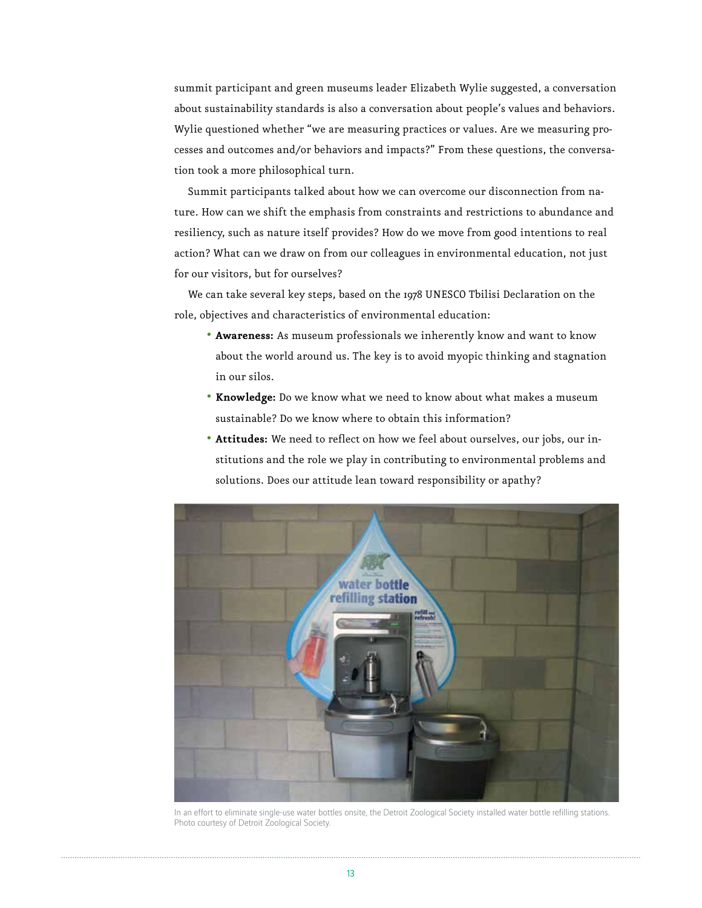summit participant and green museums leader Elizabeth Wylie suggested, a conversation about sustainability standards is also a conversation about people's values and behaviors. Wylie questioned whether "we are measuring practices or values. Are we measuring processes and outcomes and/or behaviors and impacts?" From these questions, the conversation took a more philosophical turn.

Summit participants talked about how we can overcome our disconnection from nature. How can we shift the emphasis from constraints and restrictions to abundance and resiliency, such as nature itself provides? How do we move from good intentions to real action? What can we draw on from our colleagues in environmental education, not just for our visitors, but for ourselves?

We can take several key steps, based on the 1978 UNESCO Tbilisi Declaration on the role, objectives and characteristics of environmental education:

- **Awareness:** As museum professionals we inherently know and want to know about the world around us. The key is to avoid myopic thinking and stagnation in our silos.
- **Knowledge:** Do we know what we need to know about what makes a museum sustainable? Do we know where to obtain this information?
- **Attitudes:** We need to reflect on how we feel about ourselves, our jobs, our institutions and the role we play in contributing to environmental problems and solutions. Does our attitude lean toward responsibility or apathy?

In an effort to eliminate single-use water bottles onsite, the Detroit Zoological Society installed water bottle refilling stations. Photo courtesy of Detroit Zoological Society.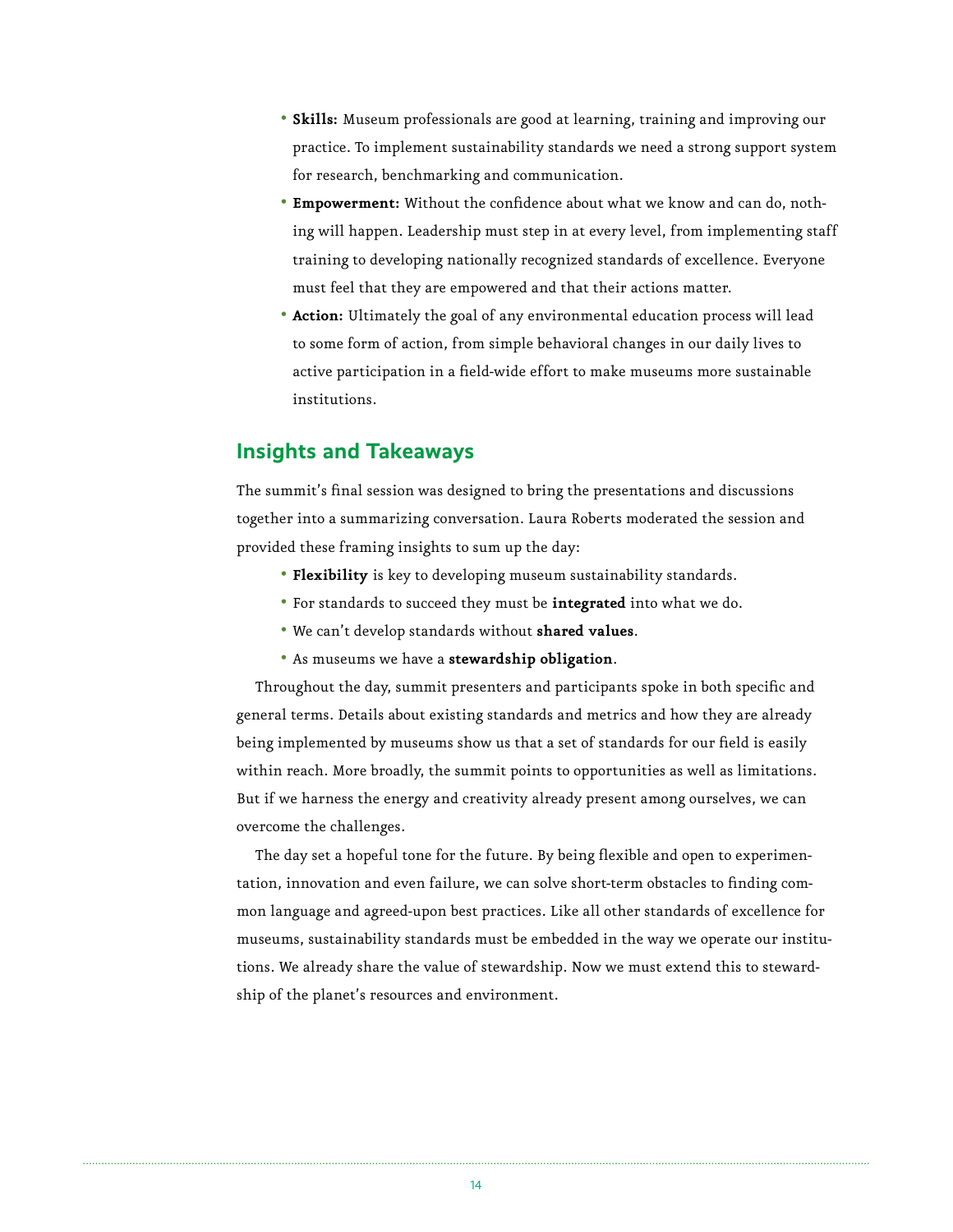- **Skills:** Museum professionals are good at learning, training and improving our practice. To implement sustainability standards we need a strong support system for research, benchmarking and communication.
- **Empowerment:** Without the confidence about what we know and can do, nothing will happen. Leadership must step in at every level, from implementing staff training to developing nationally recognized standards of excellence. Everyone must feel that they are empowered and that their actions matter.
- **Action:** Ultimately the goal of any environmental education process will lead to some form of action, from simple behavioral changes in our daily lives to active participation in a field-wide effort to make museums more sustainable institutions.

## Insights and Takeaways

The summit's final session was designed to bring the presentations and discussions together into a summarizing conversation. Laura Roberts moderated the session and provided these framing insights to sum up the day:

- **Flexibility** is key to developing museum sustainability standards.
- For standards to succeed they must be **integrated** into what we do.
- We can't develop standards without **shared values**.
- As museums we have a **stewardship obligation**.

Throughout the day, summit presenters and participants spoke in both specific and general terms. Details about existing standards and metrics and how they are already being implemented by museums show us that a set of standards for our field is easily within reach. More broadly, the summit points to opportunities as well as limitations. But if we harness the energy and creativity already present among ourselves, we can overcome the challenges.

The day set a hopeful tone for the future. By being flexible and open to experimentation, innovation and even failure, we can solve short-term obstacles to finding common language and agreed-upon best practices. Like all other standards of excellence for museums, sustainability standards must be embedded in the way we operate our institutions. We already share the value of stewardship. Now we must extend this to stewardship of the planet's resources and environment.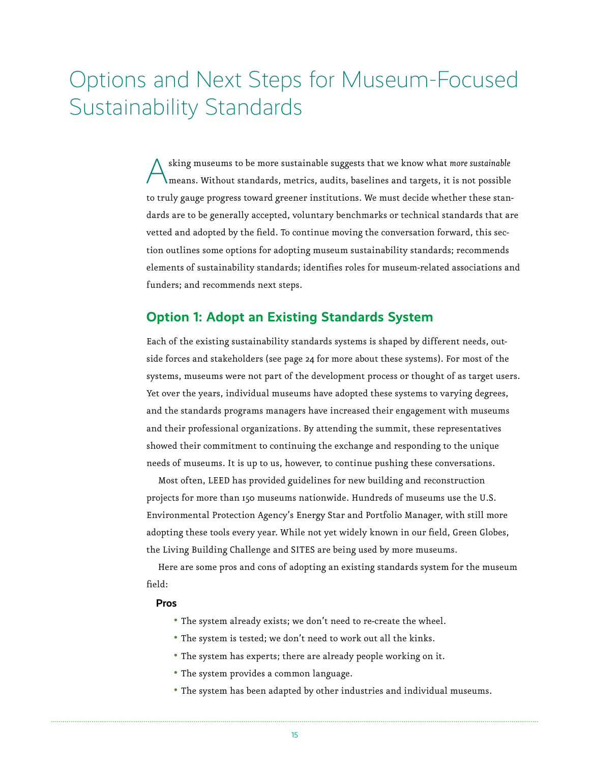# Options and Next Steps for Museum-Focused Sustainability Standards

Asking museums to be more sustainable suggests that we know what *more sustainable* means. Without standards, metrics, audits, baselines and targets, it is not possible to truly gauge progress toward greener institutions. We must decide whether these standards are to be generally accepted, voluntary benchmarks or technical standards that are vetted and adopted by the field. To continue moving the conversation forward, this section outlines some options for adopting museum sustainability standards; recommends elements of sustainability standards; identifies roles for museum-related associations and funders; and recommends next steps.

## Option 1: Adopt an Existing Standards System

Each of the existing sustainability standards systems is shaped by different needs, outside forces and stakeholders (see page 24 for more about these systems). For most of the systems, museums were not part of the development process or thought of as target users. Yet over the years, individual museums have adopted these systems to varying degrees, and the standards programs managers have increased their engagement with museums and their professional organizations. By attending the summit, these representatives showed their commitment to continuing the exchange and responding to the unique needs of museums. It is up to us, however, to continue pushing these conversations.

Most often, LEED has provided guidelines for new building and reconstruction projects for more than 150 museums nationwide. Hundreds of museums use the U.S. Environmental Protection Agency's Energy Star and Portfolio Manager, with still more adopting these tools every year. While not yet widely known in our field, Green Globes, the Living Building Challenge and SITES are being used by more museums.

Here are some pros and cons of adopting an existing standards system for the museum field:

**Pros**

- The system already exists; we don't need to re-create the wheel.
- The system is tested; we don't need to work out all the kinks.
- The system has experts; there are already people working on it.
- The system provides a common language.
- The system has been adapted by other industries and individual museums.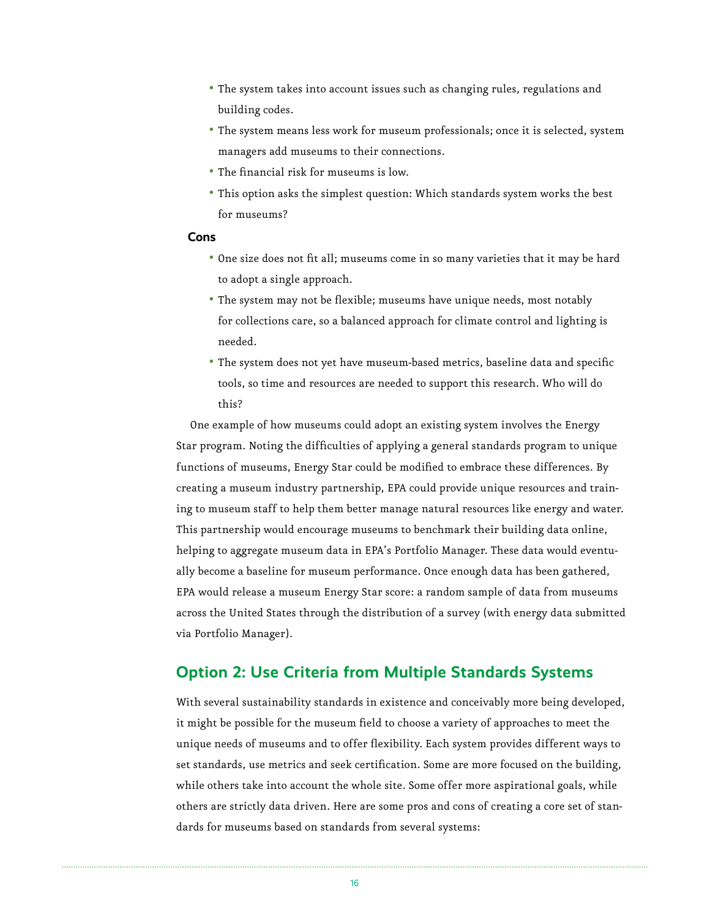- The system takes into account issues such as changing rules, regulations and building codes.
- The system means less work for museum professionals; once it is selected, system managers add museums to their connections.
- The financial risk for museums is low.
- This option asks the simplest question: Which standards system works the best for museums?

**Cons**

- One size does not fit all; museums come in so many varieties that it may be hard to adopt a single approach.
- The system may not be flexible; museums have unique needs, most notably for collections care, so a balanced approach for climate control and lighting is needed.
- The system does not yet have museum-based metrics, baseline data and specific tools, so time and resources are needed to support this research. Who will do this?

One example of how museums could adopt an existing system involves the Energy Star program. Noting the difficulties of applying a general standards program to unique functions of museums, Energy Star could be modified to embrace these differences. By creating a museum industry partnership, EPA could provide unique resources and training to museum staff to help them better manage natural resources like energy and water. This partnership would encourage museums to benchmark their building data online, helping to aggregate museum data in EPA's Portfolio Manager. These data would eventually become a baseline for museum performance. Once enough data has been gathered, EPA would release a museum Energy Star score: a random sample of data from museums across the United States through the distribution of a survey (with energy data submitted via Portfolio Manager).

## Option 2: Use Criteria from Multiple Standards Systems

With several sustainability standards in existence and conceivably more being developed, it might be possible for the museum field to choose a variety of approaches to meet the unique needs of museums and to offer flexibility. Each system provides different ways to set standards, use metrics and seek certification. Some are more focused on the building, while others take into account the whole site. Some offer more aspirational goals, while others are strictly data driven. Here are some pros and cons of creating a core set of standards for museums based on standards from several systems: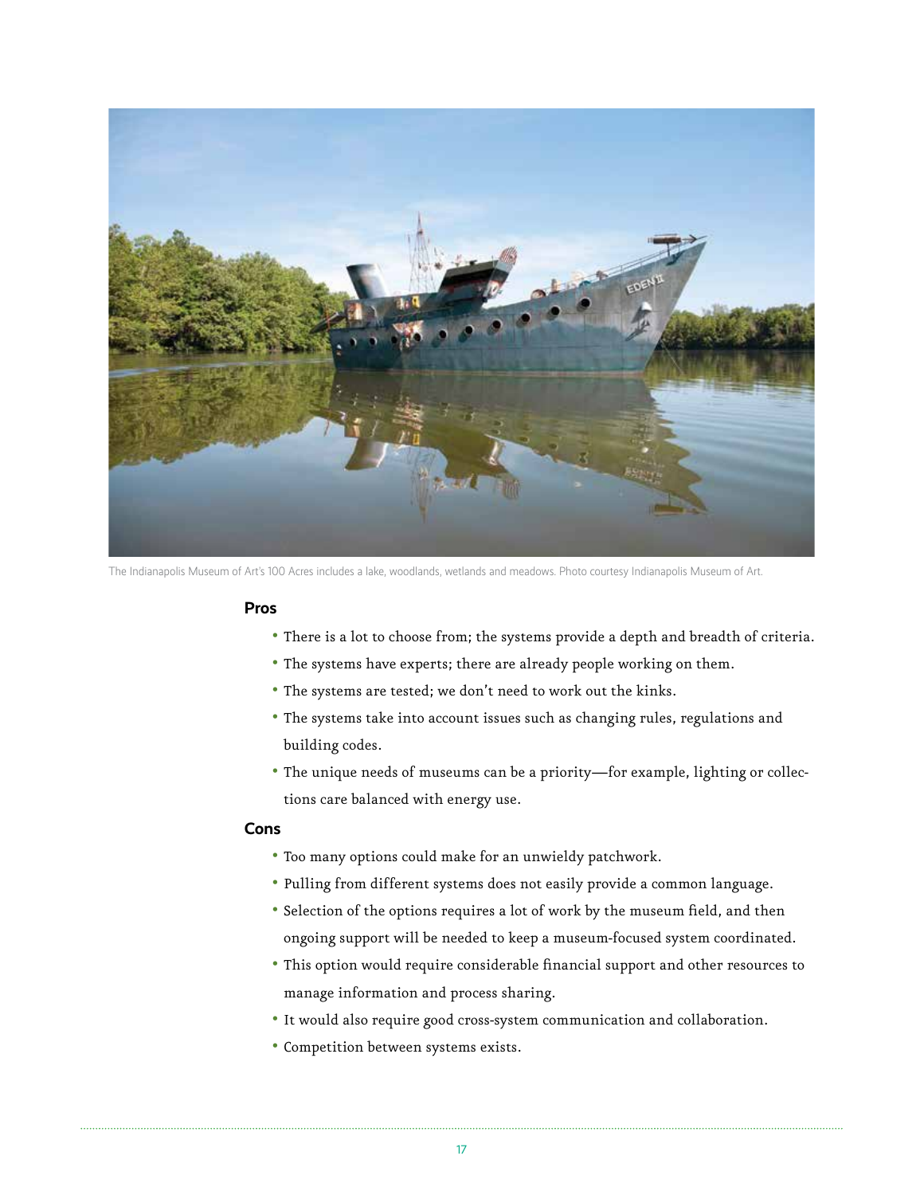The Indianapolis Museum of Art's 100 Acres includes a lake, woodlands, wetlands and meadows. Photo courtesy Indianapolis Museum of Art.

### Pros

- There is a lot to choose from; the systems provide a depth and breadth of criteria.
- The systems have experts; there are already people working on them.
- The systems are tested; we don't need to work out the kinks.
- The systems take into account issues such as changing rules, regulations and building codes.
- The unique needs of museums can be a priority—for example, lighting or collections care balanced with energy use.

### Cons

- Too many options could make for an unwieldy patchwork.
- Pulling from different systems does not easily provide a common language.
- Selection of the options requires a lot of work by the museum field, and then ongoing support will be needed to keep a museum-focused system coordinated.
- This option would require considerable financial support and other resources to manage information and process sharing.
- It would also require good cross-system communication and collaboration.
- Competition between systems exists.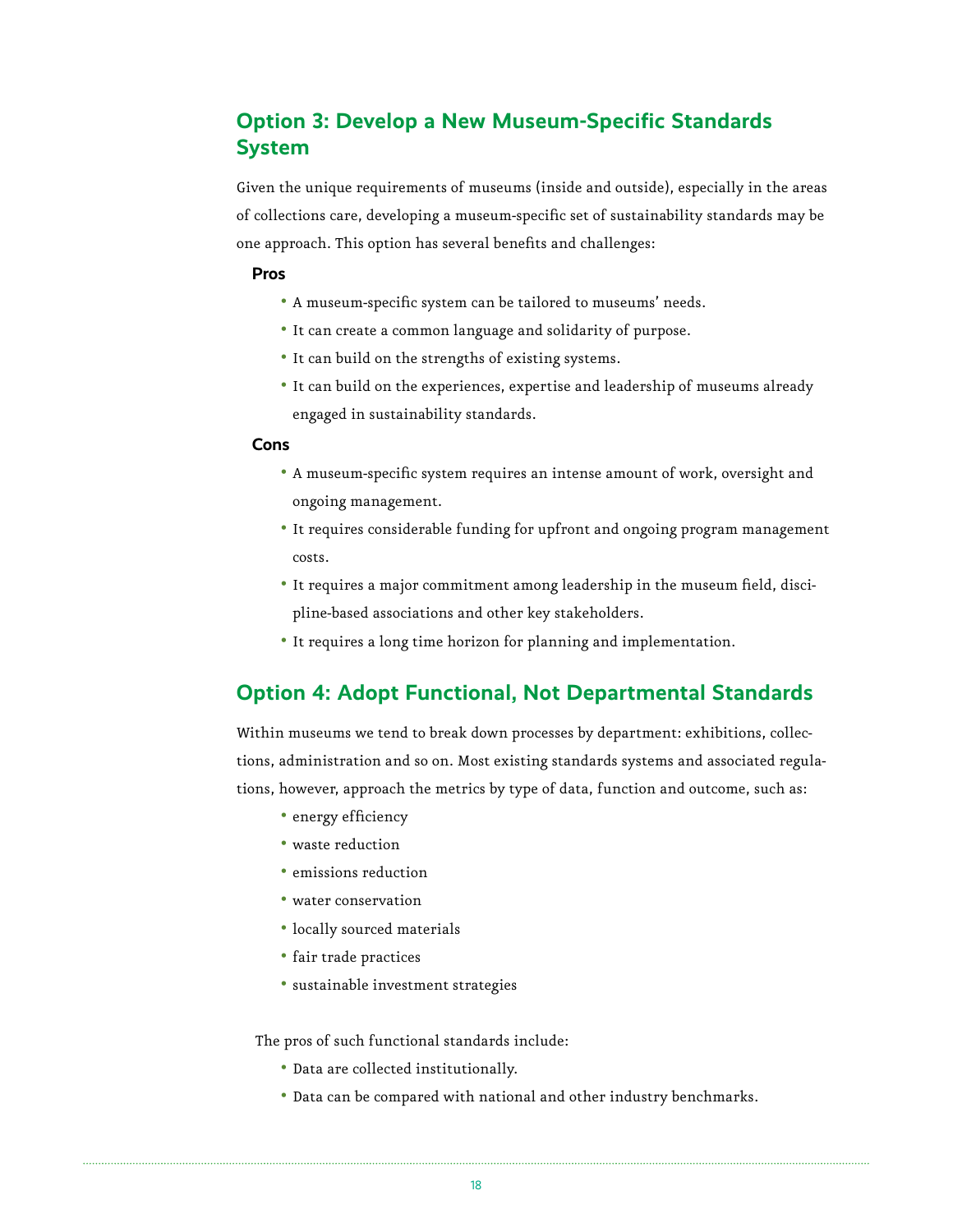## Option 3: Develop a New Museum-Specific Standards System

Given the unique requirements of museums (inside and outside), especially in the areas of collections care, developing a museum-specific set of sustainability standards may be one approach. This option has several benefits and challenges:

**Pros**

- A museum-specific system can be tailored to museums' needs.
- It can create a common language and solidarity of purpose.
- It can build on the strengths of existing systems.
- It can build on the experiences, expertise and leadership of museums already engaged in sustainability standards.

**Cons**

- A museum-specific system requires an intense amount of work, oversight and ongoing management.
- It requires considerable funding for upfront and ongoing program management costs.
- It requires a major commitment among leadership in the museum field, discipline-based associations and other key stakeholders.
- It requires a long time horizon for planning and implementation.

## Option 4: Adopt Functional, Not Departmental Standards

Within museums we tend to break down processes by department: exhibitions, collections, administration and so on. Most existing standards systems and associated regulations, however, approach the metrics by type of data, function and outcome, such as:

- energy efficiency
- waste reduction
- emissions reduction
- water conservation
- locally sourced materials
- fair trade practices
- sustainable investment strategies

The pros of such functional standards include:

- Data are collected institutionally.
- Data can be compared with national and other industry benchmarks.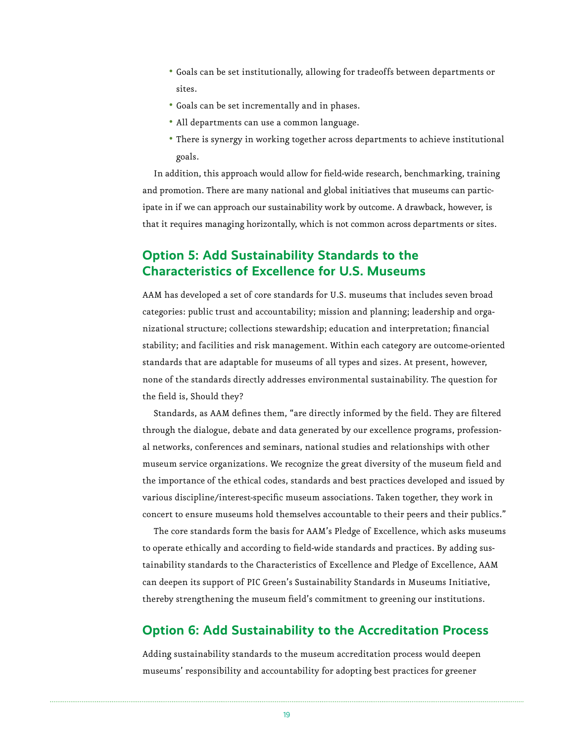- Goals can be set institutionally, allowing for tradeoffs between departments or sites.
- Goals can be set incrementally and in phases.
- All departments can use a common language.
- There is synergy in working together across departments to achieve institutional goals.

In addition, this approach would allow for field-wide research, benchmarking, training and promotion. There are many national and global initiatives that museums can participate in if we can approach our sustainability work by outcome. A drawback, however, is that it requires managing horizontally, which is not common across departments or sites.

## Option 5: Add Sustainability Standards to the Characteristics of Excellence for U.S. Museums

AAM has developed a set of core standards for U.S. museums that includes seven broad categories: public trust and accountability; mission and planning; leadership and organizational structure; collections stewardship; education and interpretation; financial stability; and facilities and risk management. Within each category are outcome-oriented standards that are adaptable for museums of all types and sizes. At present, however, none of the standards directly addresses environmental sustainability. The question for the field is, Should they?

Standards, as AAM defines them, "are directly informed by the field. They are filtered through the dialogue, debate and data generated by our excellence programs, professional networks, conferences and seminars, national studies and relationships with other museum service organizations. We recognize the great diversity of the museum field and the importance of the ethical codes, standards and best practices developed and issued by various discipline/interest-specific museum associations. Taken together, they work in concert to ensure museums hold themselves accountable to their peers and their publics."

The core standards form the basis for AAM's Pledge of Excellence, which asks museums to operate ethically and according to field-wide standards and practices. By adding sustainability standards to the Characteristics of Excellence and Pledge of Excellence, AAM can deepen its support of PIC Green's Sustainability Standards in Museums Initiative, thereby strengthening the museum field's commitment to greening our institutions.

## Option 6: Add Sustainability to the Accreditation Process

Adding sustainability standards to the museum accreditation process would deepen museums' responsibility and accountability for adopting best practices for greener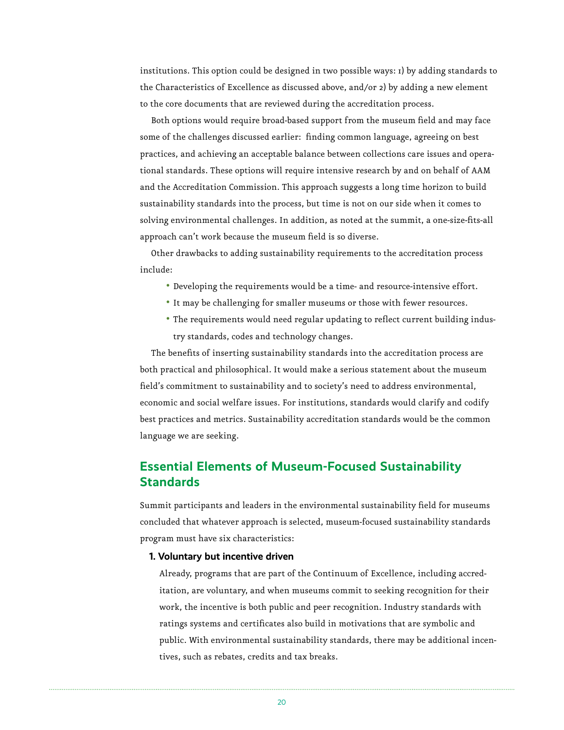institutions. This option could be designed in two possible ways: 1) by adding standards to the Characteristics of Excellence as discussed above, and/or 2) by adding a new element to the core documents that are reviewed during the accreditation process.

Both options would require broad-based support from the museum field and may face some of the challenges discussed earlier: finding common language, agreeing on best practices, and achieving an acceptable balance between collections care issues and operational standards. These options will require intensive research by and on behalf of AAM and the Accreditation Commission. This approach suggests a long time horizon to build sustainability standards into the process, but time is not on our side when it comes to solving environmental challenges. In addition, as noted at the summit, a one-size-fits-all approach can't work because the museum field is so diverse.

Other drawbacks to adding sustainability requirements to the accreditation process include:

- Developing the requirements would be a time- and resource-intensive effort.
- It may be challenging for smaller museums or those with fewer resources.
- The requirements would need regular updating to reflect current building industry standards, codes and technology changes.

The benefits of inserting sustainability standards into the accreditation process are both practical and philosophical. It would make a serious statement about the museum field's commitment to sustainability and to society's need to address environmental, economic and social welfare issues. For institutions, standards would clarify and codify best practices and metrics. Sustainability accreditation standards would be the common language we are seeking.

## Essential Elements of Museum-Focused Sustainability Standards

Summit participants and leaders in the environmental sustainability field for museums concluded that whatever approach is selected, museum-focused sustainability standards program must have six characteristics:

### 1. Voluntary but incentive driven

Already, programs that are part of the Continuum of Excellence, including accreditation, are voluntary, and when museums commit to seeking recognition for their work, the incentive is both public and peer recognition. Industry standards with ratings systems and certificates also build in motivations that are symbolic and public. With environmental sustainability standards, there may be additional incentives, such as rebates, credits and tax breaks.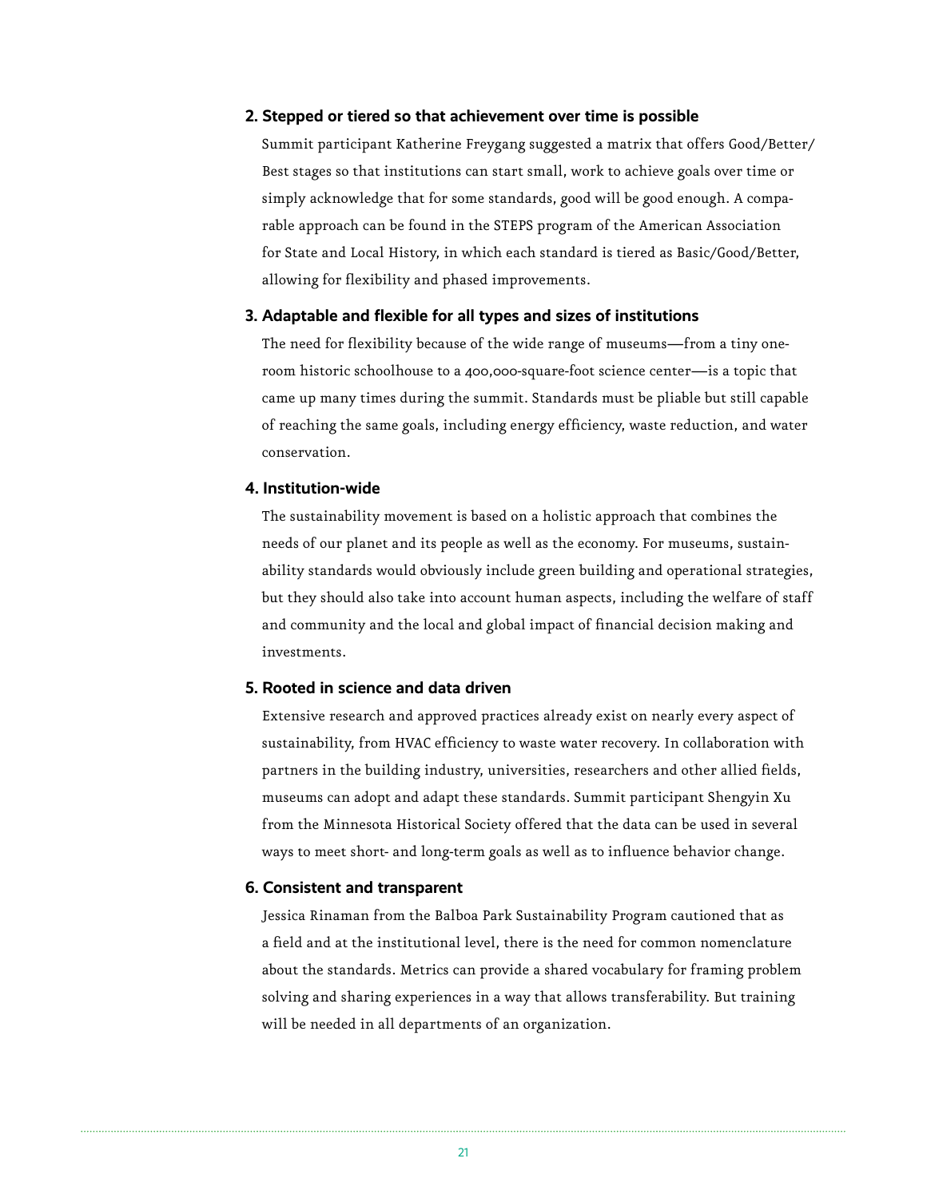**2. Stepped or tiered so that achievement over time is possible**

Summit participant Katherine Freygang suggested a matrix that offers Good/Better/Best stages so that institutions can start small, work to achieve goals over time or simply acknowledge that for some standards, good will be good enough. A comparable approach can be found in the STEPS program of the American Association for State and Local History, in which each standard is tiered as Basic/Good/Better, allowing for flexibility and phased improvements.

**3. Adaptable and flexible for all types and sizes of institutions**

The need for flexibility because of the wide range of museums—from a tiny one-room historic schoolhouse to a 400,000-square-foot science center—is a topic that came up many times during the summit. Standards must be pliable but still capable of reaching the same goals, including energy efficiency, waste reduction, and water conservation.

**4. Institution-wide**

The sustainability movement is based on a holistic approach that combines the needs of our planet and its people as well as the economy. For museums, sustainability standards would obviously include green building and operational strategies, but they should also take into account human aspects, including the welfare of staff and community and the local and global impact of financial decision making and investments.

**5. Rooted in science and data driven**

Extensive research and approved practices already exist on nearly every aspect of sustainability, from HVAC efficiency to waste water recovery. In collaboration with partners in the building industry, universities, researchers and other allied fields, museums can adopt and adapt these standards. Summit participant Shengyin Xu from the Minnesota Historical Society offered that the data can be used in several ways to meet short- and long-term goals as well as to influence behavior change.

**6. Consistent and transparent**

Jessica Rinaman from the Balboa Park Sustainability Program cautioned that as a field and at the institutional level, there is the need for common nomenclature about the standards. Metrics can provide a shared vocabulary for framing problem solving and sharing experiences in a way that allows transferability. But training will be needed in all departments of an organization.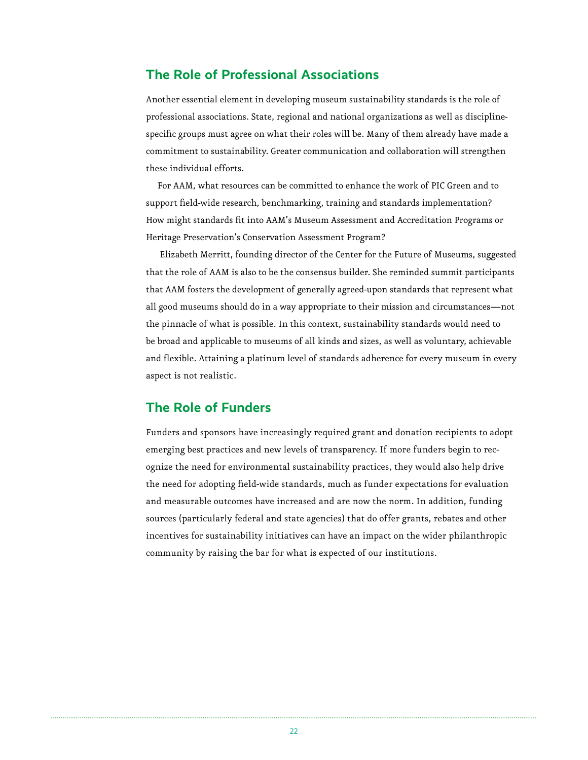## The Role of Professional Associations

Another essential element in developing museum sustainability standards is the role of professional associations. State, regional and national organizations as well as discipline-specific groups must agree on what their roles will be. Many of them already have made a commitment to sustainability. Greater communication and collaboration will strengthen these individual efforts.

For AAM, what resources can be committed to enhance the work of PIC Green and to support field-wide research, benchmarking, training and standards implementation? How might standards fit into AAM's Museum Assessment and Accreditation Programs or Heritage Preservation's Conservation Assessment Program?

Elizabeth Merritt, founding director of the Center for the Future of Museums, suggested that the role of AAM is also to be the consensus builder. She reminded summit participants that AAM fosters the development of generally agreed-upon standards that represent what all good museums should do in a way appropriate to their mission and circumstances—not the pinnacle of what is possible. In this context, sustainability standards would need to be broad and applicable to museums of all kinds and sizes, as well as voluntary, achievable and flexible. Attaining a platinum level of standards adherence for every museum in every aspect is not realistic.

## The Role of Funders

Funders and sponsors have increasingly required grant and donation recipients to adopt emerging best practices and new levels of transparency. If more funders begin to recognize the need for environmental sustainability practices, they would also help drive the need for adopting field-wide standards, much as funder expectations for evaluation and measurable outcomes have increased and are now the norm. In addition, funding sources (particularly federal and state agencies) that do offer grants, rebates and other incentives for sustainability initiatives can have an impact on the wider philanthropic community by raising the bar for what is expected of our institutions.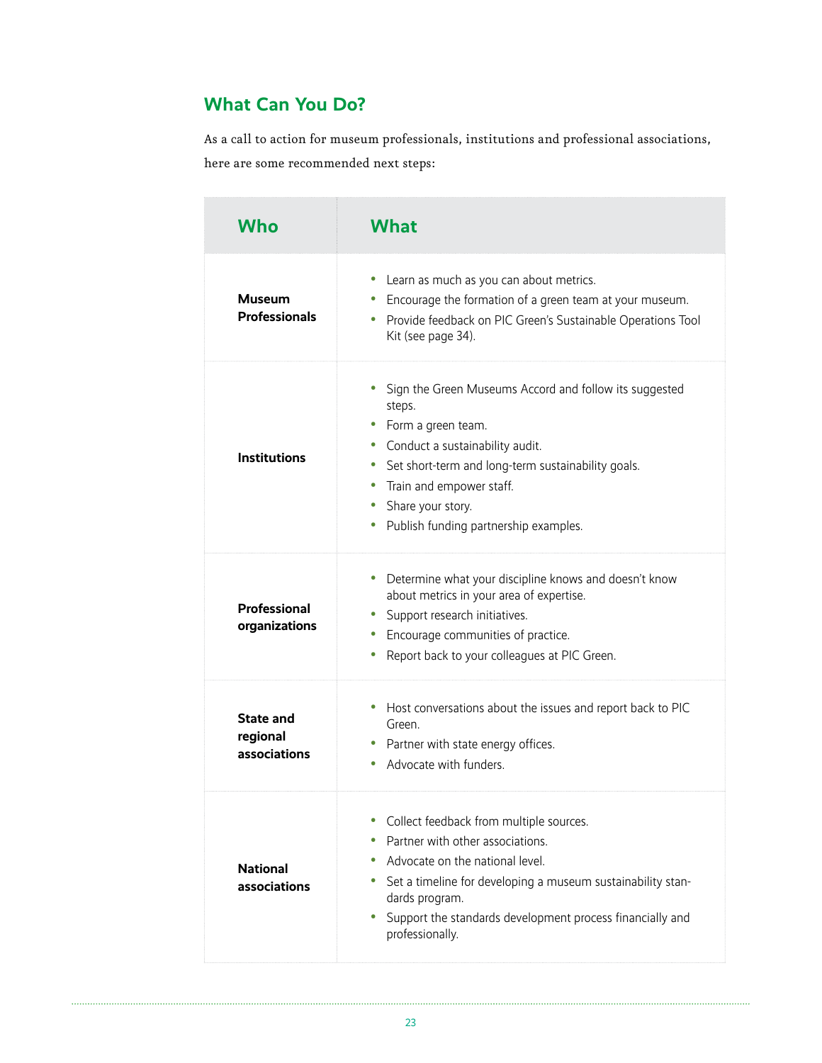## What Can You Do?

As a call to action for museum professionals, institutions and professional associations, here are some recommended next steps:

| Who | What |
|---|---|
| **Museum Professionals** | • Learn as much as you can about metrics.<br>• Encourage the formation of a green team at your museum.<br>• Provide feedback on PIC Green's Sustainable Operations Tool Kit (see page 34). |
| **Institutions** | • Sign the Green Museums Accord and follow its suggested steps.<br>• Form a green team.<br>• Conduct a sustainability audit.<br>• Set short-term and long-term sustainability goals.<br>• Train and empower staff.<br>• Share your story.<br>• Publish funding partnership examples. |
| **Professional organizations** | • Determine what your discipline knows and doesn't know about metrics in your area of expertise.<br>• Support research initiatives.<br>• Encourage communities of practice.<br>• Report back to your colleagues at PIC Green. |
| **State and regional associations** | • Host conversations about the issues and report back to PIC Green.<br>• Partner with state energy offices.<br>• Advocate with funders. |
| **National associations** | • Collect feedback from multiple sources.<br>• Partner with other associations.<br>• Advocate on the national level.<br>• Set a timeline for developing a museum sustainability standards program.<br>• Support the standards development process financially and professionally. |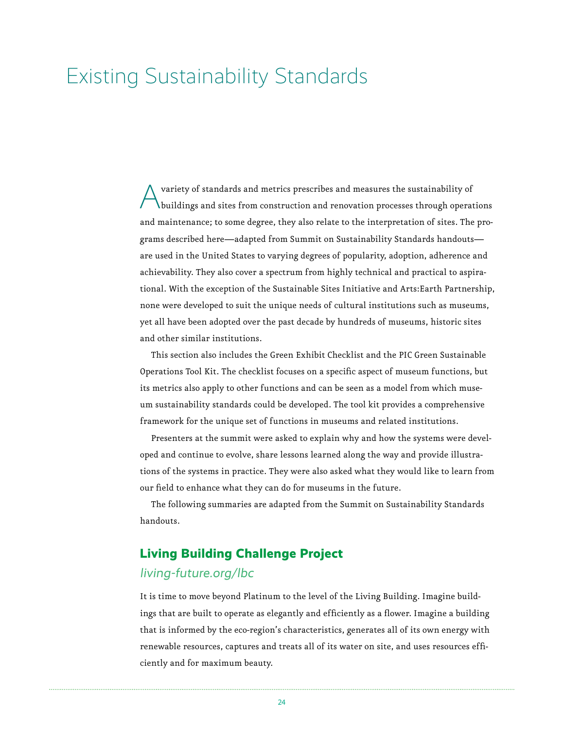# Existing Sustainability Standards

A variety of standards and metrics prescribes and measures the sustainability of buildings and sites from construction and renovation processes through operations and maintenance; to some degree, they also relate to the interpretation of sites. The programs described here—adapted from Summit on Sustainability Standards handouts—are used in the United States to varying degrees of popularity, adoption, adherence and achievability. They also cover a spectrum from highly technical and practical to aspirational. With the exception of the Sustainable Sites Initiative and Arts:Earth Partnership, none were developed to suit the unique needs of cultural institutions such as museums, yet all have been adopted over the past decade by hundreds of museums, historic sites and other similar institutions.

This section also includes the Green Exhibit Checklist and the PIC Green Sustainable Operations Tool Kit. The checklist focuses on a specific aspect of museum functions, but its metrics also apply to other functions and can be seen as a model from which museum sustainability standards could be developed. The tool kit provides a comprehensive framework for the unique set of functions in museums and related institutions.

Presenters at the summit were asked to explain why and how the systems were developed and continue to evolve, share lessons learned along the way and provide illustrations of the systems in practice. They were also asked what they would like to learn from our field to enhance what they can do for museums in the future.

The following summaries are adapted from the Summit on Sustainability Standards handouts.

## Living Building Challenge Project

*living-future.org/lbc*

It is time to move beyond Platinum to the level of the Living Building. Imagine buildings that are built to operate as elegantly and efficiently as a flower. Imagine a building that is informed by the eco-region's characteristics, generates all of its own energy with renewable resources, captures and treats all of its water on site, and uses resources efficiently and for maximum beauty.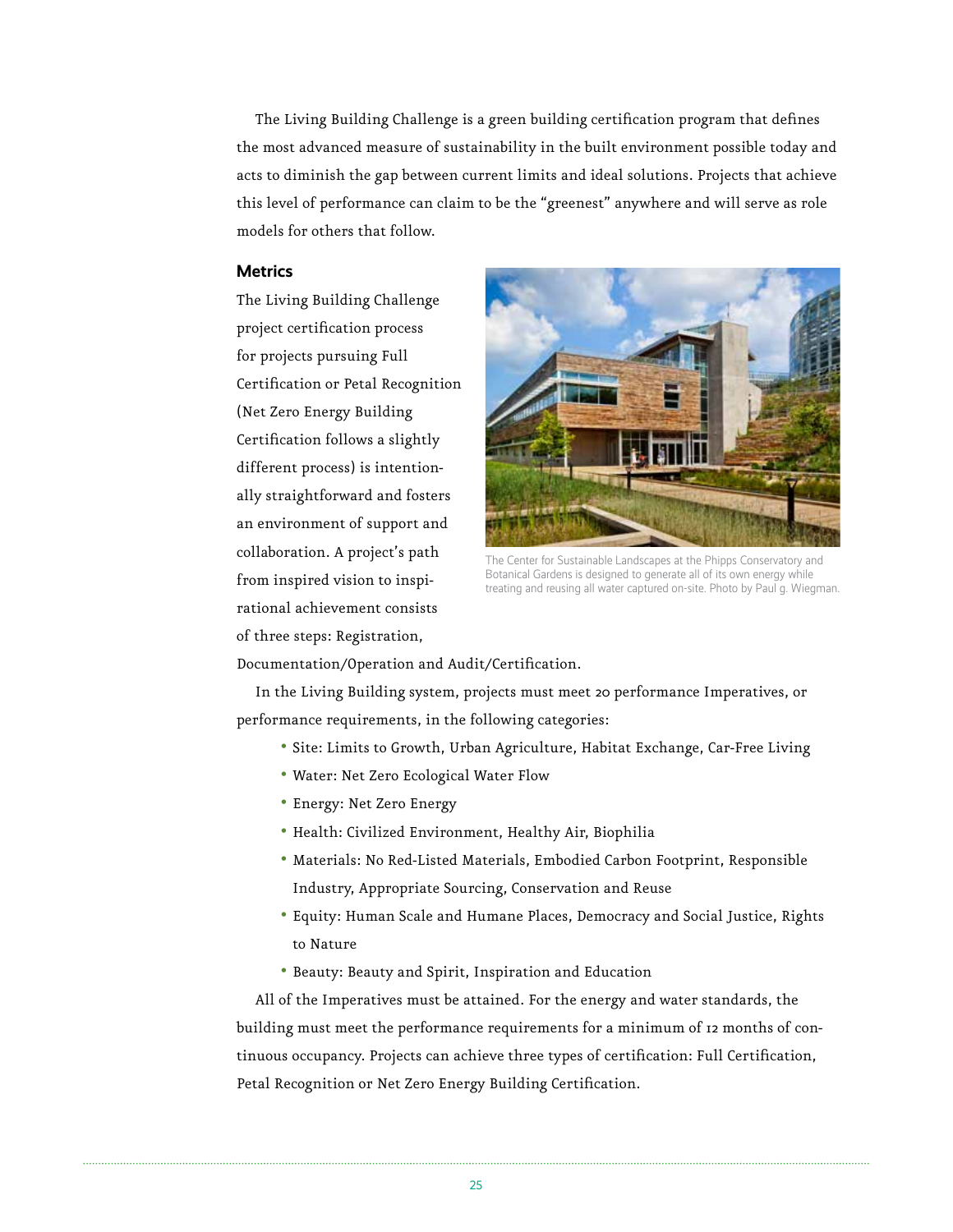The Living Building Challenge is a green building certification program that defines the most advanced measure of sustainability in the built environment possible today and acts to diminish the gap between current limits and ideal solutions. Projects that achieve this level of performance can claim to be the "greenest" anywhere and will serve as role models for others that follow.

### Metrics

The Living Building Challenge project certification process for projects pursuing Full Certification or Petal Recognition (Net Zero Energy Building Certification follows a slightly different process) is intentionally straightforward and fosters an environment of support and collaboration. A project's path from inspired vision to inspirational achievement consists of three steps: Registration, Documentation/Operation and Audit/Certification.

The Center for Sustainable Landscapes at the Phipps Conservatory and Botanical Gardens is designed to generate all of its own energy while treating and reusing all water captured on-site. Photo by Paul g. Wiegman.

In the Living Building system, projects must meet 20 performance Imperatives, or performance requirements, in the following categories:

- Site: Limits to Growth, Urban Agriculture, Habitat Exchange, Car-Free Living
- Water: Net Zero Ecological Water Flow
- Energy: Net Zero Energy
- Health: Civilized Environment, Healthy Air, Biophilia
- Materials: No Red-Listed Materials, Embodied Carbon Footprint, Responsible Industry, Appropriate Sourcing, Conservation and Reuse
- Equity: Human Scale and Humane Places, Democracy and Social Justice, Rights to Nature
- Beauty: Beauty and Spirit, Inspiration and Education

All of the Imperatives must be attained. For the energy and water standards, the building must meet the performance requirements for a minimum of 12 months of continuous occupancy. Projects can achieve three types of certification: Full Certification, Petal Recognition or Net Zero Energy Building Certification.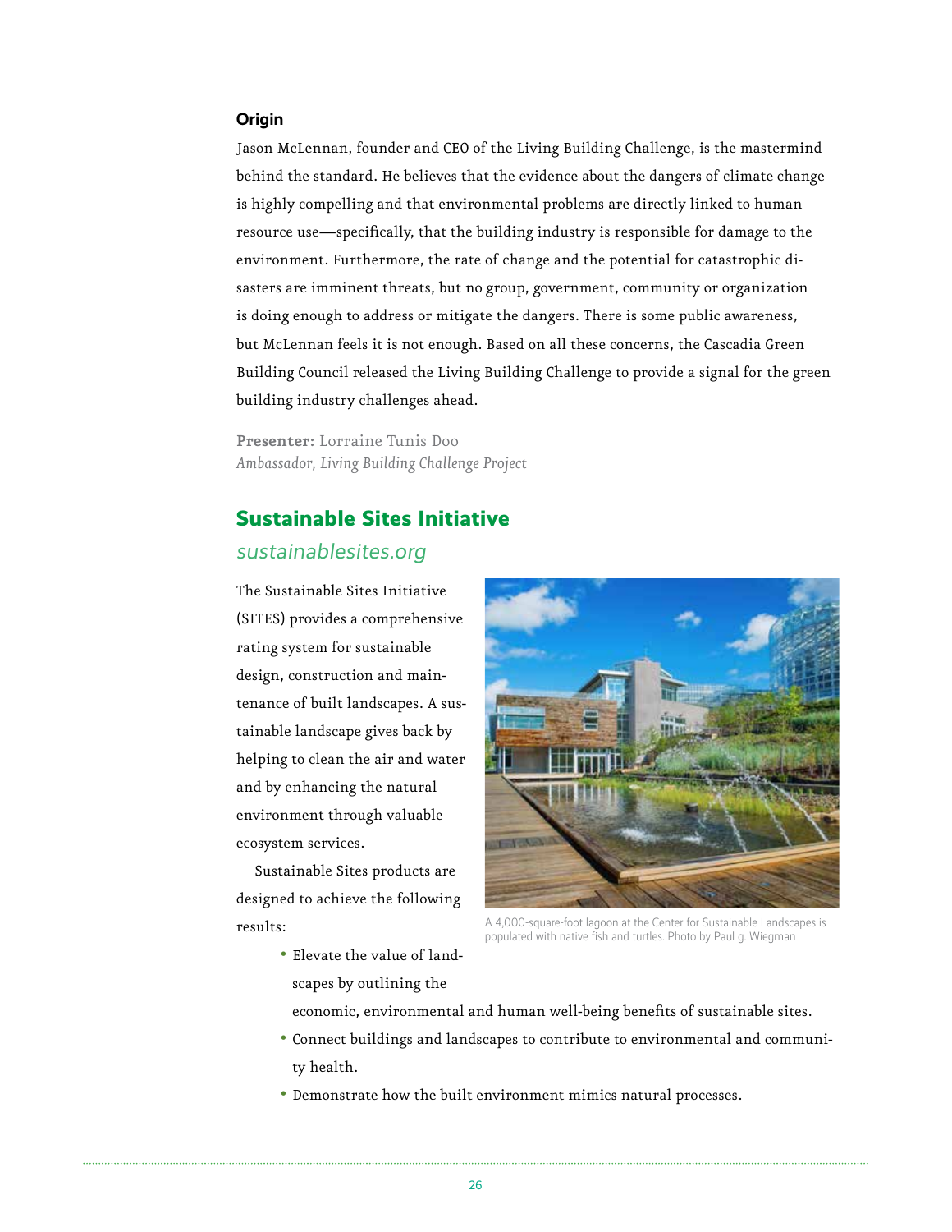### Origin

Jason McLennan, founder and CEO of the Living Building Challenge, is the mastermind behind the standard. He believes that the evidence about the dangers of climate change is highly compelling and that environmental problems are directly linked to human resource use—specifically, that the building industry is responsible for damage to the environment. Furthermore, the rate of change and the potential for catastrophic disasters are imminent threats, but no group, government, community or organization is doing enough to address or mitigate the dangers. There is some public awareness, but McLennan feels it is not enough. Based on all these concerns, the Cascadia Green Building Council released the Living Building Challenge to provide a signal for the green building industry challenges ahead.

**Presenter:** Lorraine Tunis Doo
*Ambassador, Living Building Challenge Project*

## Sustainable Sites Initiative

*sustainablesites.org*

The Sustainable Sites Initiative (SITES) provides a comprehensive rating system for sustainable design, construction and maintenance of built landscapes. A sustainable landscape gives back by helping to clean the air and water and by enhancing the natural environment through valuable ecosystem services.

A 4,000-square-foot lagoon at the Center for Sustainable Landscapes is populated with native fish and turtles. Photo by Paul g. Wiegman

Sustainable Sites products are designed to achieve the following results:

- Elevate the value of landscapes by outlining the economic, environmental and human well-being benefits of sustainable sites.
- Connect buildings and landscapes to contribute to environmental and community health.
- Demonstrate how the built environment mimics natural processes.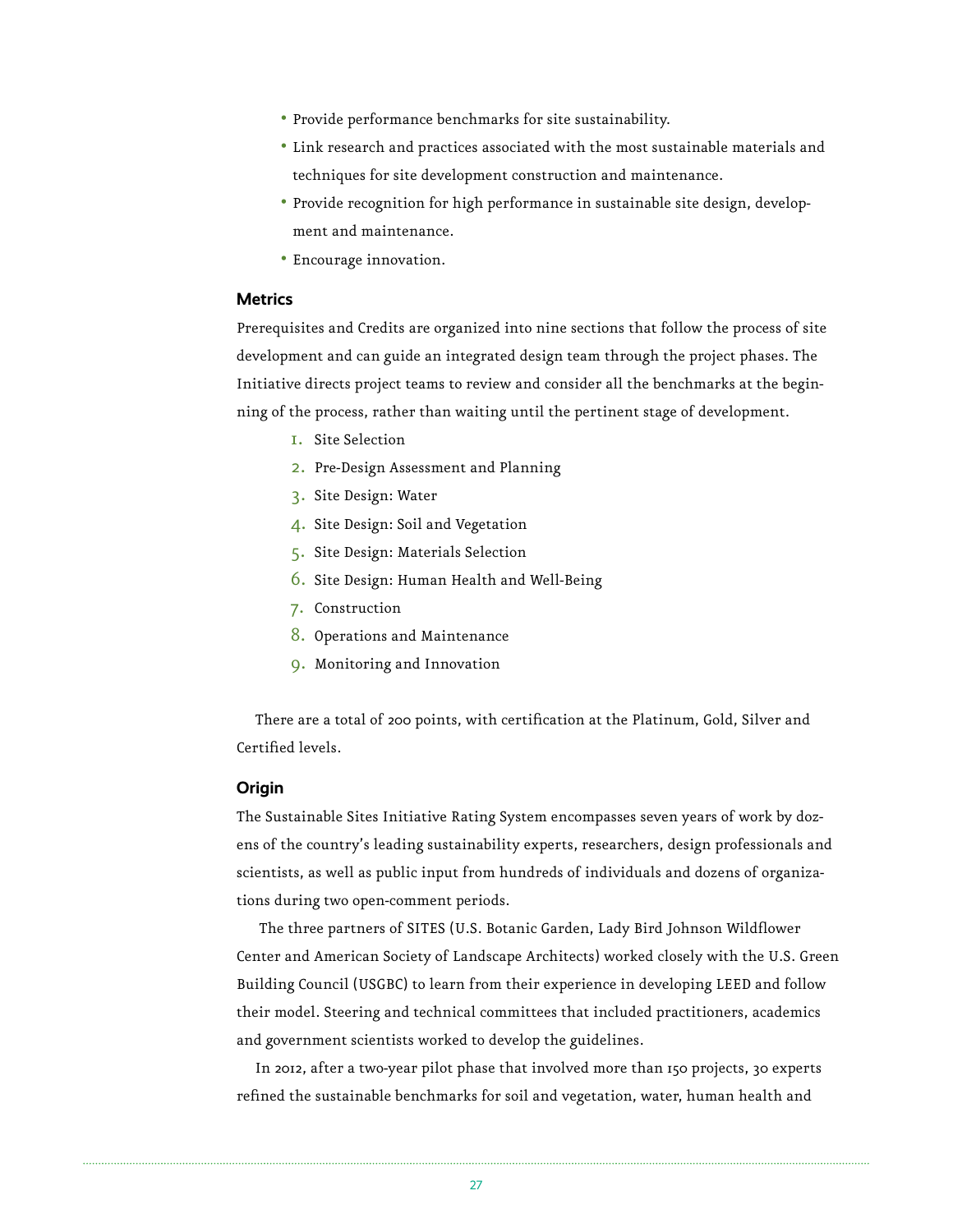- Provide performance benchmarks for site sustainability.
- Link research and practices associated with the most sustainable materials and techniques for site development construction and maintenance.
- Provide recognition for high performance in sustainable site design, development and maintenance.
- Encourage innovation.

### Metrics

Prerequisites and Credits are organized into nine sections that follow the process of site development and can guide an integrated design team through the project phases. The Initiative directs project teams to review and consider all the benchmarks at the beginning of the process, rather than waiting until the pertinent stage of development.

1. Site Selection
2. Pre-Design Assessment and Planning
3. Site Design: Water
4. Site Design: Soil and Vegetation
5. Site Design: Materials Selection
6. Site Design: Human Health and Well-Being
7. Construction
8. Operations and Maintenance
9. Monitoring and Innovation

There are a total of 200 points, with certification at the Platinum, Gold, Silver and Certified levels.

### Origin

The Sustainable Sites Initiative Rating System encompasses seven years of work by dozens of the country's leading sustainability experts, researchers, design professionals and scientists, as well as public input from hundreds of individuals and dozens of organizations during two open-comment periods.

The three partners of SITES (U.S. Botanic Garden, Lady Bird Johnson Wildflower Center and American Society of Landscape Architects) worked closely with the U.S. Green Building Council (USGBC) to learn from their experience in developing LEED and follow their model. Steering and technical committees that included practitioners, academics and government scientists worked to develop the guidelines.

In 2012, after a two-year pilot phase that involved more than 150 projects, 30 experts refined the sustainable benchmarks for soil and vegetation, water, human health and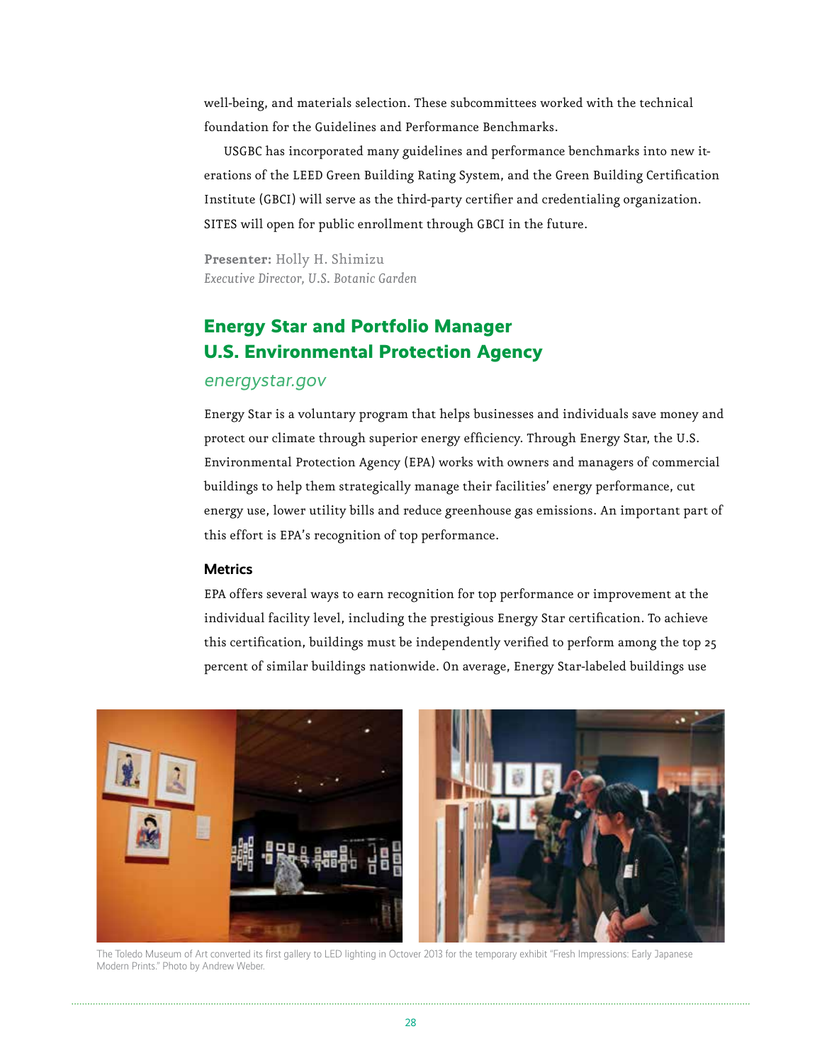well-being, and materials selection. These subcommittees worked with the technical foundation for the Guidelines and Performance Benchmarks.

USGBC has incorporated many guidelines and performance benchmarks into new iterations of the LEED Green Building Rating System, and the Green Building Certification Institute (GBCI) will serve as the third-party certifier and credentialing organization. SITES will open for public enrollment through GBCI in the future.

**Presenter:** Holly H. Shimizu
*Executive Director, U.S. Botanic Garden*

## Energy Star and Portfolio Manager
## U.S. Environmental Protection Agency

*energystar.gov*

Energy Star is a voluntary program that helps businesses and individuals save money and protect our climate through superior energy efficiency. Through Energy Star, the U.S. Environmental Protection Agency (EPA) works with owners and managers of commercial buildings to help them strategically manage their facilities' energy performance, cut energy use, lower utility bills and reduce greenhouse gas emissions. An important part of this effort is EPA's recognition of top performance.

### Metrics

EPA offers several ways to earn recognition for top performance or improvement at the individual facility level, including the prestigious Energy Star certification. To achieve this certification, buildings must be independently verified to perform among the top 25 percent of similar buildings nationwide. On average, Energy Star-labeled buildings use

The Toledo Museum of Art converted its first gallery to LED lighting in Octover 2013 for the temporary exhibit "Fresh Impressions: Early Japanese Modern Prints." Photo by Andrew Weber.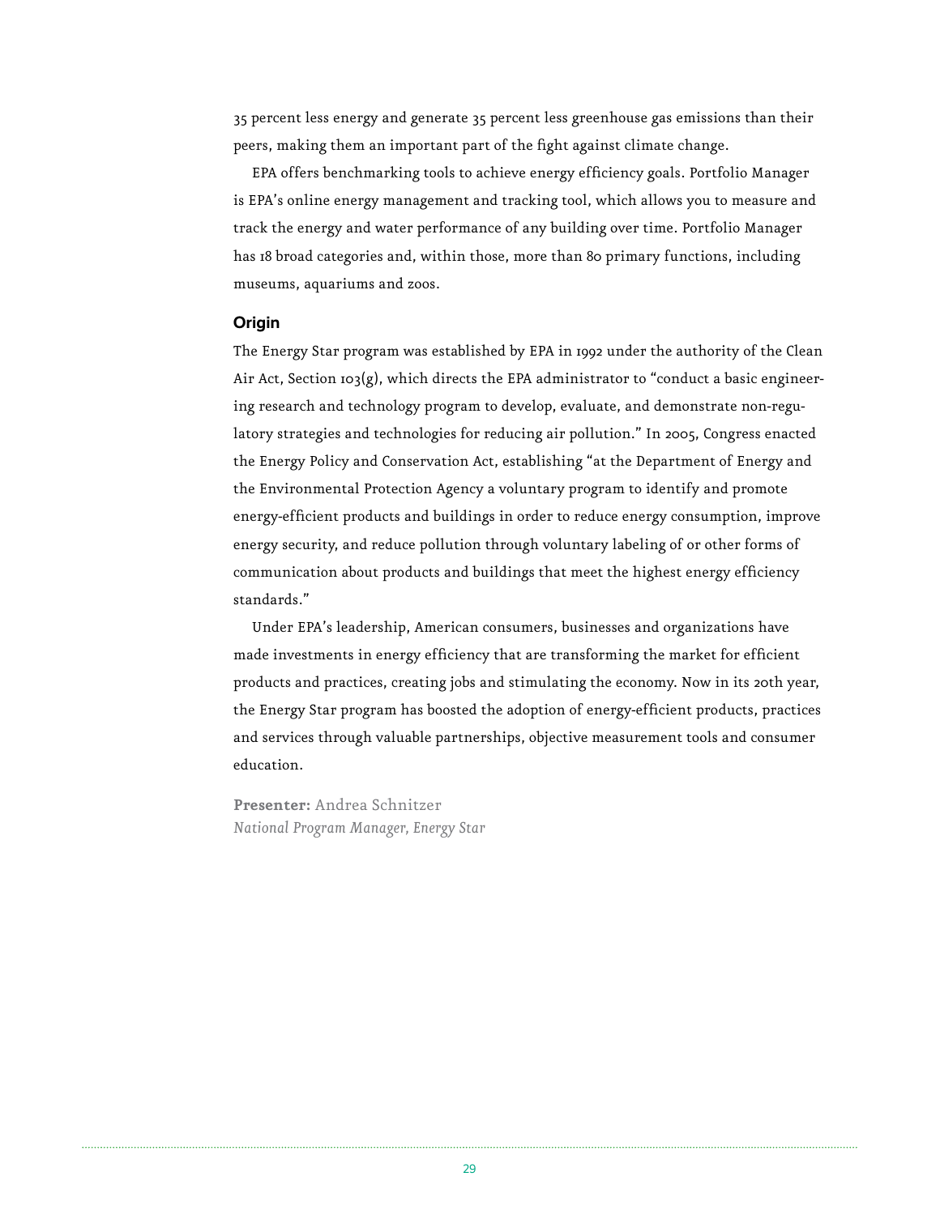35 percent less energy and generate 35 percent less greenhouse gas emissions than their peers, making them an important part of the fight against climate change.

EPA offers benchmarking tools to achieve energy efficiency goals. Portfolio Manager is EPA's online energy management and tracking tool, which allows you to measure and track the energy and water performance of any building over time. Portfolio Manager has 18 broad categories and, within those, more than 80 primary functions, including museums, aquariums and zoos.

### Origin

The Energy Star program was established by EPA in 1992 under the authority of the Clean Air Act, Section 103(g), which directs the EPA administrator to "conduct a basic engineering research and technology program to develop, evaluate, and demonstrate non-regulatory strategies and technologies for reducing air pollution." In 2005, Congress enacted the Energy Policy and Conservation Act, establishing "at the Department of Energy and the Environmental Protection Agency a voluntary program to identify and promote energy-efficient products and buildings in order to reduce energy consumption, improve energy security, and reduce pollution through voluntary labeling of or other forms of communication about products and buildings that meet the highest energy efficiency standards."

Under EPA's leadership, American consumers, businesses and organizations have made investments in energy efficiency that are transforming the market for efficient products and practices, creating jobs and stimulating the economy. Now in its 20th year, the Energy Star program has boosted the adoption of energy-efficient products, practices and services through valuable partnerships, objective measurement tools and consumer education.

**Presenter:** Andrea Schnitzer
*National Program Manager, Energy Star*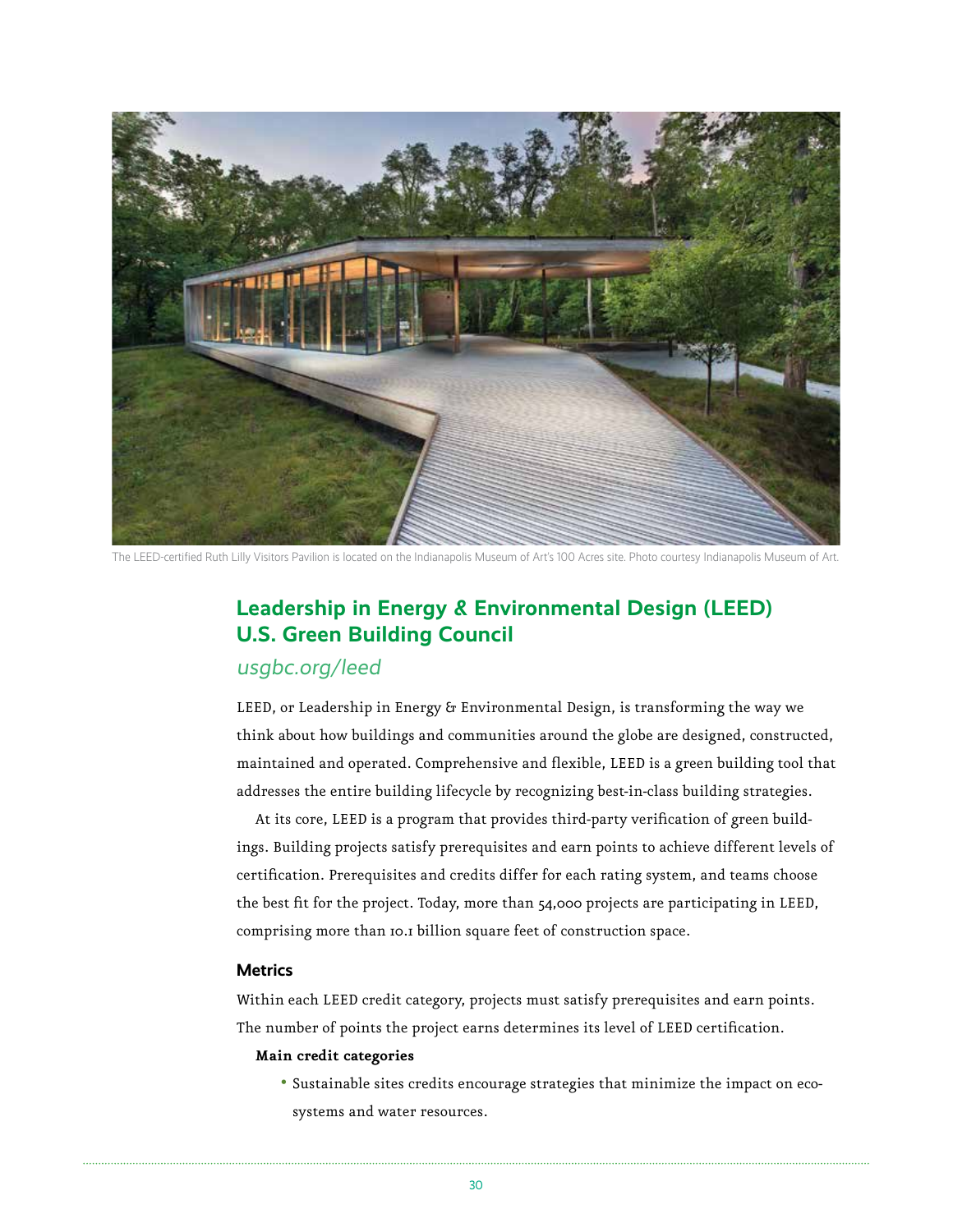The LEED-certified Ruth Lilly Visitors Pavilion is located on the Indianapolis Museum of Art's 100 Acres site. Photo courtesy Indianapolis Museum of Art.

## Leadership in Energy & Environmental Design (LEED) U.S. Green Building Council

*usgbc.org/leed*

LEED, or Leadership in Energy & Environmental Design, is transforming the way we think about how buildings and communities around the globe are designed, constructed, maintained and operated. Comprehensive and flexible, LEED is a green building tool that addresses the entire building lifecycle by recognizing best-in-class building strategies.

At its core, LEED is a program that provides third-party verification of green buildings. Building projects satisfy prerequisites and earn points to achieve different levels of certification. Prerequisites and credits differ for each rating system, and teams choose the best fit for the project. Today, more than 54,000 projects are participating in LEED, comprising more than 10.1 billion square feet of construction space.

### Metrics

Within each LEED credit category, projects must satisfy prerequisites and earn points. The number of points the project earns determines its level of LEED certification.

**Main credit categories**

- Sustainable sites credits encourage strategies that minimize the impact on ecosystems and water resources.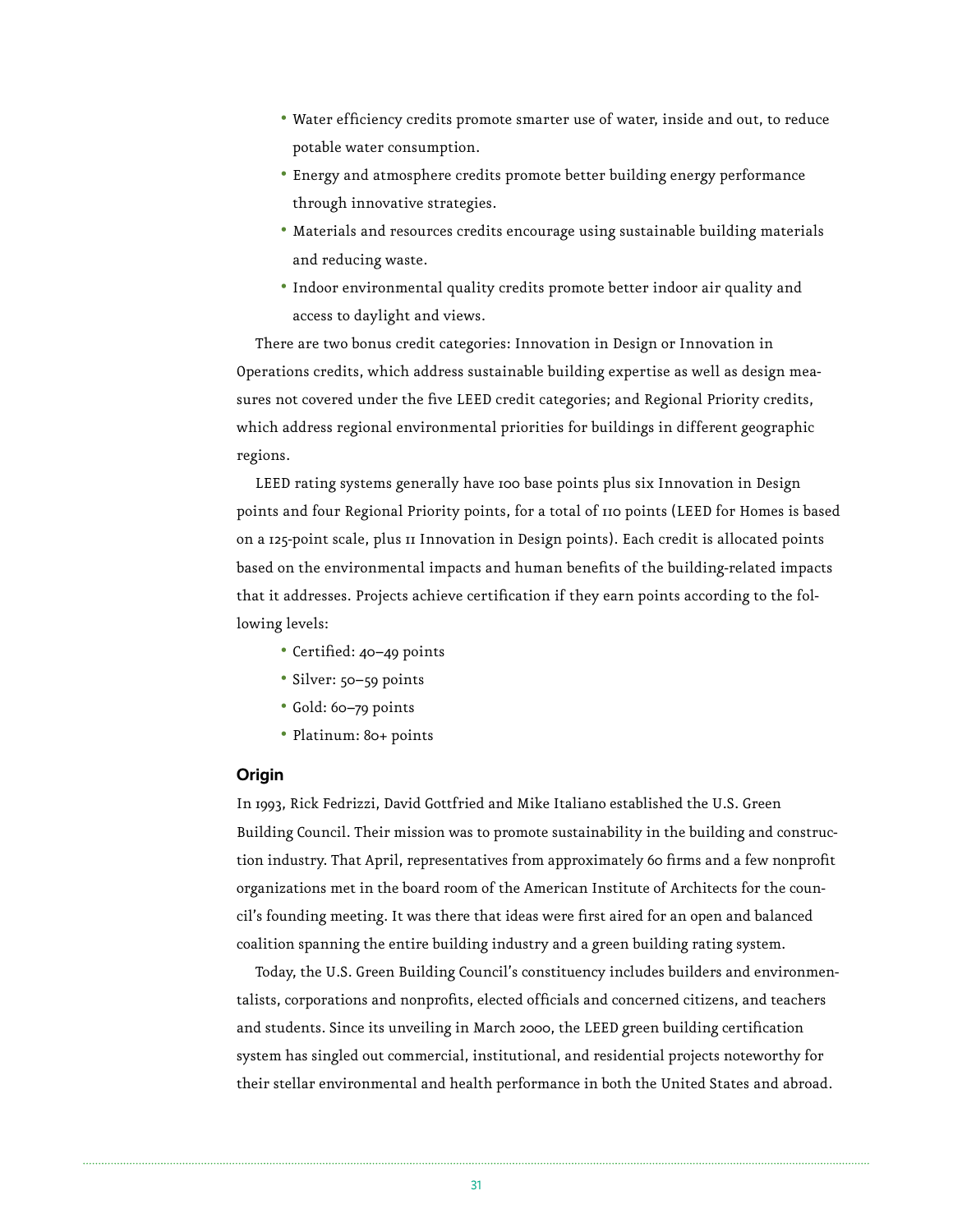- Water efficiency credits promote smarter use of water, inside and out, to reduce potable water consumption.
- Energy and atmosphere credits promote better building energy performance through innovative strategies.
- Materials and resources credits encourage using sustainable building materials and reducing waste.
- Indoor environmental quality credits promote better indoor air quality and access to daylight and views.

There are two bonus credit categories: Innovation in Design or Innovation in Operations credits, which address sustainable building expertise as well as design measures not covered under the five LEED credit categories; and Regional Priority credits, which address regional environmental priorities for buildings in different geographic regions.

LEED rating systems generally have 100 base points plus six Innovation in Design points and four Regional Priority points, for a total of 110 points (LEED for Homes is based on a 125-point scale, plus 11 Innovation in Design points). Each credit is allocated points based on the environmental impacts and human benefits of the building-related impacts that it addresses. Projects achieve certification if they earn points according to the following levels:

- Certified: 40–49 points
- Silver: 50–59 points
- Gold: 60–79 points
- Platinum: 80+ points

### Origin

In 1993, Rick Fedrizzi, David Gottfried and Mike Italiano established the U.S. Green Building Council. Their mission was to promote sustainability in the building and construction industry. That April, representatives from approximately 60 firms and a few nonprofit organizations met in the board room of the American Institute of Architects for the council's founding meeting. It was there that ideas were first aired for an open and balanced coalition spanning the entire building industry and a green building rating system.

Today, the U.S. Green Building Council's constituency includes builders and environmentalists, corporations and nonprofits, elected officials and concerned citizens, and teachers and students. Since its unveiling in March 2000, the LEED green building certification system has singled out commercial, institutional, and residential projects noteworthy for their stellar environmental and health performance in both the United States and abroad.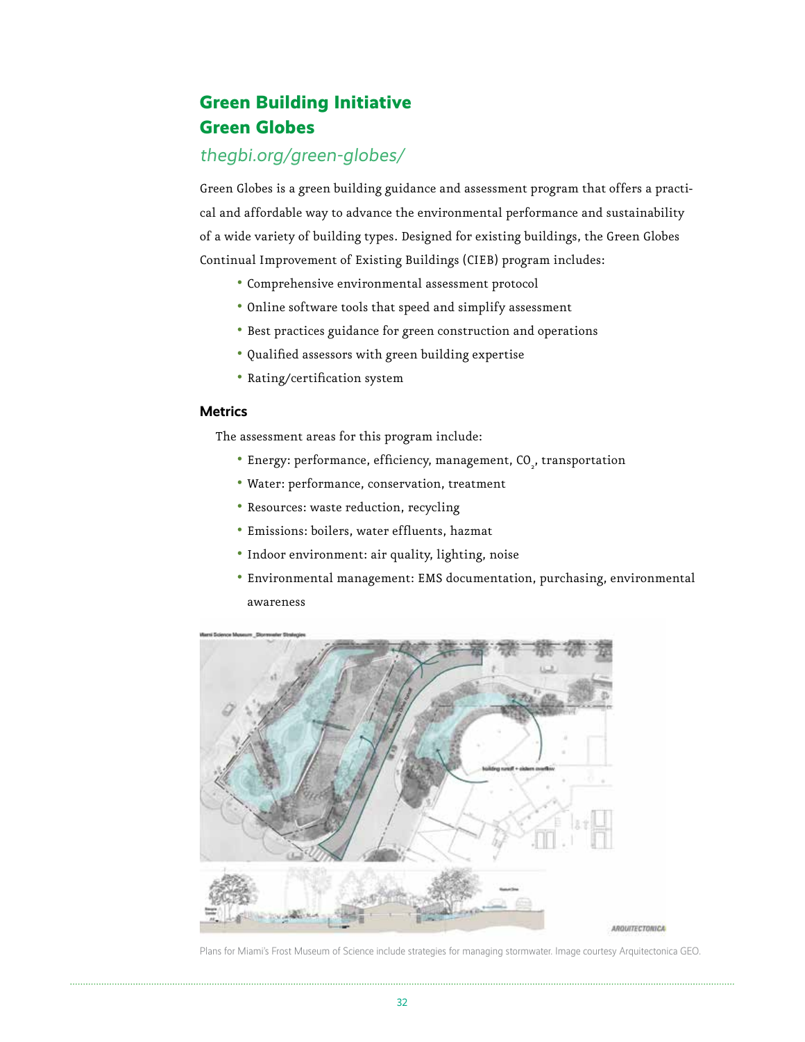## Green Building Initiative
## Green Globes

*thegbi.org/green-globes/*

Green Globes is a green building guidance and assessment program that offers a practical and affordable way to advance the environmental performance and sustainability of a wide variety of building types. Designed for existing buildings, the Green Globes Continual Improvement of Existing Buildings (CIEB) program includes:

- Comprehensive environmental assessment protocol
- Online software tools that speed and simplify assessment
- Best practices guidance for green construction and operations
- Qualified assessors with green building expertise
- Rating/certification system

### Metrics

The assessment areas for this program include:

- Energy: performance, efficiency, management, $CO_2$, transportation
- Water: performance, conservation, treatment
- Resources: waste reduction, recycling
- Emissions: boilers, water effluents, hazmat
- Indoor environment: air quality, lighting, noise
- Environmental management: EMS documentation, purchasing, environmental awareness

Plans for Miami's Frost Museum of Science include strategies for managing stormwater. Image courtesy Arquitectonica GEO.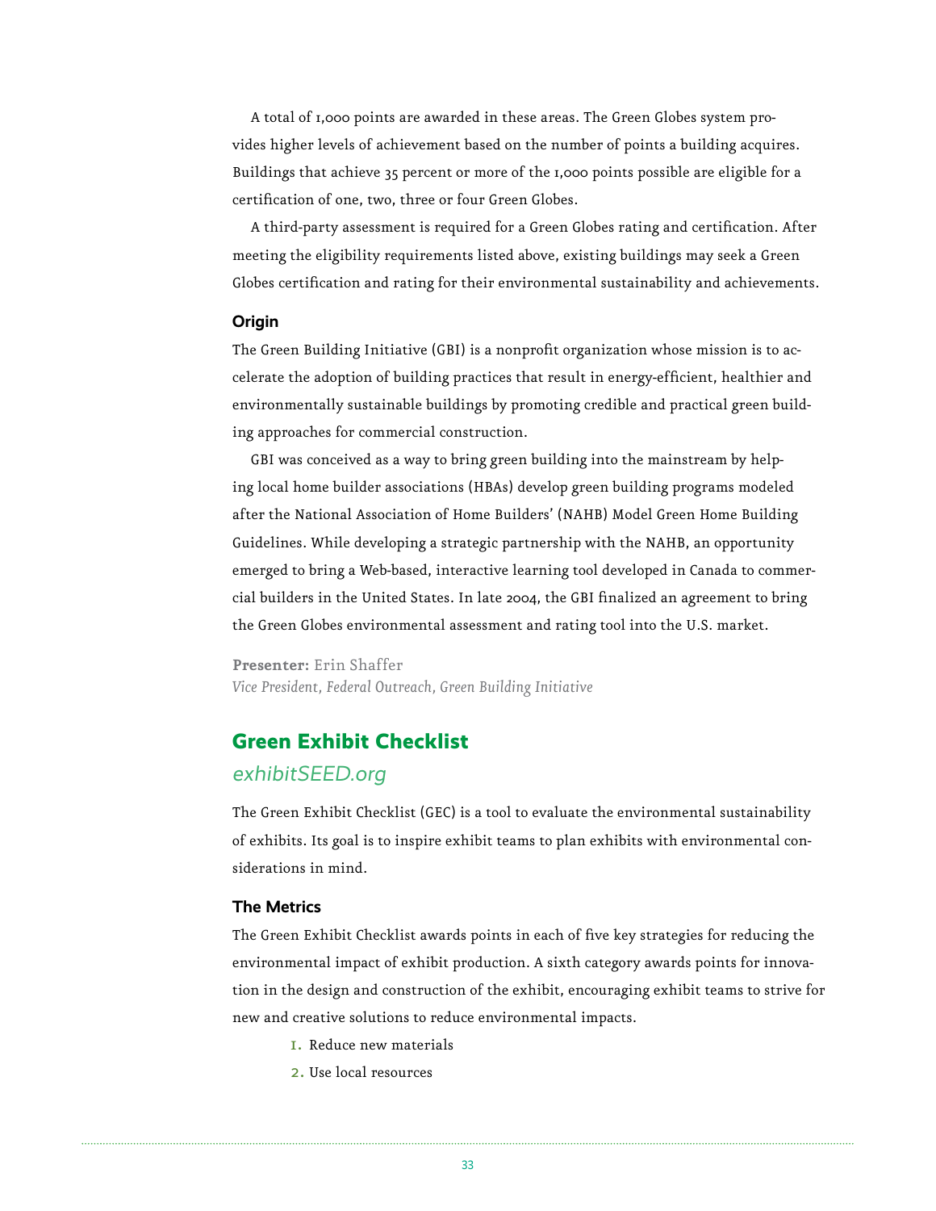A total of 1,000 points are awarded in these areas. The Green Globes system provides higher levels of achievement based on the number of points a building acquires. Buildings that achieve 35 percent or more of the 1,000 points possible are eligible for a certification of one, two, three or four Green Globes.

A third-party assessment is required for a Green Globes rating and certification. After meeting the eligibility requirements listed above, existing buildings may seek a Green Globes certification and rating for their environmental sustainability and achievements.

### Origin

The Green Building Initiative (GBI) is a nonprofit organization whose mission is to accelerate the adoption of building practices that result in energy-efficient, healthier and environmentally sustainable buildings by promoting credible and practical green building approaches for commercial construction.

GBI was conceived as a way to bring green building into the mainstream by helping local home builder associations (HBAs) develop green building programs modeled after the National Association of Home Builders' (NAHB) Model Green Home Building Guidelines. While developing a strategic partnership with the NAHB, an opportunity emerged to bring a Web-based, interactive learning tool developed in Canada to commercial builders in the United States. In late 2004, the GBI finalized an agreement to bring the Green Globes environmental assessment and rating tool into the U.S. market.

**Presenter:** Erin Shaffer
*Vice President, Federal Outreach, Green Building Initiative*

## Green Exhibit Checklist

*exhibitSEED.org*

The Green Exhibit Checklist (GEC) is a tool to evaluate the environmental sustainability of exhibits. Its goal is to inspire exhibit teams to plan exhibits with environmental considerations in mind.

### The Metrics

The Green Exhibit Checklist awards points in each of five key strategies for reducing the environmental impact of exhibit production. A sixth category awards points for innovation in the design and construction of the exhibit, encouraging exhibit teams to strive for new and creative solutions to reduce environmental impacts.

1. Reduce new materials
2. Use local resources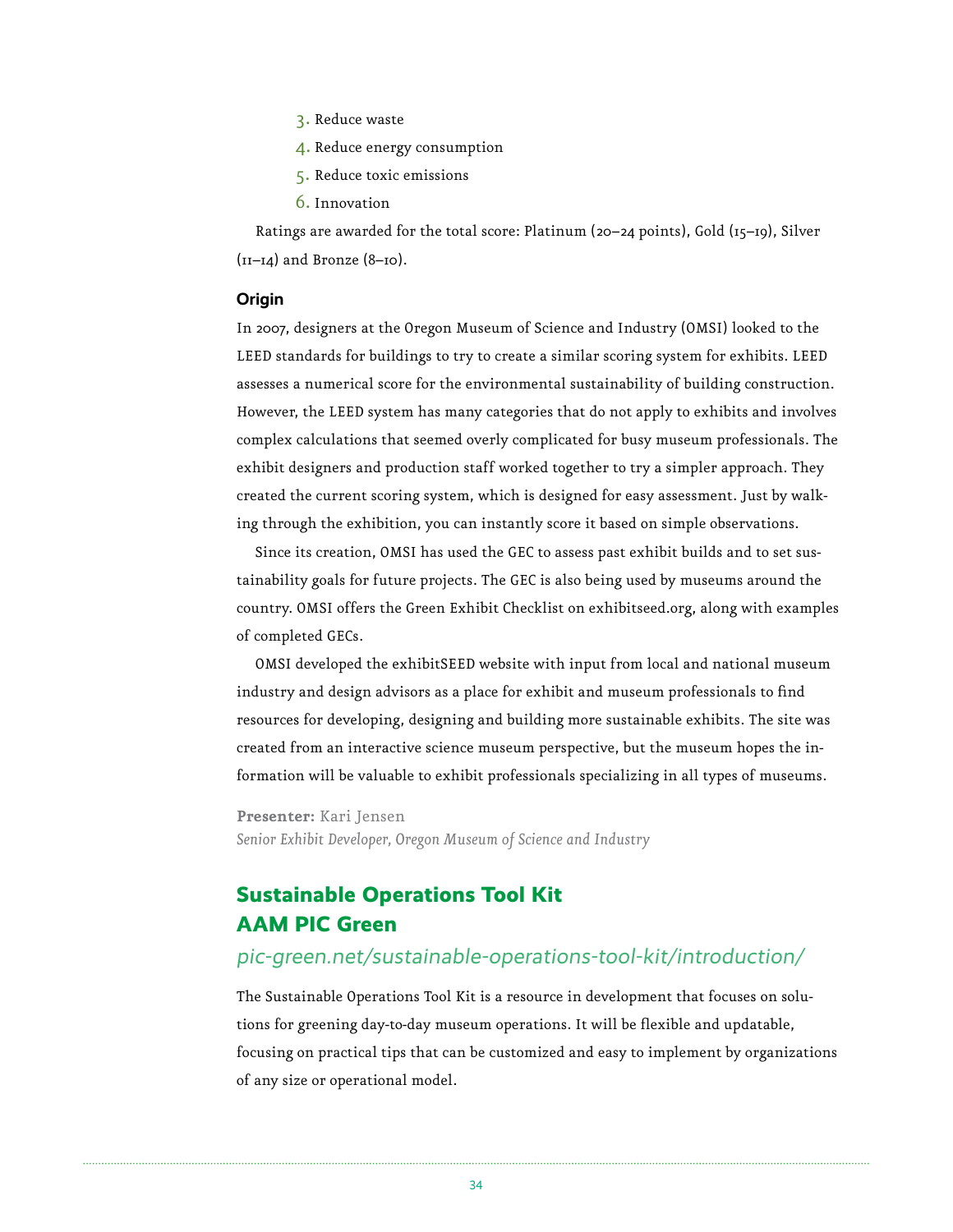3. Reduce waste
4. Reduce energy consumption
5. Reduce toxic emissions
6. Innovation

Ratings are awarded for the total score: Platinum (20–24 points), Gold (15–19), Silver (11–14) and Bronze (8–10).

#### Origin

In 2007, designers at the Oregon Museum of Science and Industry (OMSI) looked to the LEED standards for buildings to try to create a similar scoring system for exhibits. LEED assesses a numerical score for the environmental sustainability of building construction. However, the LEED system has many categories that do not apply to exhibits and involves complex calculations that seemed overly complicated for busy museum professionals. The exhibit designers and production staff worked together to try a simpler approach. They created the current scoring system, which is designed for easy assessment. Just by walking through the exhibition, you can instantly score it based on simple observations.

Since its creation, OMSI has used the GEC to assess past exhibit builds and to set sustainability goals for future projects. The GEC is also being used by museums around the country. OMSI offers the Green Exhibit Checklist on exhibitseed.org, along with examples of completed GECs.

OMSI developed the exhibitSEED website with input from local and national museum industry and design advisors as a place for exhibit and museum professionals to find resources for developing, designing and building more sustainable exhibits. The site was created from an interactive science museum perspective, but the museum hopes the information will be valuable to exhibit professionals specializing in all types of museums.

**Presenter:** Kari Jensen
*Senior Exhibit Developer, Oregon Museum of Science and Industry*

## Sustainable Operations Tool Kit
## AAM PIC Green

*pic-green.net/sustainable-operations-tool-kit/introduction/*

The Sustainable Operations Tool Kit is a resource in development that focuses on solutions for greening day-to-day museum operations. It will be flexible and updatable, focusing on practical tips that can be customized and easy to implement by organizations of any size or operational model.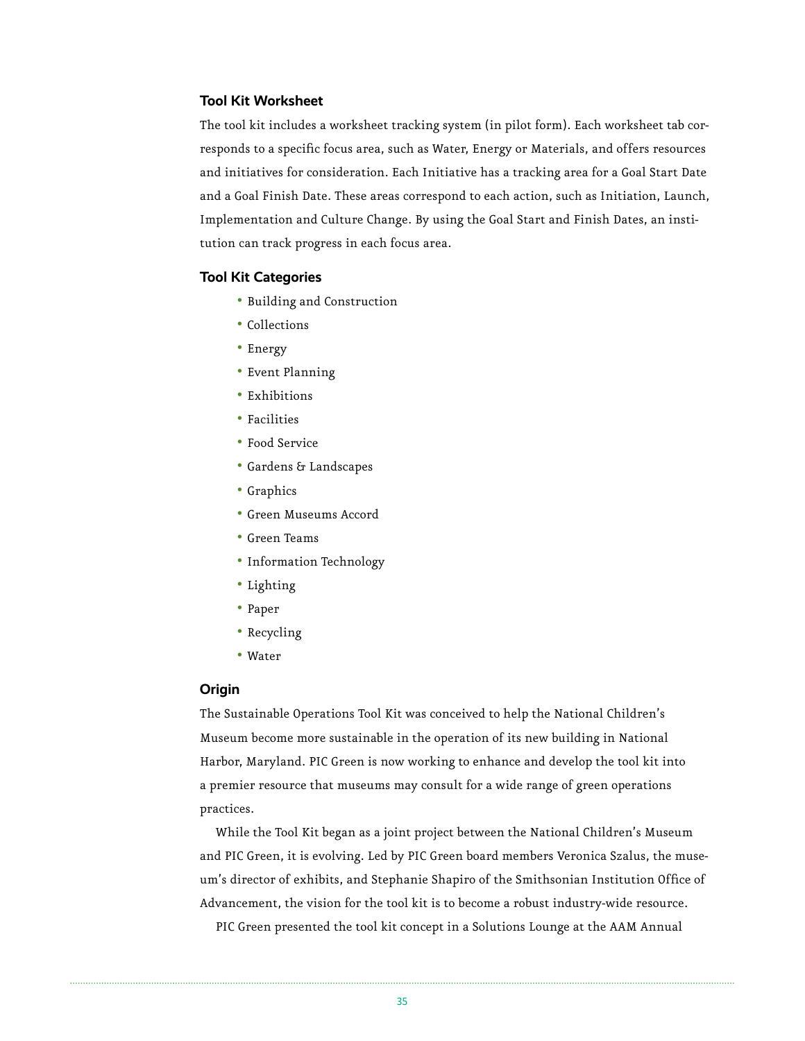### Tool Kit Worksheet

The tool kit includes a worksheet tracking system (in pilot form). Each worksheet tab corresponds to a specific focus area, such as Water, Energy or Materials, and offers resources and initiatives for consideration. Each Initiative has a tracking area for a Goal Start Date and a Goal Finish Date. These areas correspond to each action, such as Initiation, Launch, Implementation and Culture Change. By using the Goal Start and Finish Dates, an institution can track progress in each focus area.

### Tool Kit Categories

- Building and Construction
- Collections
- Energy
- Event Planning
- Exhibitions
- Facilities
- Food Service
- Gardens & Landscapes
- Graphics
- Green Museums Accord
- Green Teams
- Information Technology
- Lighting
- Paper
- Recycling
- Water

### Origin

The Sustainable Operations Tool Kit was conceived to help the National Children's Museum become more sustainable in the operation of its new building in National Harbor, Maryland. PIC Green is now working to enhance and develop the tool kit into a premier resource that museums may consult for a wide range of green operations practices.

While the Tool Kit began as a joint project between the National Children's Museum and PIC Green, it is evolving. Led by PIC Green board members Veronica Szalus, the museum's director of exhibits, and Stephanie Shapiro of the Smithsonian Institution Office of Advancement, the vision for the tool kit is to become a robust industry-wide resource.

PIC Green presented the tool kit concept in a Solutions Lounge at the AAM Annual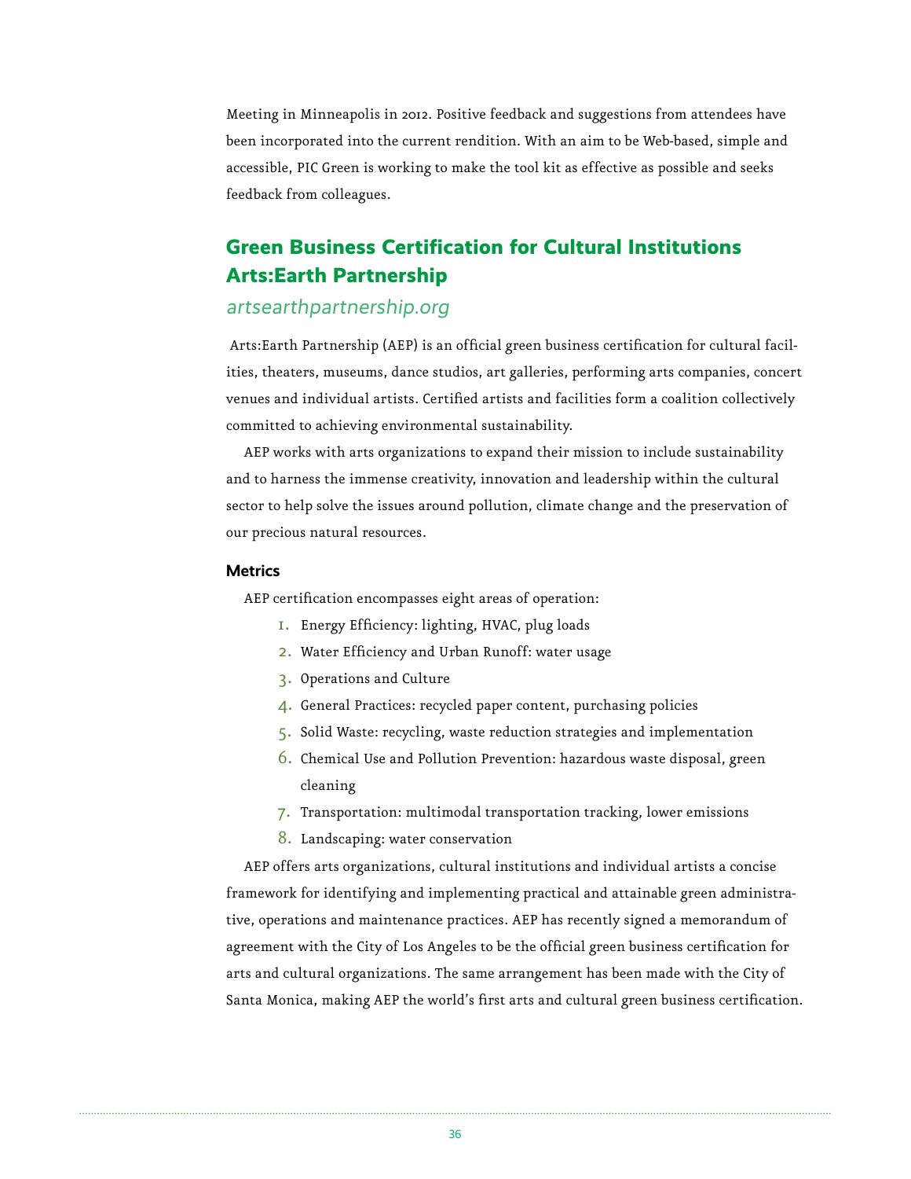Meeting in Minneapolis in 2012. Positive feedback and suggestions from attendees have been incorporated into the current rendition. With an aim to be Web-based, simple and accessible, PIC Green is working to make the tool kit as effective as possible and seeks feedback from colleagues.

## Green Business Certification for Cultural Institutions Arts:Earth Partnership

*artsearthpartnership.org*

Arts:Earth Partnership (AEP) is an official green business certification for cultural facilities, theaters, museums, dance studios, art galleries, performing arts companies, concert venues and individual artists. Certified artists and facilities form a coalition collectively committed to achieving environmental sustainability.

AEP works with arts organizations to expand their mission to include sustainability and to harness the immense creativity, innovation and leadership within the cultural sector to help solve the issues around pollution, climate change and the preservation of our precious natural resources.

### Metrics

AEP certification encompasses eight areas of operation:

1. Energy Efficiency: lighting, HVAC, plug loads
2. Water Efficiency and Urban Runoff: water usage
3. Operations and Culture
4. General Practices: recycled paper content, purchasing policies
5. Solid Waste: recycling, waste reduction strategies and implementation
6. Chemical Use and Pollution Prevention: hazardous waste disposal, green cleaning
7. Transportation: multimodal transportation tracking, lower emissions
8. Landscaping: water conservation

AEP offers arts organizations, cultural institutions and individual artists a concise framework for identifying and implementing practical and attainable green administrative, operations and maintenance practices. AEP has recently signed a memorandum of agreement with the City of Los Angeles to be the official green business certification for arts and cultural organizations. The same arrangement has been made with the City of Santa Monica, making AEP the world's first arts and cultural green business certification.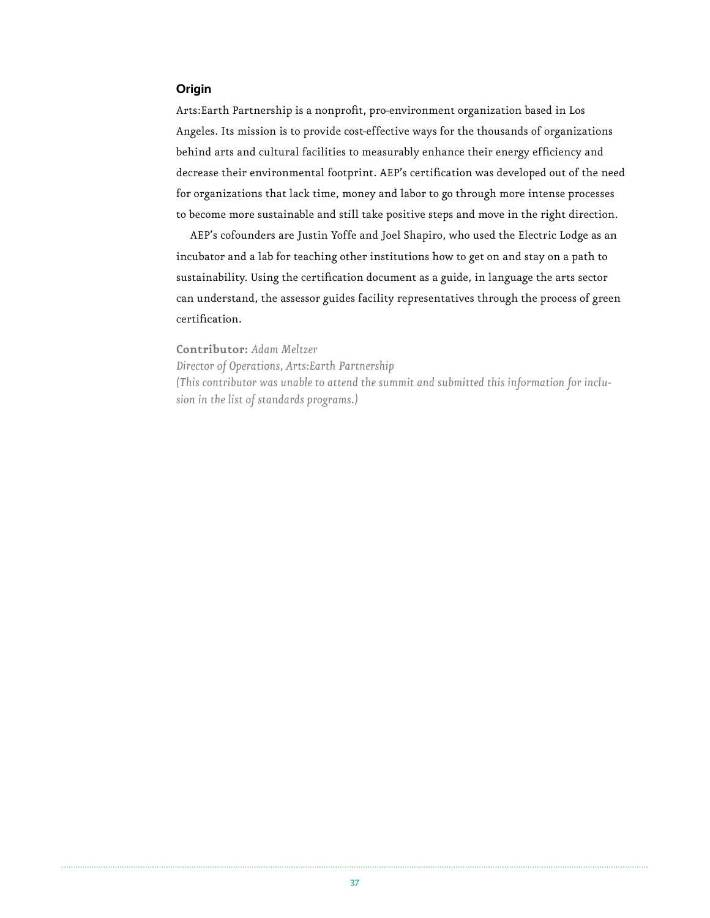### Origin

Arts:Earth Partnership is a nonprofit, pro-environment organization based in Los Angeles. Its mission is to provide cost-effective ways for the thousands of organizations behind arts and cultural facilities to measurably enhance their energy efficiency and decrease their environmental footprint. AEP's certification was developed out of the need for organizations that lack time, money and labor to go through more intense processes to become more sustainable and still take positive steps and move in the right direction.

AEP's cofounders are Justin Yoffe and Joel Shapiro, who used the Electric Lodge as an incubator and a lab for teaching other institutions how to get on and stay on a path to sustainability. Using the certification document as a guide, in language the arts sector can understand, the assessor guides facility representatives through the process of green certification.

**Contributor:** *Adam Meltzer*
*Director of Operations, Arts:Earth Partnership*
*(This contributor was unable to attend the summit and submitted this information for inclusion in the list of standards programs.)*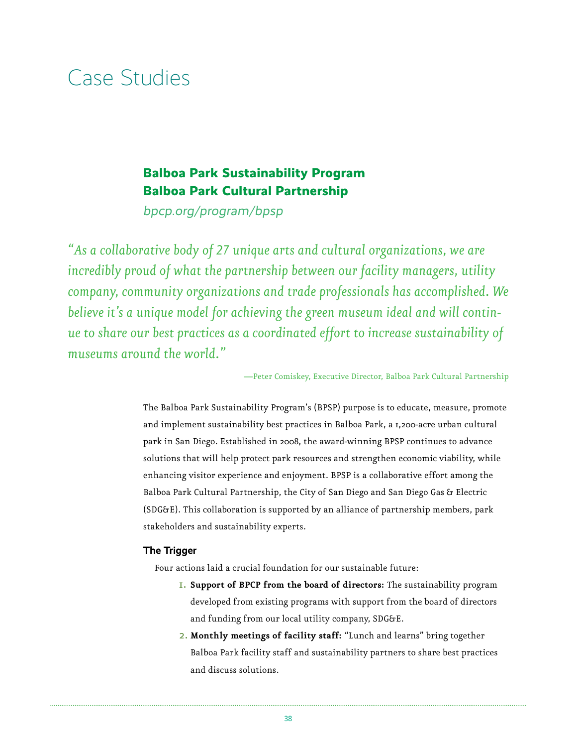# Case Studies

## Balboa Park Sustainability Program
## Balboa Park Cultural Partnership

*bpcp.org/program/bpsp*

*"As a collaborative body of 27 unique arts and cultural organizations, we are incredibly proud of what the partnership between our facility managers, utility company, community organizations and trade professionals has accomplished. We believe it's a unique model for achieving the green museum ideal and will continue to share our best practices as a coordinated effort to increase sustainability of museums around the world."*

—Peter Comiskey, Executive Director, Balboa Park Cultural Partnership

The Balboa Park Sustainability Program's (BPSP) purpose is to educate, measure, promote and implement sustainability best practices in Balboa Park, a 1,200-acre urban cultural park in San Diego. Established in 2008, the award-winning BPSP continues to advance solutions that will help protect park resources and strengthen economic viability, while enhancing visitor experience and enjoyment. BPSP is a collaborative effort among the Balboa Park Cultural Partnership, the City of San Diego and San Diego Gas & Electric (SDG&E). This collaboration is supported by an alliance of partnership members, park stakeholders and sustainability experts.

### The Trigger

Four actions laid a crucial foundation for our sustainable future:

1. **Support of BPCP from the board of directors:** The sustainability program developed from existing programs with support from the board of directors and funding from our local utility company, SDG&E.
2. **Monthly meetings of facility staff:** "Lunch and learns" bring together Balboa Park facility staff and sustainability partners to share best practices and discuss solutions.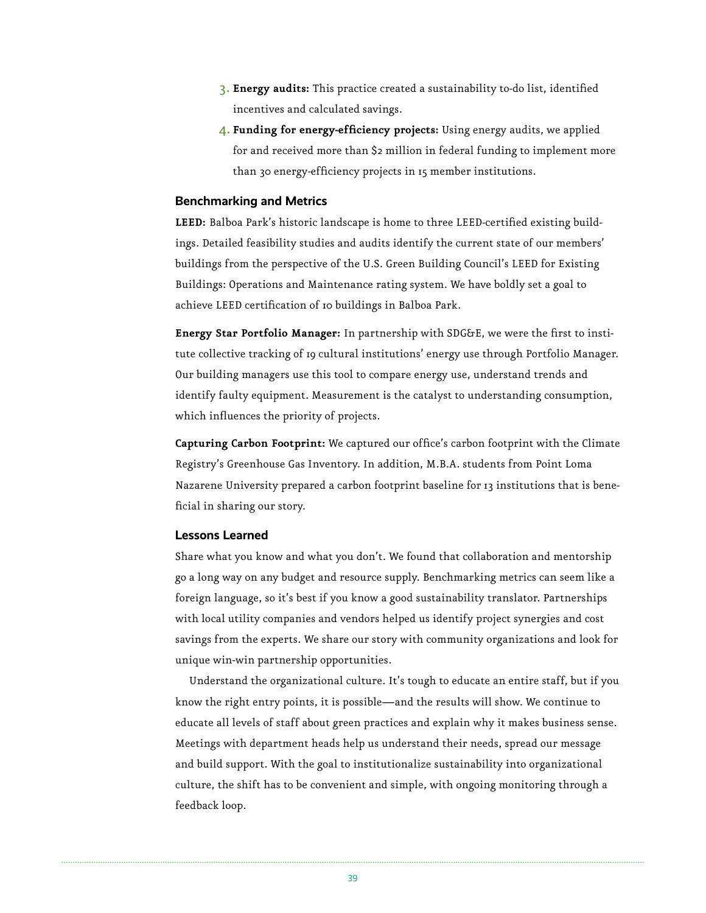3. **Energy audits:** This practice created a sustainability to-do list, identified incentives and calculated savings.
4. **Funding for energy-efficiency projects:** Using energy audits, we applied for and received more than $2 million in federal funding to implement more than 30 energy-efficiency projects in 15 member institutions.

### Benchmarking and Metrics

**LEED:** Balboa Park's historic landscape is home to three LEED-certified existing buildings. Detailed feasibility studies and audits identify the current state of our members' buildings from the perspective of the U.S. Green Building Council's LEED for Existing Buildings: Operations and Maintenance rating system. We have boldly set a goal to achieve LEED certification of 10 buildings in Balboa Park.

**Energy Star Portfolio Manager:** In partnership with SDG&E, we were the first to institute collective tracking of 19 cultural institutions' energy use through Portfolio Manager. Our building managers use this tool to compare energy use, understand trends and identify faulty equipment. Measurement is the catalyst to understanding consumption, which influences the priority of projects.

**Capturing Carbon Footprint:** We captured our office's carbon footprint with the Climate Registry's Greenhouse Gas Inventory. In addition, M.B.A. students from Point Loma Nazarene University prepared a carbon footprint baseline for 13 institutions that is beneficial in sharing our story.

### Lessons Learned

Share what you know and what you don't. We found that collaboration and mentorship go a long way on any budget and resource supply. Benchmarking metrics can seem like a foreign language, so it's best if you know a good sustainability translator. Partnerships with local utility companies and vendors helped us identify project synergies and cost savings from the experts. We share our story with community organizations and look for unique win-win partnership opportunities.

Understand the organizational culture. It's tough to educate an entire staff, but if you know the right entry points, it is possible—and the results will show. We continue to educate all levels of staff about green practices and explain why it makes business sense. Meetings with department heads help us understand their needs, spread our message and build support. With the goal to institutionalize sustainability into organizational culture, the shift has to be convenient and simple, with ongoing monitoring through a feedback loop.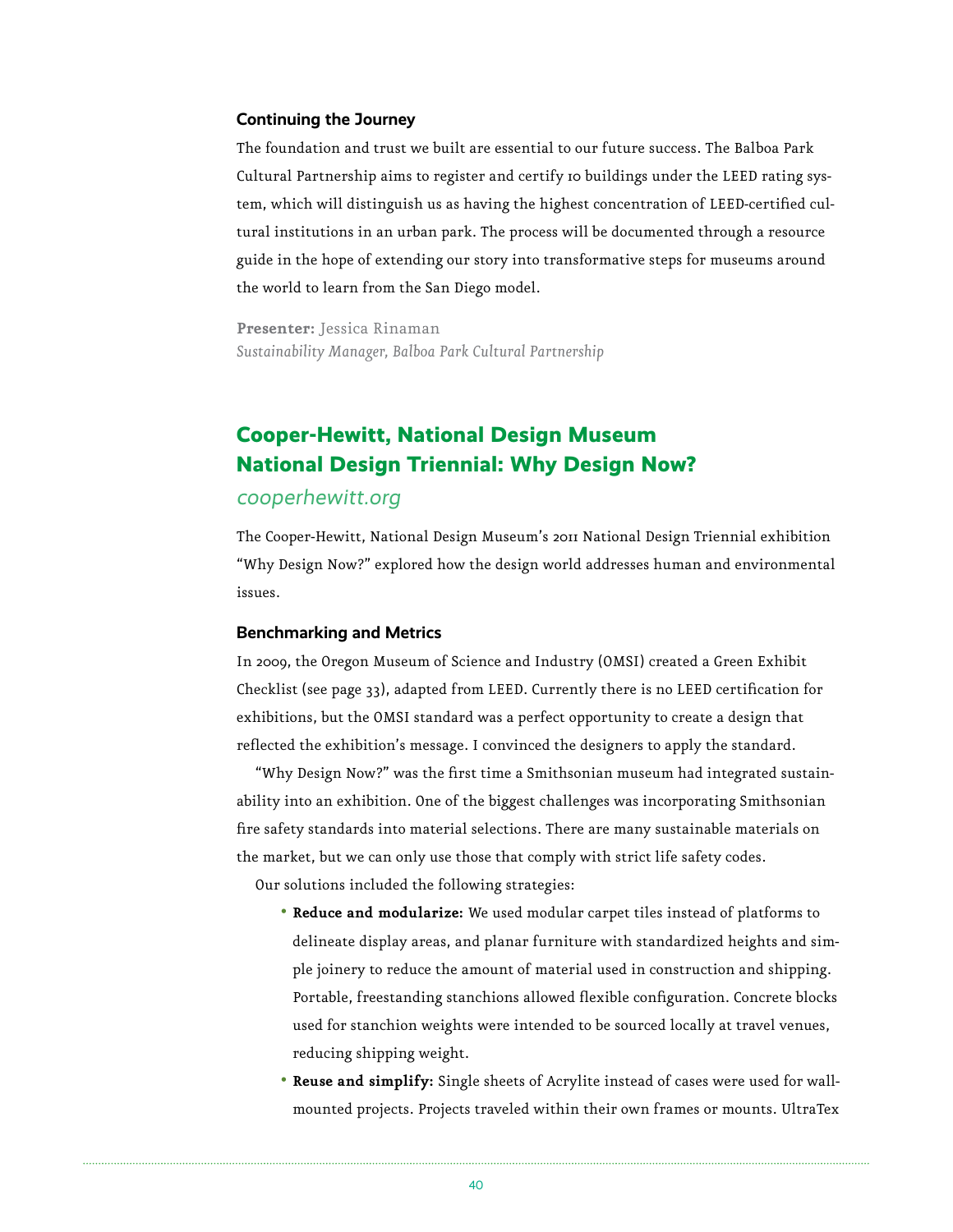### Continuing the Journey

The foundation and trust we built are essential to our future success. The Balboa Park Cultural Partnership aims to register and certify 10 buildings under the LEED rating system, which will distinguish us as having the highest concentration of LEED-certified cultural institutions in an urban park. The process will be documented through a resource guide in the hope of extending our story into transformative steps for museums around the world to learn from the San Diego model.

**Presenter:** Jessica Rinaman
*Sustainability Manager, Balboa Park Cultural Partnership*

## Cooper-Hewitt, National Design Museum National Design Triennial: Why Design Now?

*cooperhewitt.org*

The Cooper-Hewitt, National Design Museum's 2011 National Design Triennial exhibition "Why Design Now?" explored how the design world addresses human and environmental issues.

### Benchmarking and Metrics

In 2009, the Oregon Museum of Science and Industry (OMSI) created a Green Exhibit Checklist (see page 33), adapted from LEED. Currently there is no LEED certification for exhibitions, but the OMSI standard was a perfect opportunity to create a design that reflected the exhibition's message. I convinced the designers to apply the standard.

"Why Design Now?" was the first time a Smithsonian museum had integrated sustainability into an exhibition. One of the biggest challenges was incorporating Smithsonian fire safety standards into material selections. There are many sustainable materials on the market, but we can only use those that comply with strict life safety codes.

Our solutions included the following strategies:

- **Reduce and modularize:** We used modular carpet tiles instead of platforms to delineate display areas, and planar furniture with standardized heights and simple joinery to reduce the amount of material used in construction and shipping. Portable, freestanding stanchions allowed flexible configuration. Concrete blocks used for stanchion weights were intended to be sourced locally at travel venues, reducing shipping weight.
- **Reuse and simplify:** Single sheets of Acrylite instead of cases were used for wall-mounted projects. Projects traveled within their own frames or mounts. UltraTex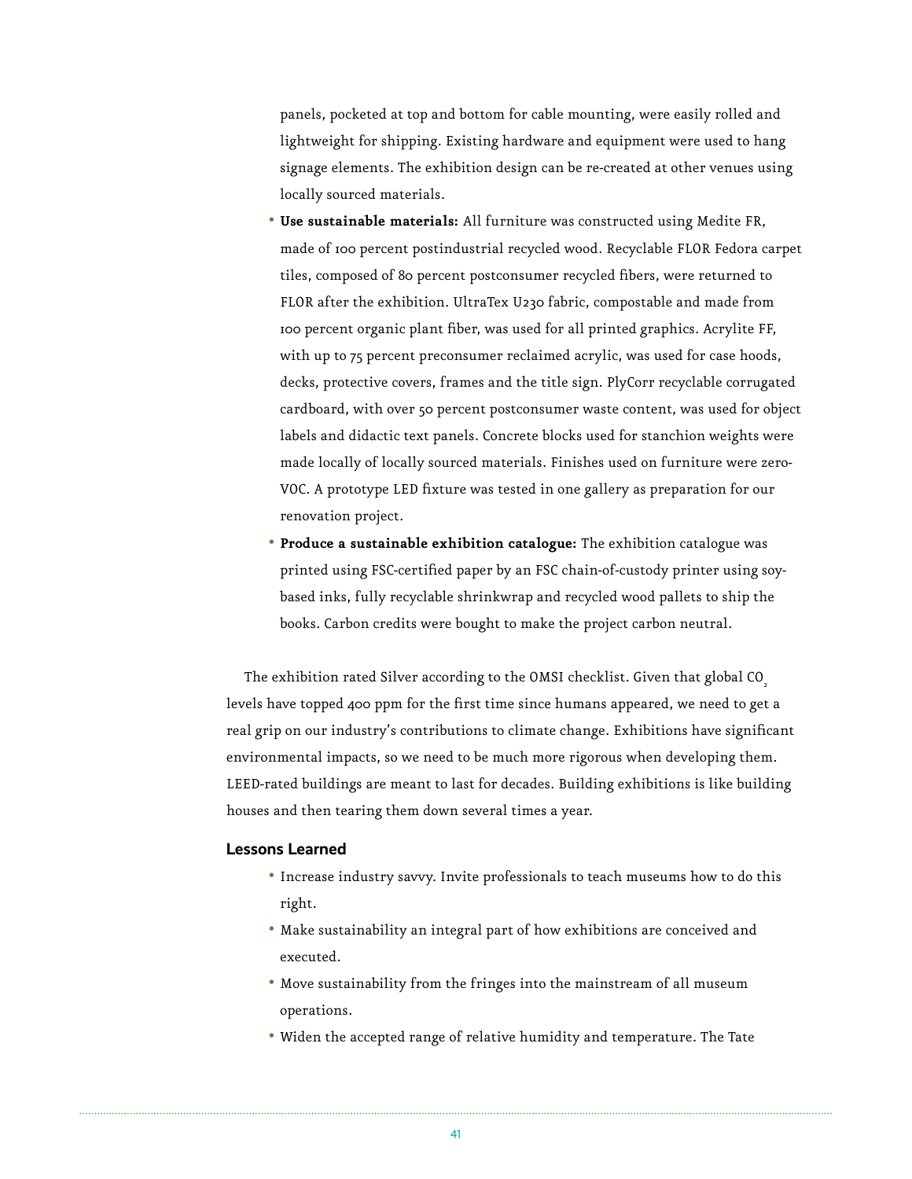panels, pocketed at top and bottom for cable mounting, were easily rolled and lightweight for shipping. Existing hardware and equipment were used to hang signage elements. The exhibition design can be re-created at other venues using locally sourced materials.

- **Use sustainable materials:** All furniture was constructed using Medite FR, made of 100 percent postindustrial recycled wood. Recyclable FLOR Fedora carpet tiles, composed of 80 percent postconsumer recycled fibers, were returned to FLOR after the exhibition. UltraTex U230 fabric, compostable and made from 100 percent organic plant fiber, was used for all printed graphics. Acrylite FF, with up to 75 percent preconsumer reclaimed acrylic, was used for case hoods, decks, protective covers, frames and the title sign. PlyCorr recyclable corrugated cardboard, with over 50 percent postconsumer waste content, was used for object labels and didactic text panels. Concrete blocks used for stanchion weights were made locally of locally sourced materials. Finishes used on furniture were zero-VOC. A prototype LED fixture was tested in one gallery as preparation for our renovation project.
- **Produce a sustainable exhibition catalogue:** The exhibition catalogue was printed using FSC-certified paper by an FSC chain-of-custody printer using soy-based inks, fully recyclable shrinkwrap and recycled wood pallets to ship the books. Carbon credits were bought to make the project carbon neutral.

The exhibition rated Silver according to the OMSI checklist. Given that global $CO_2$ levels have topped 400 ppm for the first time since humans appeared, we need to get a real grip on our industry's contributions to climate change. Exhibitions have significant environmental impacts, so we need to be much more rigorous when developing them. LEED-rated buildings are meant to last for decades. Building exhibitions is like building houses and then tearing them down several times a year.

### Lessons Learned

- Increase industry savvy. Invite professionals to teach museums how to do this right.
- Make sustainability an integral part of how exhibitions are conceived and executed.
- Move sustainability from the fringes into the mainstream of all museum operations.
- Widen the accepted range of relative humidity and temperature. The Tate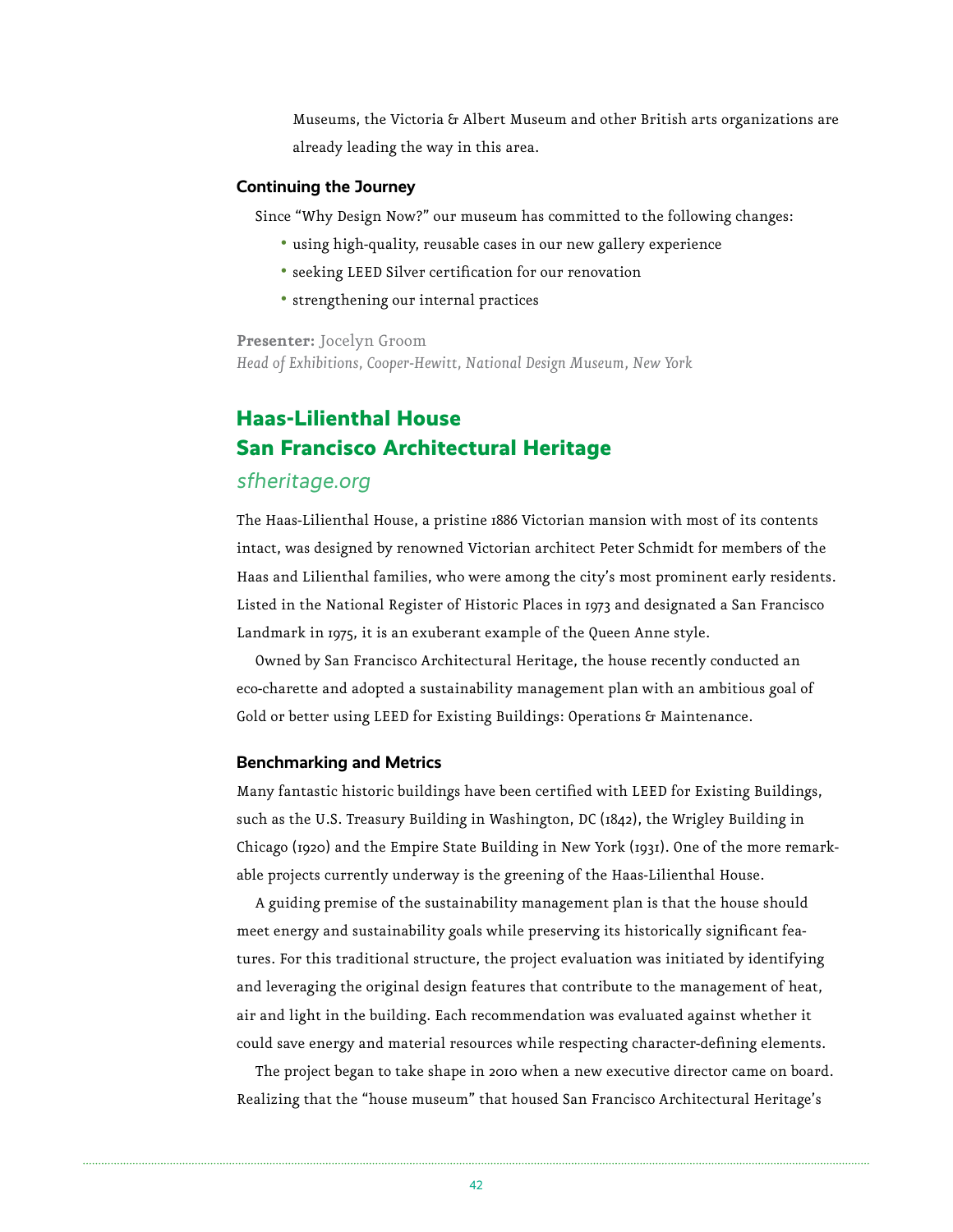Museums, the Victoria & Albert Museum and other British arts organizations are already leading the way in this area.

### Continuing the Journey

Since "Why Design Now?" our museum has committed to the following changes:

- using high-quality, reusable cases in our new gallery experience
- seeking LEED Silver certification for our renovation
- strengthening our internal practices

**Presenter:** Jocelyn Groom
*Head of Exhibitions, Cooper-Hewitt, National Design Museum, New York*

## Haas-Lilienthal House
## San Francisco Architectural Heritage

*sfheritage.org*

The Haas-Lilienthal House, a pristine 1886 Victorian mansion with most of its contents intact, was designed by renowned Victorian architect Peter Schmidt for members of the Haas and Lilienthal families, who were among the city's most prominent early residents. Listed in the National Register of Historic Places in 1973 and designated a San Francisco Landmark in 1975, it is an exuberant example of the Queen Anne style.

Owned by San Francisco Architectural Heritage, the house recently conducted an eco-charette and adopted a sustainability management plan with an ambitious goal of Gold or better using LEED for Existing Buildings: Operations & Maintenance.

### Benchmarking and Metrics

Many fantastic historic buildings have been certified with LEED for Existing Buildings, such as the U.S. Treasury Building in Washington, DC (1842), the Wrigley Building in Chicago (1920) and the Empire State Building in New York (1931). One of the more remarkable projects currently underway is the greening of the Haas-Lilienthal House.

A guiding premise of the sustainability management plan is that the house should meet energy and sustainability goals while preserving its historically significant features. For this traditional structure, the project evaluation was initiated by identifying and leveraging the original design features that contribute to the management of heat, air and light in the building. Each recommendation was evaluated against whether it could save energy and material resources while respecting character-defining elements.

The project began to take shape in 2010 when a new executive director came on board. Realizing that the "house museum" that housed San Francisco Architectural Heritage's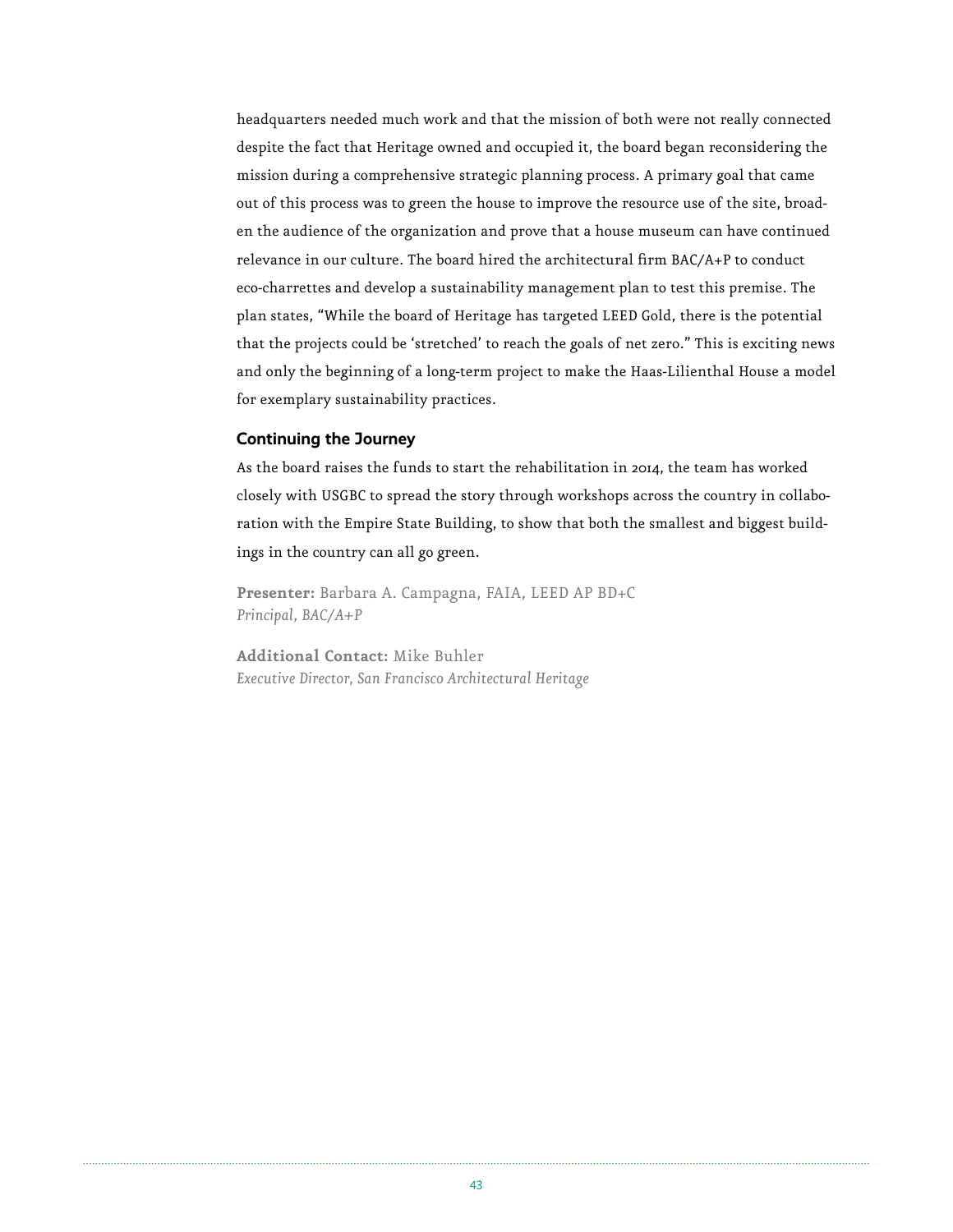headquarters needed much work and that the mission of both were not really connected despite the fact that Heritage owned and occupied it, the board began reconsidering the mission during a comprehensive strategic planning process. A primary goal that came out of this process was to green the house to improve the resource use of the site, broaden the audience of the organization and prove that a house museum can have continued relevance in our culture. The board hired the architectural firm BAC/A+P to conduct eco-charrettes and develop a sustainability management plan to test this premise. The plan states, "While the board of Heritage has targeted LEED Gold, there is the potential that the projects could be 'stretched' to reach the goals of net zero." This is exciting news and only the beginning of a long-term project to make the Haas-Lilienthal House a model for exemplary sustainability practices.

### Continuing the Journey

As the board raises the funds to start the rehabilitation in 2014, the team has worked closely with USGBC to spread the story through workshops across the country in collaboration with the Empire State Building, to show that both the smallest and biggest buildings in the country can all go green.

**Presenter:** Barbara A. Campagna, FAIA, LEED AP BD+C
*Principal, BAC/A+P*

**Additional Contact:** Mike Buhler
*Executive Director, San Francisco Architectural Heritage*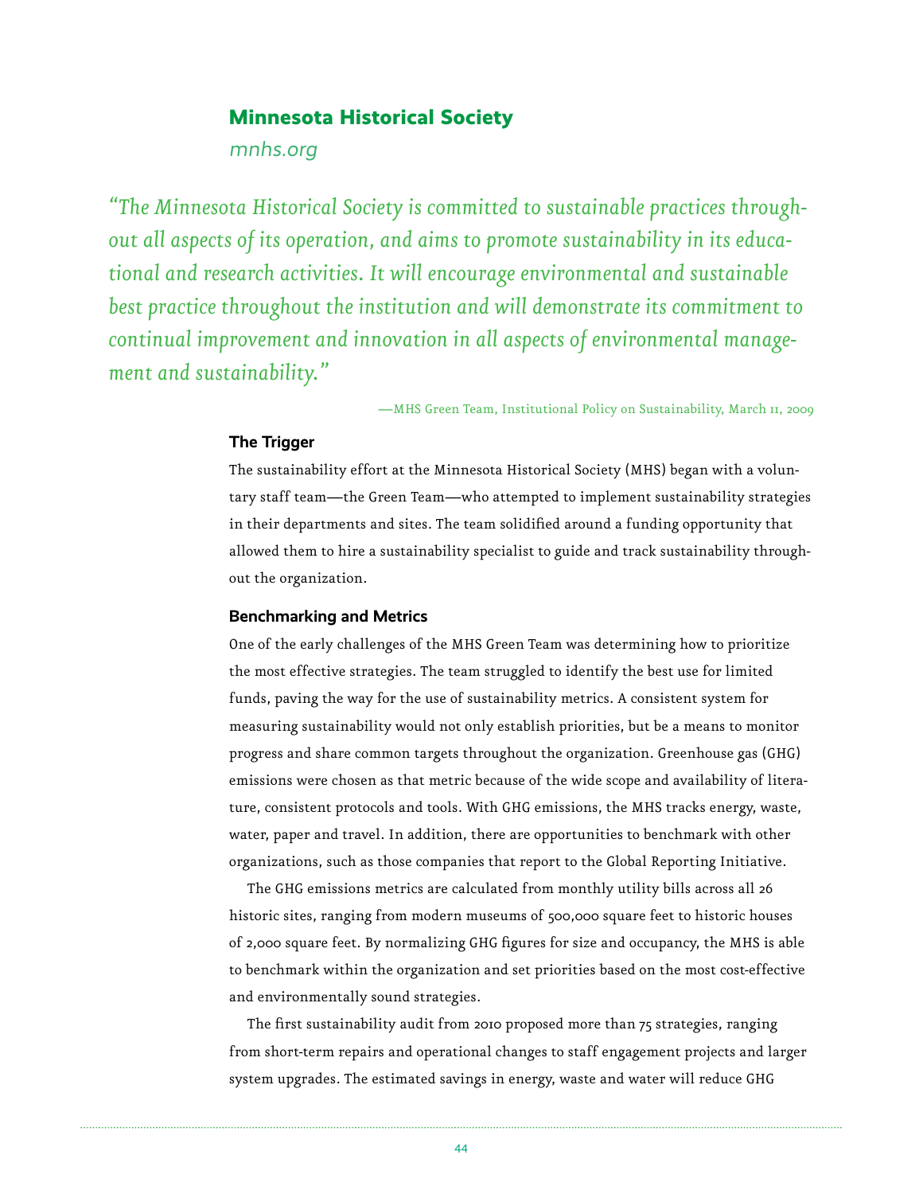## Minnesota Historical Society

*mnhs.org*

*"The Minnesota Historical Society is committed to sustainable practices throughout all aspects of its operation, and aims to promote sustainability in its educational and research activities. It will encourage environmental and sustainable best practice throughout the institution and will demonstrate its commitment to continual improvement and innovation in all aspects of environmental management and sustainability."*

—MHS Green Team, Institutional Policy on Sustainability, March 11, 2009

### The Trigger

The sustainability effort at the Minnesota Historical Society (MHS) began with a voluntary staff team—the Green Team—who attempted to implement sustainability strategies in their departments and sites. The team solidified around a funding opportunity that allowed them to hire a sustainability specialist to guide and track sustainability throughout the organization.

### Benchmarking and Metrics

One of the early challenges of the MHS Green Team was determining how to prioritize the most effective strategies. The team struggled to identify the best use for limited funds, paving the way for the use of sustainability metrics. A consistent system for measuring sustainability would not only establish priorities, but be a means to monitor progress and share common targets throughout the organization. Greenhouse gas (GHG) emissions were chosen as that metric because of the wide scope and availability of literature, consistent protocols and tools. With GHG emissions, the MHS tracks energy, waste, water, paper and travel. In addition, there are opportunities to benchmark with other organizations, such as those companies that report to the Global Reporting Initiative.

The GHG emissions metrics are calculated from monthly utility bills across all 26 historic sites, ranging from modern museums of 500,000 square feet to historic houses of 2,000 square feet. By normalizing GHG figures for size and occupancy, the MHS is able to benchmark within the organization and set priorities based on the most cost-effective and environmentally sound strategies.

The first sustainability audit from 2010 proposed more than 75 strategies, ranging from short-term repairs and operational changes to staff engagement projects and larger system upgrades. The estimated savings in energy, waste and water will reduce GHG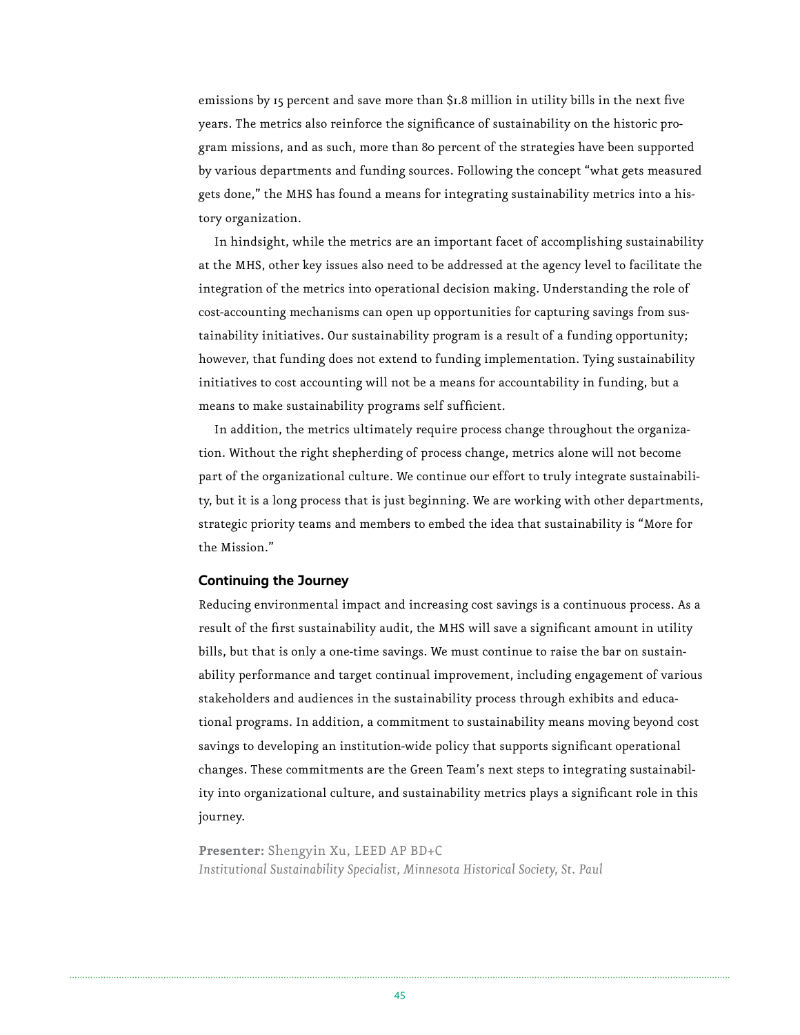emissions by 15 percent and save more than $1.8 million in utility bills in the next five years. The metrics also reinforce the significance of sustainability on the historic program missions, and as such, more than 80 percent of the strategies have been supported by various departments and funding sources. Following the concept "what gets measured gets done," the MHS has found a means for integrating sustainability metrics into a history organization.

In hindsight, while the metrics are an important facet of accomplishing sustainability at the MHS, other key issues also need to be addressed at the agency level to facilitate the integration of the metrics into operational decision making. Understanding the role of cost-accounting mechanisms can open up opportunities for capturing savings from sustainability initiatives. Our sustainability program is a result of a funding opportunity; however, that funding does not extend to funding implementation. Tying sustainability initiatives to cost accounting will not be a means for accountability in funding, but a means to make sustainability programs self sufficient.

In addition, the metrics ultimately require process change throughout the organization. Without the right shepherding of process change, metrics alone will not become part of the organizational culture. We continue our effort to truly integrate sustainability, but it is a long process that is just beginning. We are working with other departments, strategic priority teams and members to embed the idea that sustainability is "More for the Mission."

### Continuing the Journey

Reducing environmental impact and increasing cost savings is a continuous process. As a result of the first sustainability audit, the MHS will save a significant amount in utility bills, but that is only a one-time savings. We must continue to raise the bar on sustainability performance and target continual improvement, including engagement of various stakeholders and audiences in the sustainability process through exhibits and educational programs. In addition, a commitment to sustainability means moving beyond cost savings to developing an institution-wide policy that supports significant operational changes. These commitments are the Green Team's next steps to integrating sustainability into organizational culture, and sustainability metrics plays a significant role in this journey.

**Presenter:** Shengyin Xu, LEED AP BD+C
*Institutional Sustainability Specialist, Minnesota Historical Society, St. Paul*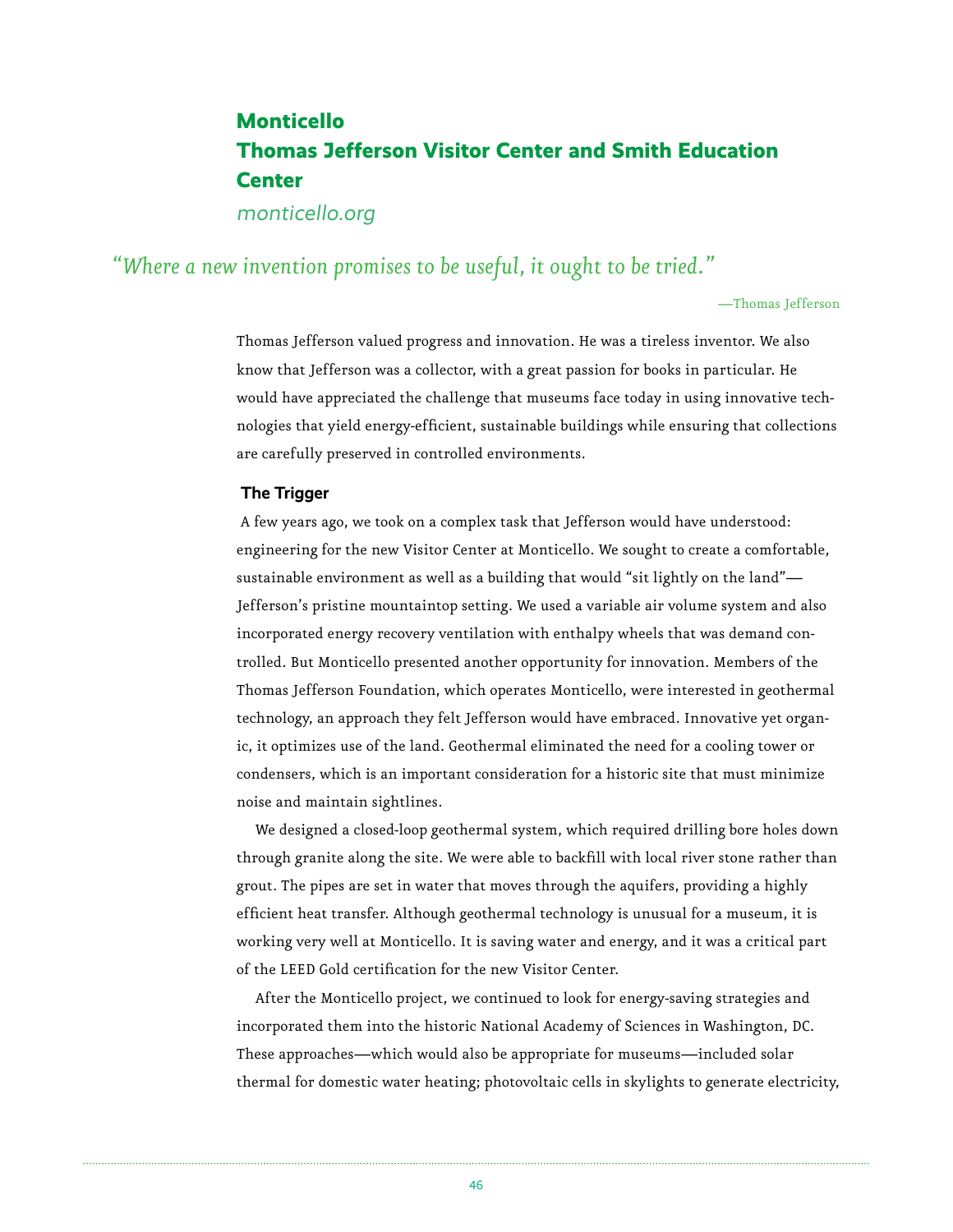## Monticello
## Thomas Jefferson Visitor Center and Smith Education Center

*monticello.org*

*"Where a new invention promises to be useful, it ought to be tried."*

—Thomas Jefferson

Thomas Jefferson valued progress and innovation. He was a tireless inventor. We also know that Jefferson was a collector, with a great passion for books in particular. He would have appreciated the challenge that museums face today in using innovative technologies that yield energy-efficient, sustainable buildings while ensuring that collections are carefully preserved in controlled environments.

### The Trigger

A few years ago, we took on a complex task that Jefferson would have understood: engineering for the new Visitor Center at Monticello. We sought to create a comfortable, sustainable environment as well as a building that would "sit lightly on the land"—Jefferson's pristine mountaintop setting. We used a variable air volume system and also incorporated energy recovery ventilation with enthalpy wheels that was demand controlled. But Monticello presented another opportunity for innovation. Members of the Thomas Jefferson Foundation, which operates Monticello, were interested in geothermal technology, an approach they felt Jefferson would have embraced. Innovative yet organic, it optimizes use of the land. Geothermal eliminated the need for a cooling tower or condensers, which is an important consideration for a historic site that must minimize noise and maintain sightlines.

We designed a closed-loop geothermal system, which required drilling bore holes down through granite along the site. We were able to backfill with local river stone rather than grout. The pipes are set in water that moves through the aquifers, providing a highly efficient heat transfer. Although geothermal technology is unusual for a museum, it is working very well at Monticello. It is saving water and energy, and it was a critical part of the LEED Gold certification for the new Visitor Center.

After the Monticello project, we continued to look for energy-saving strategies and incorporated them into the historic National Academy of Sciences in Washington, DC. These approaches—which would also be appropriate for museums—included solar thermal for domestic water heating; photovoltaic cells in skylights to generate electricity,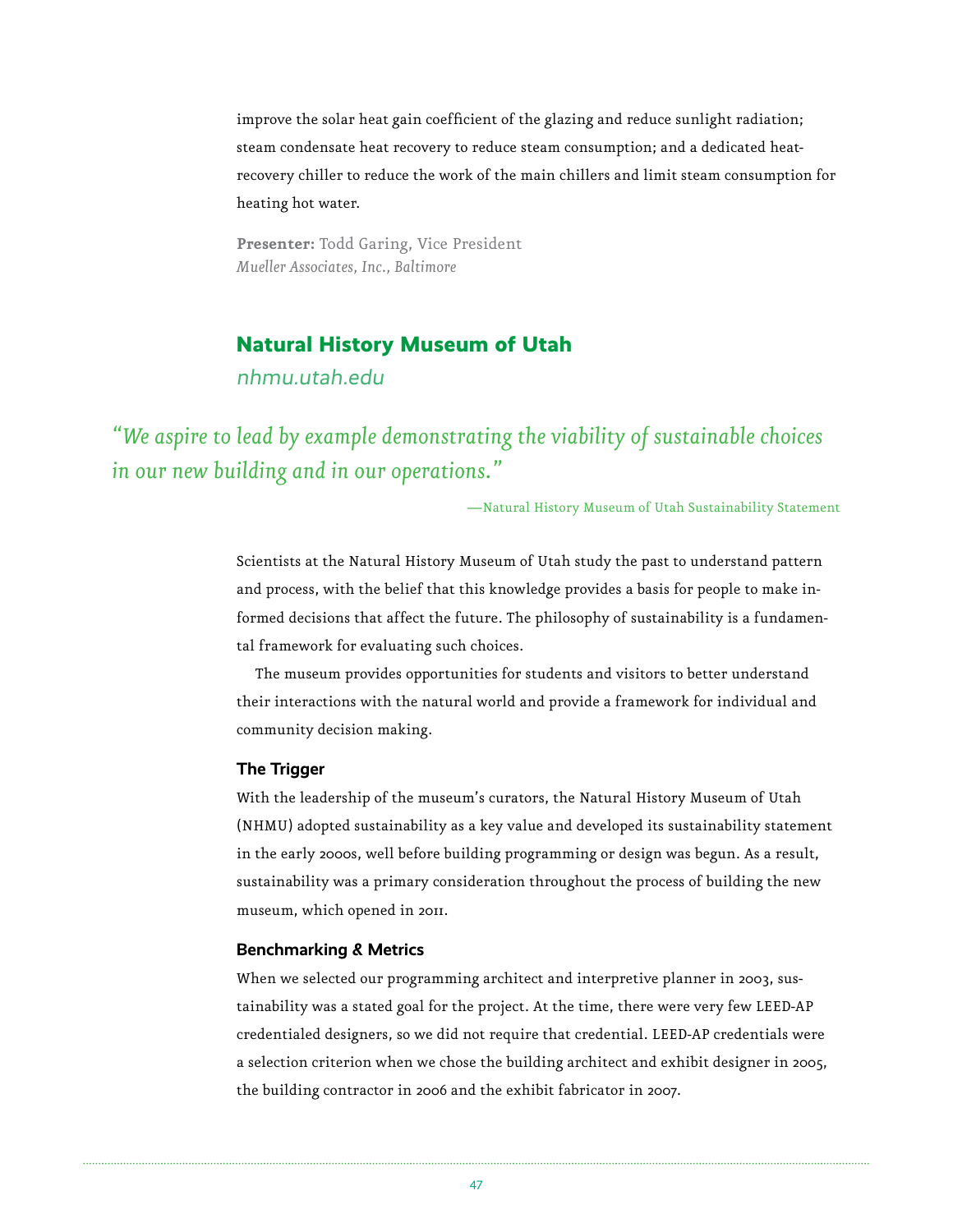improve the solar heat gain coefficient of the glazing and reduce sunlight radiation; steam condensate heat recovery to reduce steam consumption; and a dedicated heat-recovery chiller to reduce the work of the main chillers and limit steam consumption for heating hot water.

**Presenter:** Todd Garing, Vice President
*Mueller Associates, Inc., Baltimore*

## Natural History Museum of Utah

*nhmu.utah.edu*

*"We aspire to lead by example demonstrating the viability of sustainable choices in our new building and in our operations."*

—Natural History Museum of Utah Sustainability Statement

Scientists at the Natural History Museum of Utah study the past to understand pattern and process, with the belief that this knowledge provides a basis for people to make informed decisions that affect the future. The philosophy of sustainability is a fundamental framework for evaluating such choices.

The museum provides opportunities for students and visitors to better understand their interactions with the natural world and provide a framework for individual and community decision making.

### The Trigger

With the leadership of the museum's curators, the Natural History Museum of Utah (NHMU) adopted sustainability as a key value and developed its sustainability statement in the early 2000s, well before building programming or design was begun. As a result, sustainability was a primary consideration throughout the process of building the new museum, which opened in 2011.

### Benchmarking & Metrics

When we selected our programming architect and interpretive planner in 2003, sustainability was a stated goal for the project. At the time, there were very few LEED-AP credentialed designers, so we did not require that credential. LEED-AP credentials were a selection criterion when we chose the building architect and exhibit designer in 2005, the building contractor in 2006 and the exhibit fabricator in 2007.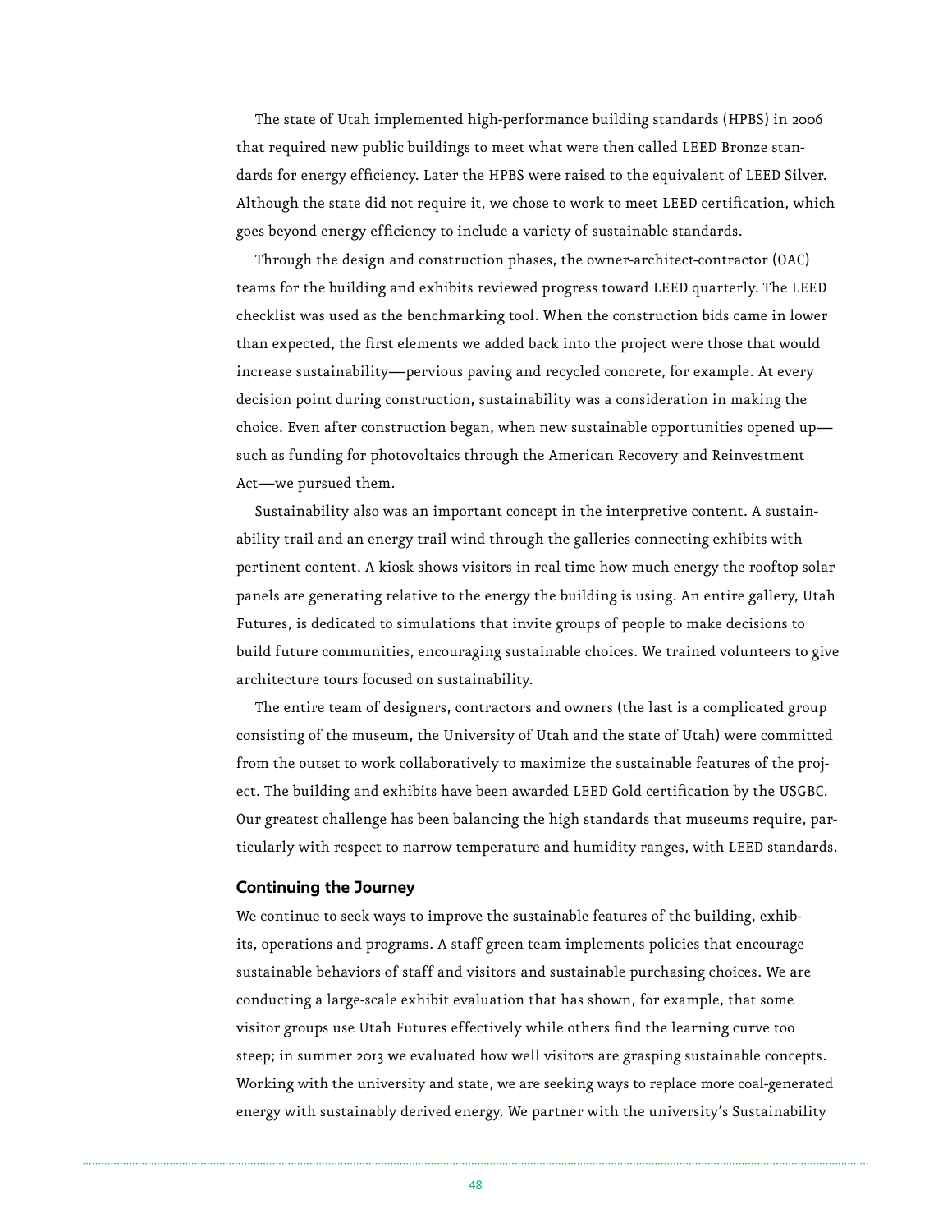The state of Utah implemented high-performance building standards (HPBS) in 2006 that required new public buildings to meet what were then called LEED Bronze standards for energy efficiency. Later the HPBS were raised to the equivalent of LEED Silver. Although the state did not require it, we chose to work to meet LEED certification, which goes beyond energy efficiency to include a variety of sustainable standards.

Through the design and construction phases, the owner-architect-contractor (OAC) teams for the building and exhibits reviewed progress toward LEED quarterly. The LEED checklist was used as the benchmarking tool. When the construction bids came in lower than expected, the first elements we added back into the project were those that would increase sustainability—pervious paving and recycled concrete, for example. At every decision point during construction, sustainability was a consideration in making the choice. Even after construction began, when new sustainable opportunities opened up—such as funding for photovoltaics through the American Recovery and Reinvestment Act—we pursued them.

Sustainability also was an important concept in the interpretive content. A sustainability trail and an energy trail wind through the galleries connecting exhibits with pertinent content. A kiosk shows visitors in real time how much energy the rooftop solar panels are generating relative to the energy the building is using. An entire gallery, Utah Futures, is dedicated to simulations that invite groups of people to make decisions to build future communities, encouraging sustainable choices. We trained volunteers to give architecture tours focused on sustainability.

The entire team of designers, contractors and owners (the last is a complicated group consisting of the museum, the University of Utah and the state of Utah) were committed from the outset to work collaboratively to maximize the sustainable features of the project. The building and exhibits have been awarded LEED Gold certification by the USGBC. Our greatest challenge has been balancing the high standards that museums require, particularly with respect to narrow temperature and humidity ranges, with LEED standards.

### Continuing the Journey

We continue to seek ways to improve the sustainable features of the building, exhibits, operations and programs. A staff green team implements policies that encourage sustainable behaviors of staff and visitors and sustainable purchasing choices. We are conducting a large-scale exhibit evaluation that has shown, for example, that some visitor groups use Utah Futures effectively while others find the learning curve too steep; in summer 2013 we evaluated how well visitors are grasping sustainable concepts. Working with the university and state, we are seeking ways to replace more coal-generated energy with sustainably derived energy. We partner with the university's Sustainability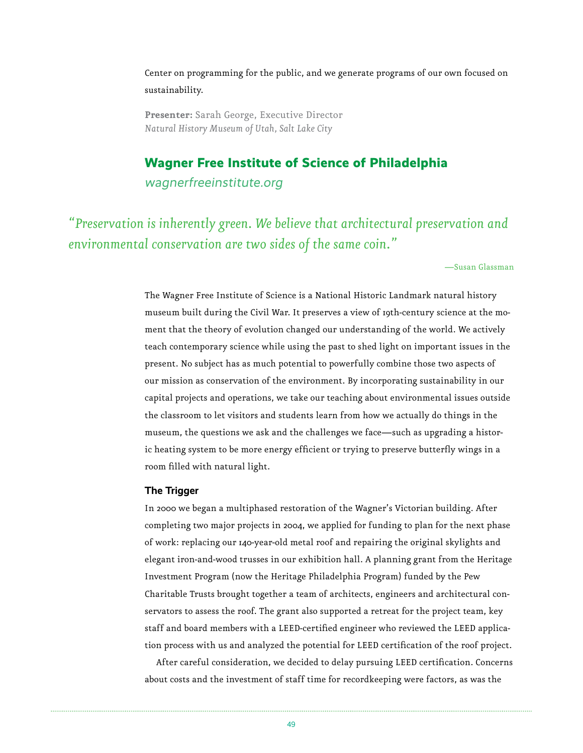Center on programming for the public, and we generate programs of our own focused on sustainability.

**Presenter:** Sarah George, Executive Director
*Natural History Museum of Utah, Salt Lake City*

## Wagner Free Institute of Science of Philadelphia

*wagnerfreeinstitute.org*

*"Preservation is inherently green. We believe that architectural preservation and environmental conservation are two sides of the same coin."*

—Susan Glassman

The Wagner Free Institute of Science is a National Historic Landmark natural history museum built during the Civil War. It preserves a view of 19th-century science at the moment that the theory of evolution changed our understanding of the world. We actively teach contemporary science while using the past to shed light on important issues in the present. No subject has as much potential to powerfully combine those two aspects of our mission as conservation of the environment. By incorporating sustainability in our capital projects and operations, we take our teaching about environmental issues outside the classroom to let visitors and students learn from how we actually do things in the museum, the questions we ask and the challenges we face—such as upgrading a historic heating system to be more energy efficient or trying to preserve butterfly wings in a room filled with natural light.

### The Trigger

In 2000 we began a multiphased restoration of the Wagner's Victorian building. After completing two major projects in 2004, we applied for funding to plan for the next phase of work: replacing our 140-year-old metal roof and repairing the original skylights and elegant iron-and-wood trusses in our exhibition hall. A planning grant from the Heritage Investment Program (now the Heritage Philadelphia Program) funded by the Pew Charitable Trusts brought together a team of architects, engineers and architectural conservators to assess the roof. The grant also supported a retreat for the project team, key staff and board members with a LEED-certified engineer who reviewed the LEED application process with us and analyzed the potential for LEED certification of the roof project.

After careful consideration, we decided to delay pursuing LEED certification. Concerns about costs and the investment of staff time for recordkeeping were factors, as was the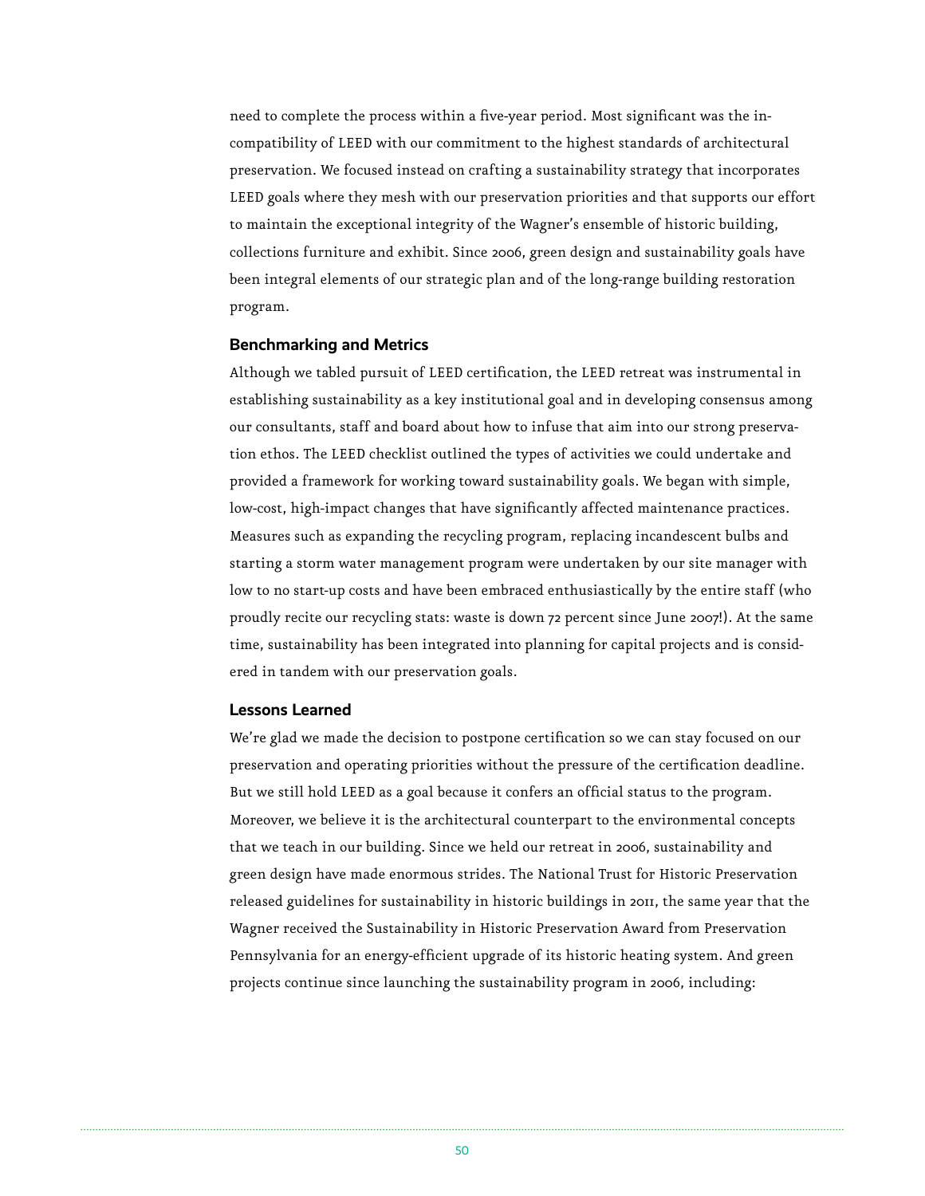need to complete the process within a five-year period. Most significant was the incompatibility of LEED with our commitment to the highest standards of architectural preservation. We focused instead on crafting a sustainability strategy that incorporates LEED goals where they mesh with our preservation priorities and that supports our effort to maintain the exceptional integrity of the Wagner's ensemble of historic building, collections furniture and exhibit. Since 2006, green design and sustainability goals have been integral elements of our strategic plan and of the long-range building restoration program.

### Benchmarking and Metrics

Although we tabled pursuit of LEED certification, the LEED retreat was instrumental in establishing sustainability as a key institutional goal and in developing consensus among our consultants, staff and board about how to infuse that aim into our strong preservation ethos. The LEED checklist outlined the types of activities we could undertake and provided a framework for working toward sustainability goals. We began with simple, low-cost, high-impact changes that have significantly affected maintenance practices. Measures such as expanding the recycling program, replacing incandescent bulbs and starting a storm water management program were undertaken by our site manager with low to no start-up costs and have been embraced enthusiastically by the entire staff (who proudly recite our recycling stats: waste is down 72 percent since June 2007!). At the same time, sustainability has been integrated into planning for capital projects and is considered in tandem with our preservation goals.

### Lessons Learned

We're glad we made the decision to postpone certification so we can stay focused on our preservation and operating priorities without the pressure of the certification deadline. But we still hold LEED as a goal because it confers an official status to the program. Moreover, we believe it is the architectural counterpart to the environmental concepts that we teach in our building. Since we held our retreat in 2006, sustainability and green design have made enormous strides. The National Trust for Historic Preservation released guidelines for sustainability in historic buildings in 2011, the same year that the Wagner received the Sustainability in Historic Preservation Award from Preservation Pennsylvania for an energy-efficient upgrade of its historic heating system. And green projects continue since launching the sustainability program in 2006, including: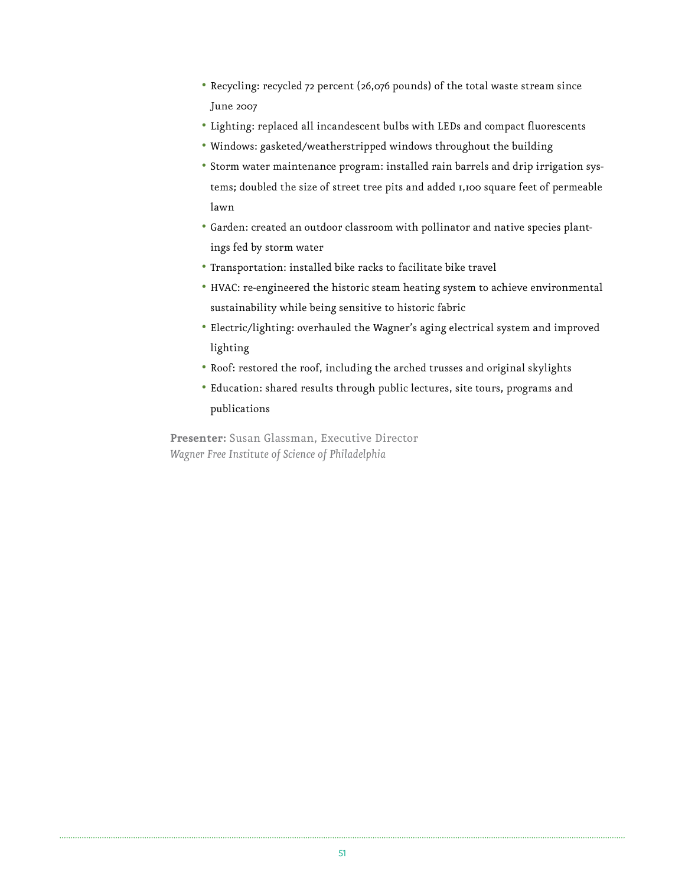- Recycling: recycled 72 percent (26,076 pounds) of the total waste stream since June 2007
- Lighting: replaced all incandescent bulbs with LEDs and compact fluorescents
- Windows: gasketed/weatherstripped windows throughout the building
- Storm water maintenance program: installed rain barrels and drip irrigation systems; doubled the size of street tree pits and added 1,100 square feet of permeable lawn
- Garden: created an outdoor classroom with pollinator and native species plantings fed by storm water
- Transportation: installed bike racks to facilitate bike travel
- HVAC: re-engineered the historic steam heating system to achieve environmental sustainability while being sensitive to historic fabric
- Electric/lighting: overhauled the Wagner's aging electrical system and improved lighting
- Roof: restored the roof, including the arched trusses and original skylights
- Education: shared results through public lectures, site tours, programs and publications

**Presenter:** Susan Glassman, Executive Director
*Wagner Free Institute of Science of Philadelphia*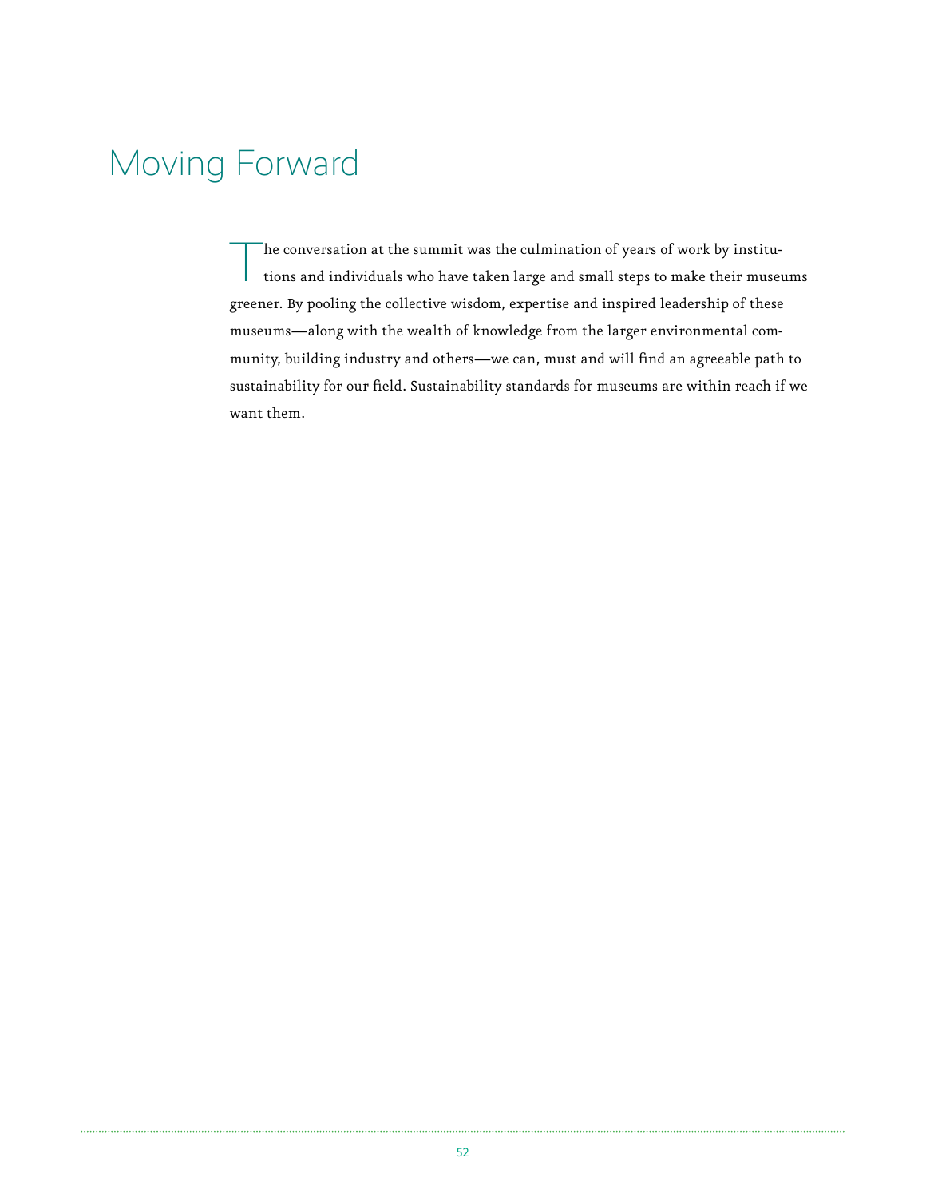# Moving Forward

The conversation at the summit was the culmination of years of work by institutions and individuals who have taken large and small steps to make their museums greener. By pooling the collective wisdom, expertise and inspired leadership of these museums—along with the wealth of knowledge from the larger environmental community, building industry and others—we can, must and will find an agreeable path to sustainability for our field. Sustainability standards for museums are within reach if we want them.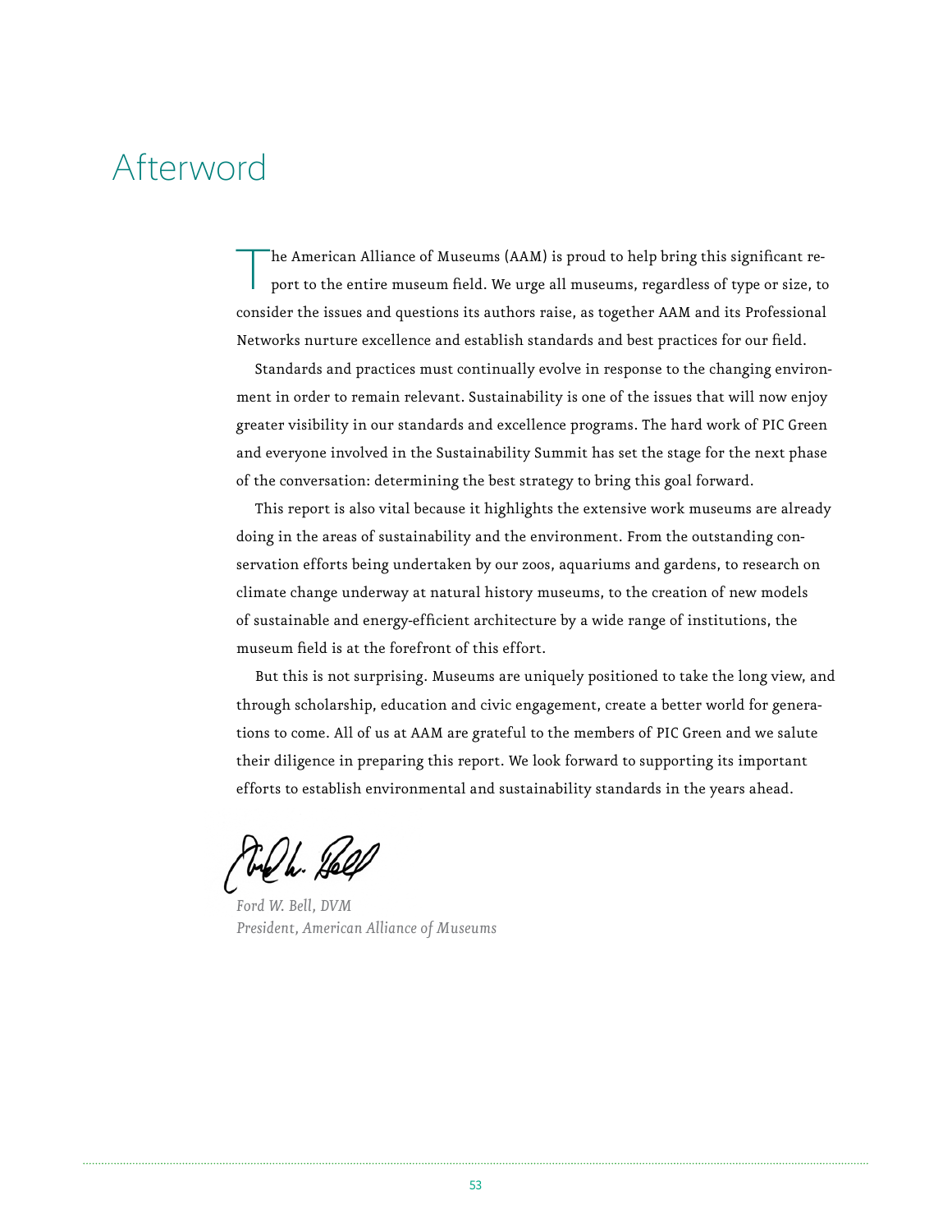# Afterword

The American Alliance of Museums (AAM) is proud to help bring this significant report to the entire museum field. We urge all museums, regardless of type or size, to consider the issues and questions its authors raise, as together AAM and its Professional Networks nurture excellence and establish standards and best practices for our field.

Standards and practices must continually evolve in response to the changing environment in order to remain relevant. Sustainability is one of the issues that will now enjoy greater visibility in our standards and excellence programs. The hard work of PIC Green and everyone involved in the Sustainability Summit has set the stage for the next phase of the conversation: determining the best strategy to bring this goal forward.

This report is also vital because it highlights the extensive work museums are already doing in the areas of sustainability and the environment. From the outstanding conservation efforts being undertaken by our zoos, aquariums and gardens, to research on climate change underway at natural history museums, to the creation of new models of sustainable and energy-efficient architecture by a wide range of institutions, the museum field is at the forefront of this effort.

But this is not surprising. Museums are uniquely positioned to take the long view, and through scholarship, education and civic engagement, create a better world for generations to come. All of us at AAM are grateful to the members of PIC Green and we salute their diligence in preparing this report. We look forward to supporting its important efforts to establish environmental and sustainability standards in the years ahead.

*Ford W. Bell, DVM*
*President, American Alliance of Museums*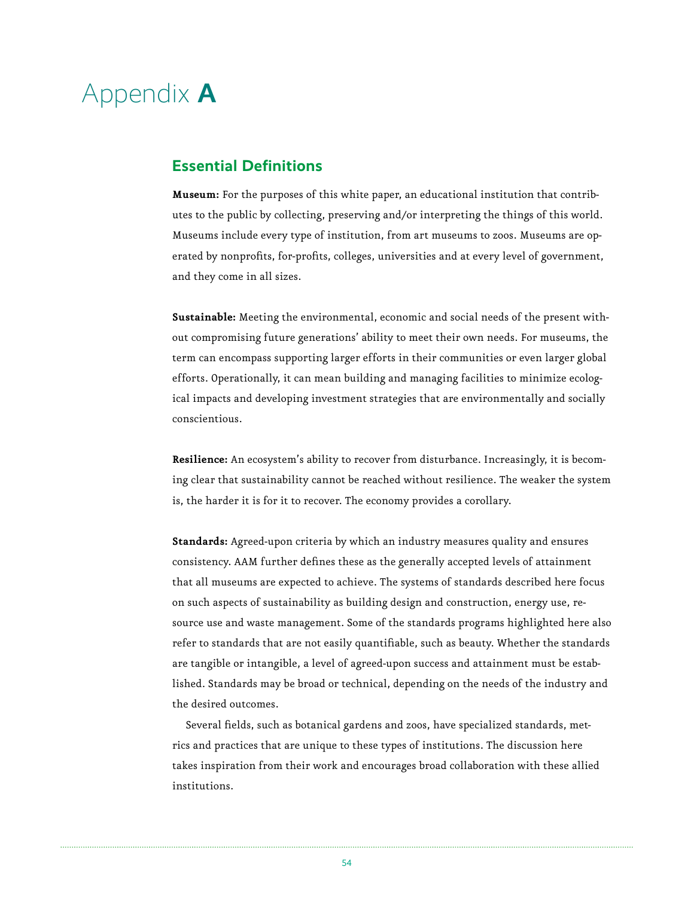# Appendix A

## Essential Definitions

**Museum:** For the purposes of this white paper, an educational institution that contributes to the public by collecting, preserving and/or interpreting the things of this world. Museums include every type of institution, from art museums to zoos. Museums are operated by nonprofits, for-profits, colleges, universities and at every level of government, and they come in all sizes.

**Sustainable:** Meeting the environmental, economic and social needs of the present without compromising future generations' ability to meet their own needs. For museums, the term can encompass supporting larger efforts in their communities or even larger global efforts. Operationally, it can mean building and managing facilities to minimize ecological impacts and developing investment strategies that are environmentally and socially conscientious.

**Resilience:** An ecosystem's ability to recover from disturbance. Increasingly, it is becoming clear that sustainability cannot be reached without resilience. The weaker the system is, the harder it is for it to recover. The economy provides a corollary.

**Standards:** Agreed-upon criteria by which an industry measures quality and ensures consistency. AAM further defines these as the generally accepted levels of attainment that all museums are expected to achieve. The systems of standards described here focus on such aspects of sustainability as building design and construction, energy use, resource use and waste management. Some of the standards programs highlighted here also refer to standards that are not easily quantifiable, such as beauty. Whether the standards are tangible or intangible, a level of agreed-upon success and attainment must be established. Standards may be broad or technical, depending on the needs of the industry and the desired outcomes.

Several fields, such as botanical gardens and zoos, have specialized standards, metrics and practices that are unique to these types of institutions. The discussion here takes inspiration from their work and encourages broad collaboration with these allied institutions.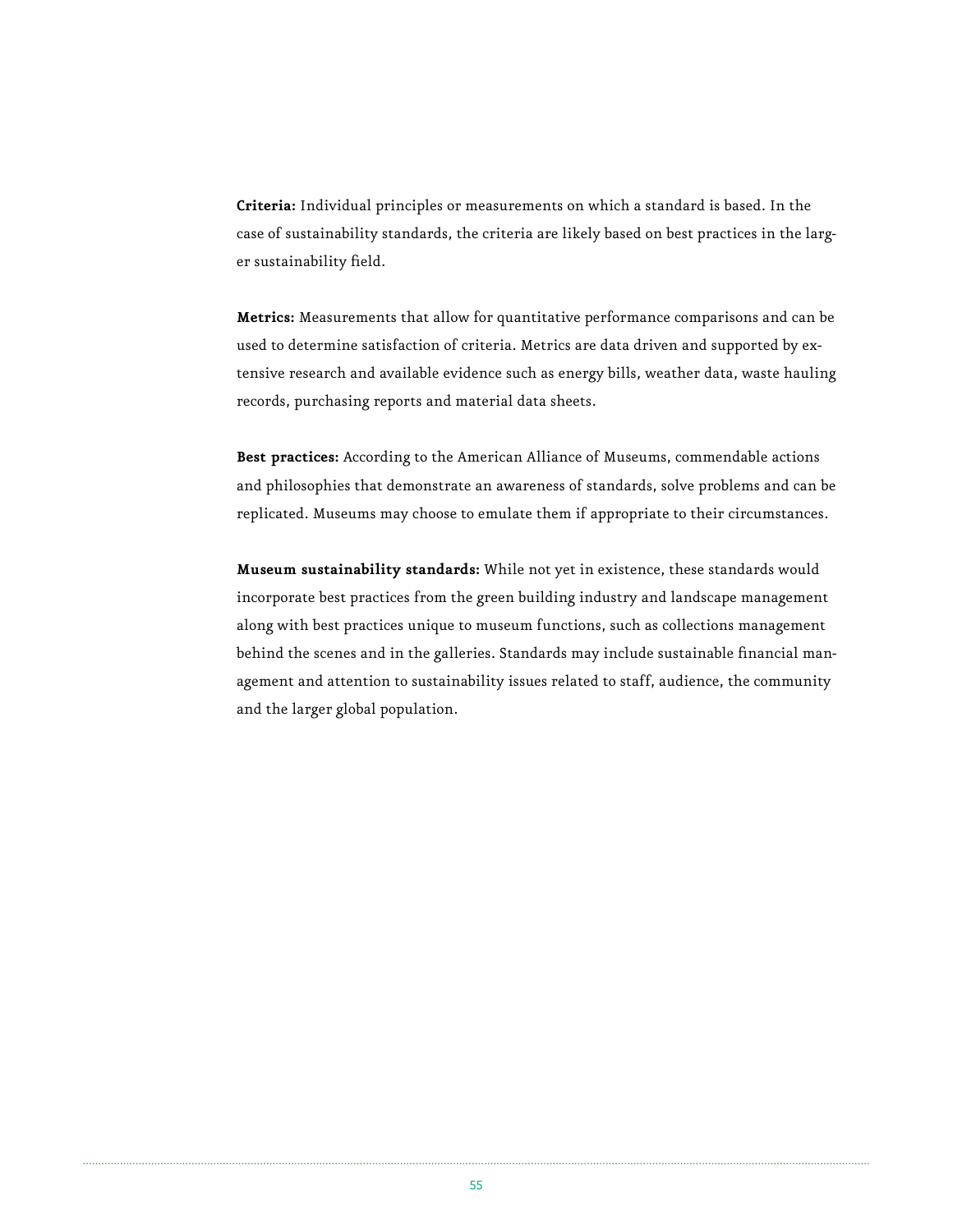**Criteria:** Individual principles or measurements on which a standard is based. In the case of sustainability standards, the criteria are likely based on best practices in the larger sustainability field.

**Metrics:** Measurements that allow for quantitative performance comparisons and can be used to determine satisfaction of criteria. Metrics are data driven and supported by extensive research and available evidence such as energy bills, weather data, waste hauling records, purchasing reports and material data sheets.

**Best practices:** According to the American Alliance of Museums, commendable actions and philosophies that demonstrate an awareness of standards, solve problems and can be replicated. Museums may choose to emulate them if appropriate to their circumstances.

**Museum sustainability standards:** While not yet in existence, these standards would incorporate best practices from the green building industry and landscape management along with best practices unique to museum functions, such as collections management behind the scenes and in the galleries. Standards may include sustainable financial management and attention to sustainability issues related to staff, audience, the community and the larger global population.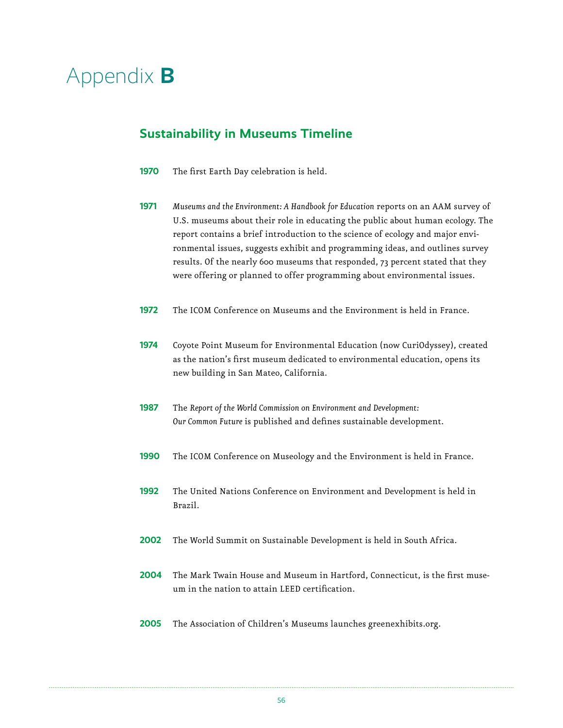# Appendix **B**

## Sustainability in Museums Timeline

**1970** The first Earth Day celebration is held.

**1971** *Museums and the Environment: A Handbook for Education* reports on an AAM survey of U.S. museums about their role in educating the public about human ecology. The report contains a brief introduction to the science of ecology and major environmental issues, suggests exhibit and programming ideas, and outlines survey results. Of the nearly 600 museums that responded, 73 percent stated that they were offering or planned to offer programming about environmental issues.

**1972** The ICOM Conference on Museums and the Environment is held in France.

**1974** Coyote Point Museum for Environmental Education (now CuriOdyssey), created as the nation's first museum dedicated to environmental education, opens its new building in San Mateo, California.

**1987** The *Report of the World Commission on Environment and Development: Our Common Future* is published and defines sustainable development.

**1990** The ICOM Conference on Museology and the Environment is held in France.

**1992** The United Nations Conference on Environment and Development is held in Brazil.

**2002** The World Summit on Sustainable Development is held in South Africa.

**2004** The Mark Twain House and Museum in Hartford, Connecticut, is the first museum in the nation to attain LEED certification.

**2005** The Association of Children's Museums launches greenexhibits.org.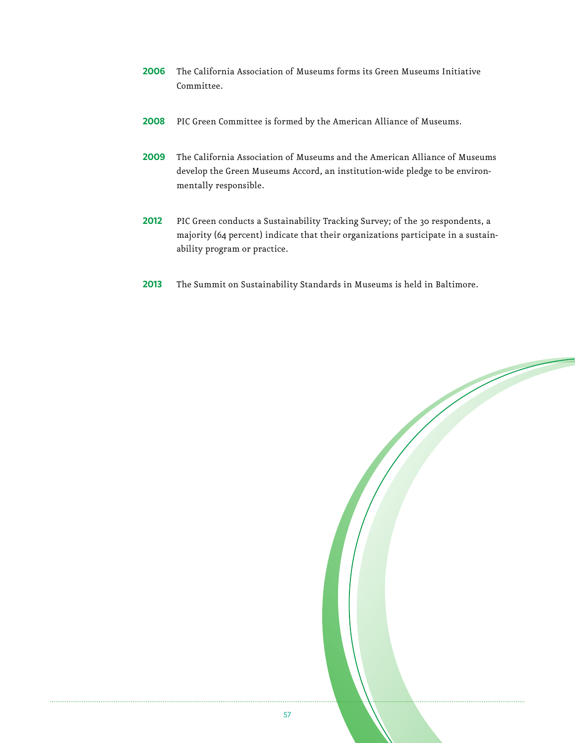**2006** The California Association of Museums forms its Green Museums Initiative Committee.

**2008** PIC Green Committee is formed by the American Alliance of Museums.

**2009** The California Association of Museums and the American Alliance of Museums develop the Green Museums Accord, an institution-wide pledge to be environmentally responsible.

**2012** PIC Green conducts a Sustainability Tracking Survey; of the 30 respondents, a majority (64 percent) indicate that their organizations participate in a sustainability program or practice.

**2013** The Summit on Sustainability Standards in Museums is held in Baltimore.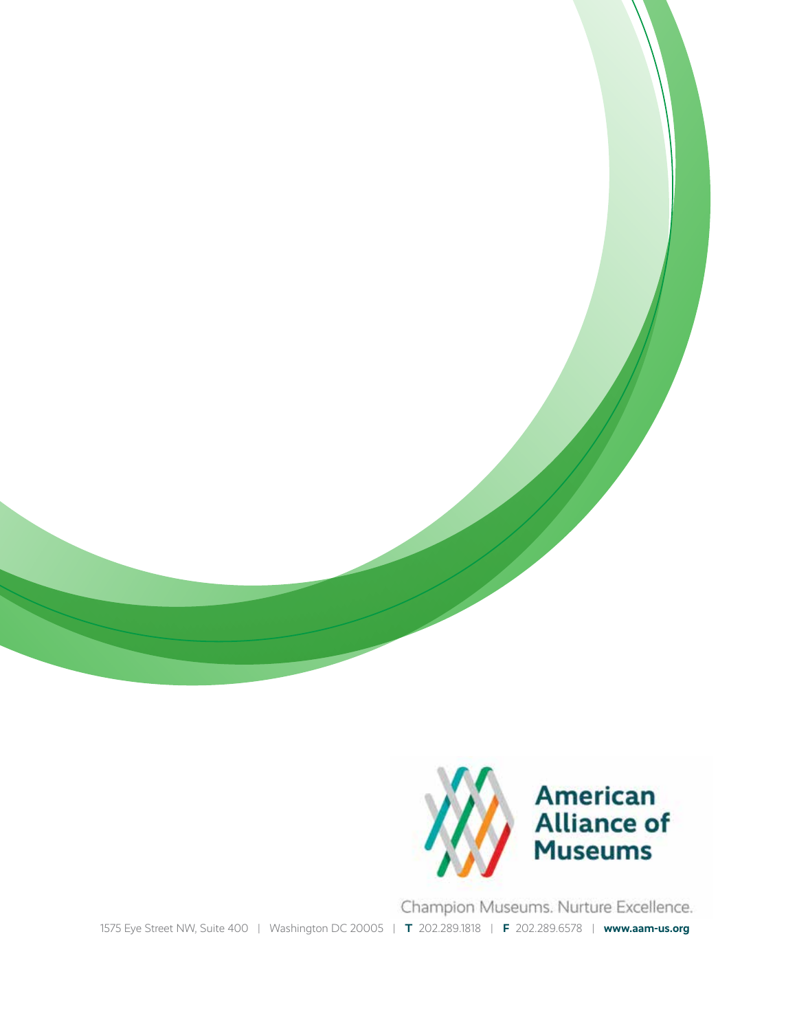American Alliance of Museums

Champion Museums. Nurture Excellence.

1575 Eye Street NW, Suite 400 | Washington DC 20005 | **T** 202.289.1818 | **F** 202.289.6578 | **www.aam-us.org**